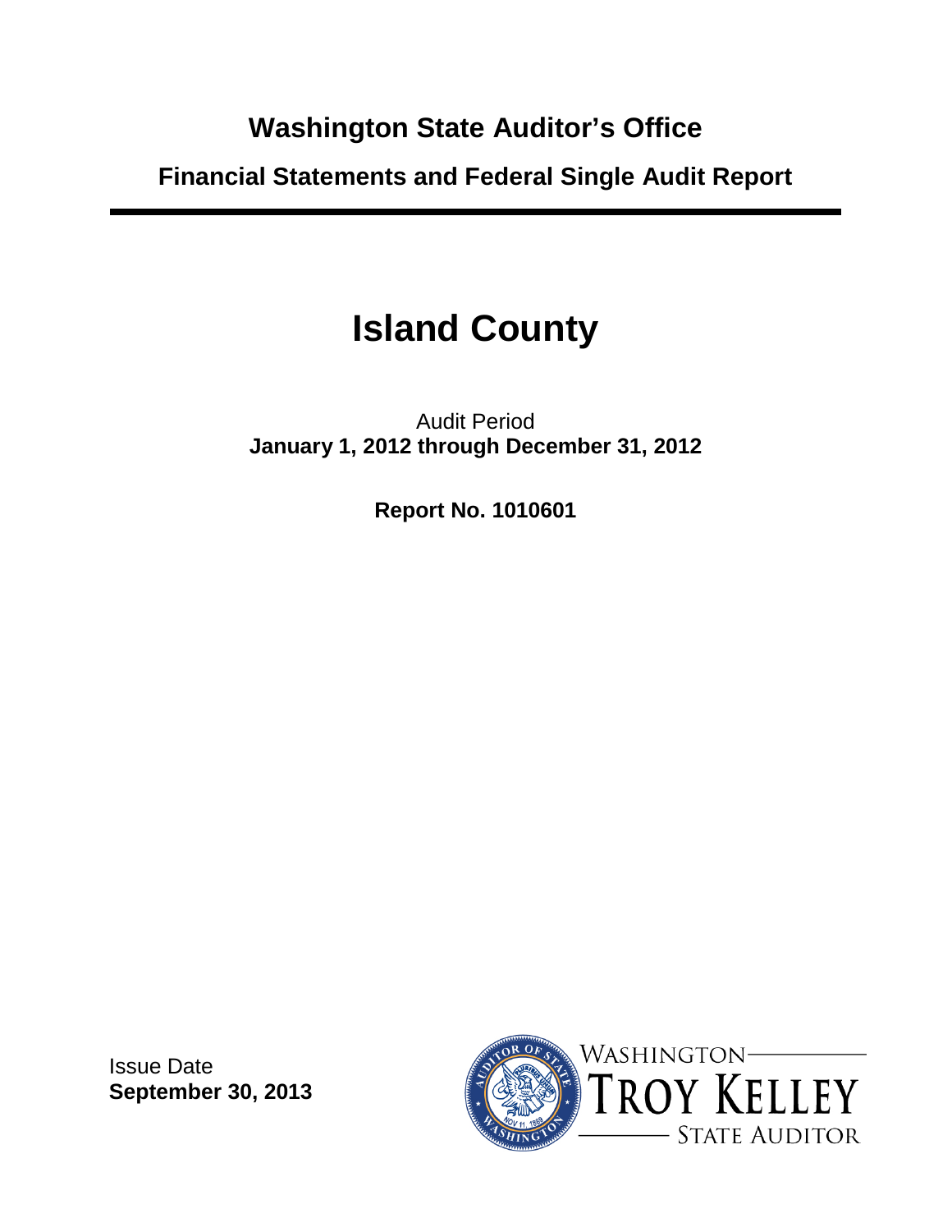# Washington State Auditor's Office

## Financial Statements and Federal Single Audit Report

# Island County

Audit Period
**January 1, 2012 through December 31, 2012**

**Report No. 1010601**

Issue Date
**September 30, 2013**

WASHINGTON
TROY KELLEY
STATE AUDITOR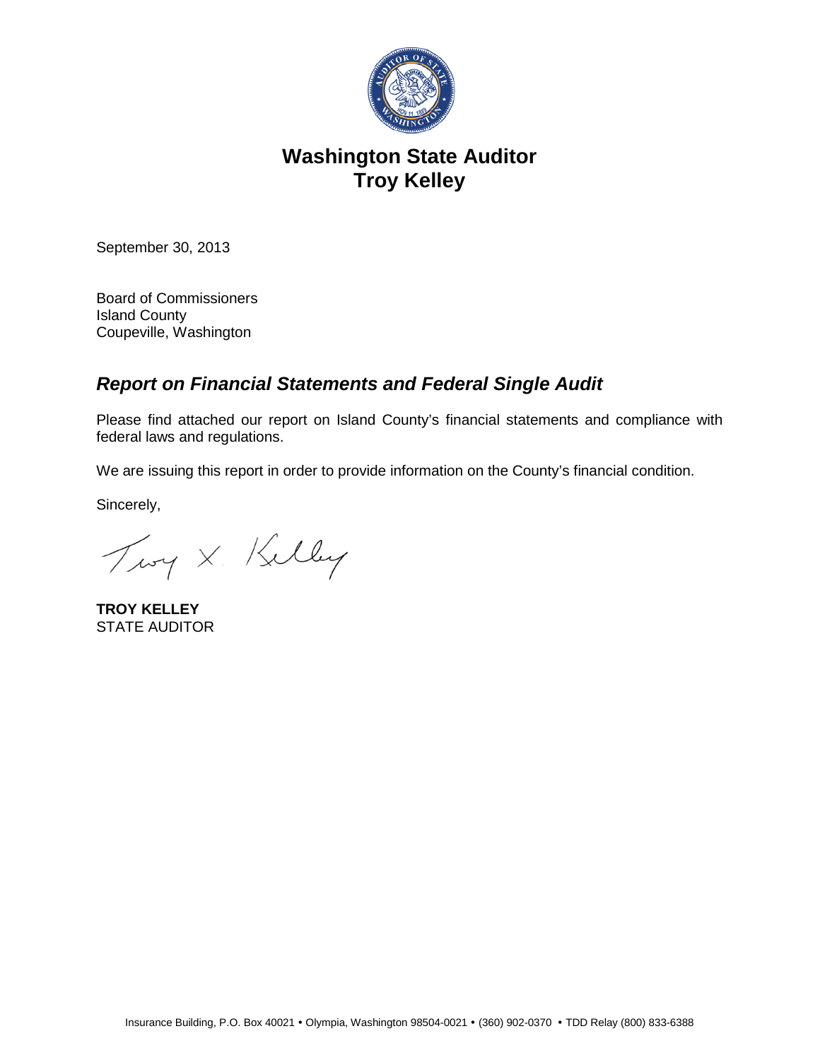# Washington State Auditor
# Troy Kelley

September 30, 2013

Board of Commissioners
Island County
Coupeville, Washington

## *Report on Financial Statements and Federal Single Audit*

Please find attached our report on Island County's financial statements and compliance with federal laws and regulations.

We are issuing this report in order to provide information on the County's financial condition.

Sincerely,

Troy X. Kelley

**TROY KELLEY**
STATE AUDITOR

Insurance Building, P.O. Box 40021 • Olympia, Washington 98504-0021 • (360) 902-0370 • TDD Relay (800) 833-6388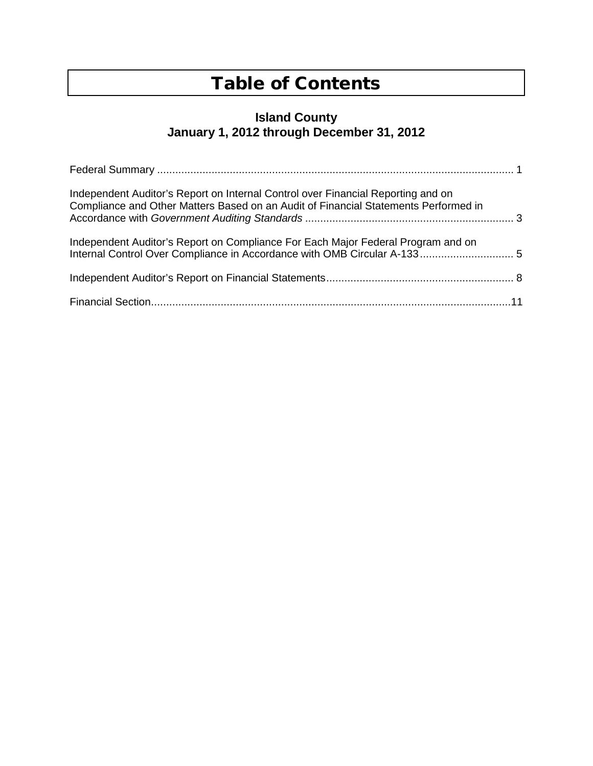# Table of Contents

## Island County
## January 1, 2012 through December 31, 2012

Federal Summary ..................................................................................................................... 1

Independent Auditor's Report on Internal Control over Financial Reporting and on Compliance and Other Matters Based on an Audit of Financial Statements Performed in Accordance with *Government Auditing Standards* ..................................................................... 3

Independent Auditor's Report on Compliance For Each Major Federal Program and on Internal Control Over Compliance in Accordance with OMB Circular A-133............................... 5

Independent Auditor's Report on Financial Statements............................................................. 8

Financial Section.......................................................................................................................11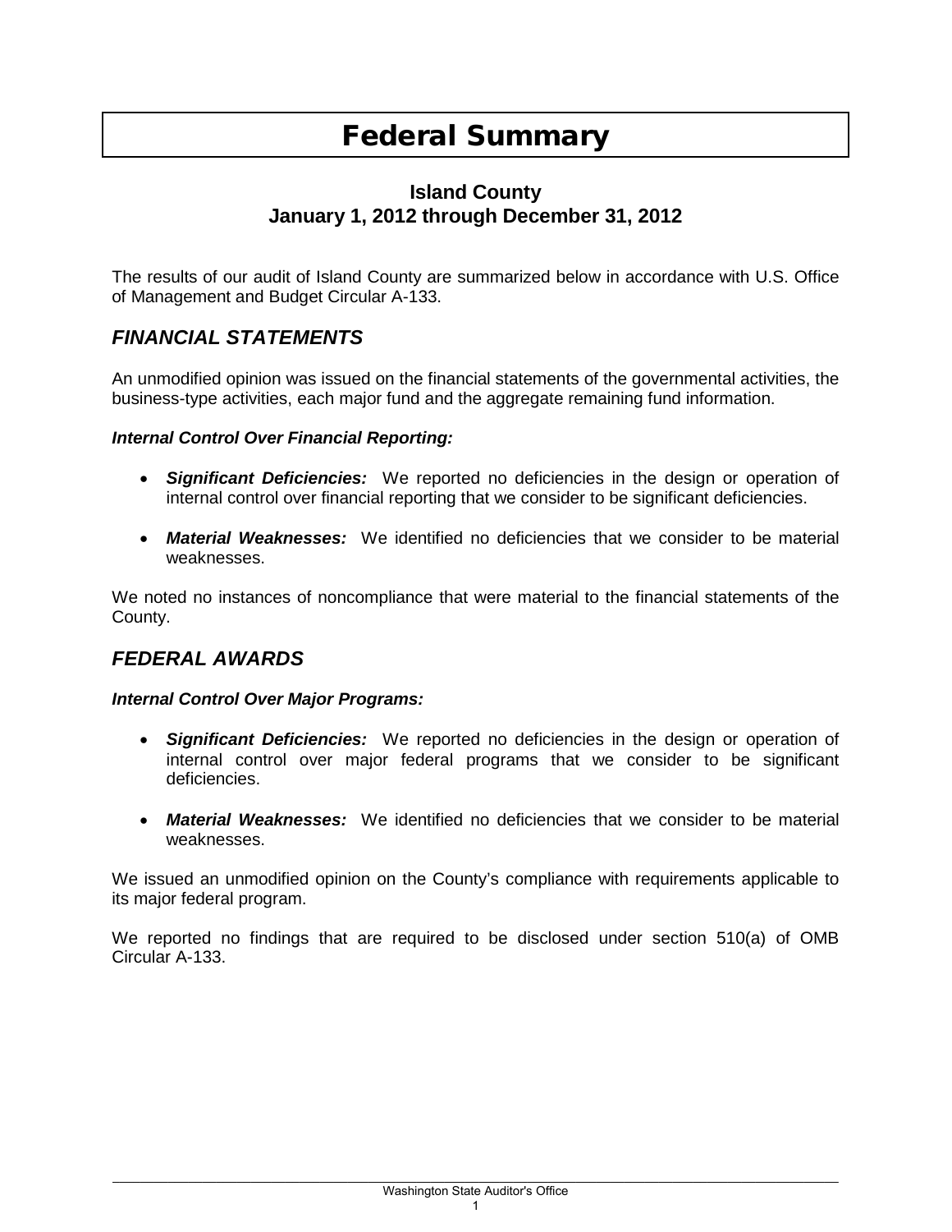# Federal Summary

**Island County**
**January 1, 2012 through December 31, 2012**

The results of our audit of Island County are summarized below in accordance with U.S. Office of Management and Budget Circular A-133.

## *FINANCIAL STATEMENTS*

An unmodified opinion was issued on the financial statements of the governmental activities, the business-type activities, each major fund and the aggregate remaining fund information.

***Internal Control Over Financial Reporting:***

- ***Significant Deficiencies:*** We reported no deficiencies in the design or operation of internal control over financial reporting that we consider to be significant deficiencies.
- ***Material Weaknesses:*** We identified no deficiencies that we consider to be material weaknesses.

We noted no instances of noncompliance that were material to the financial statements of the County.

## *FEDERAL AWARDS*

***Internal Control Over Major Programs:***

- ***Significant Deficiencies:*** We reported no deficiencies in the design or operation of internal control over major federal programs that we consider to be significant deficiencies.
- ***Material Weaknesses:*** We identified no deficiencies that we consider to be material weaknesses.

We issued an unmodified opinion on the County's compliance with requirements applicable to its major federal program.

We reported no findings that are required to be disclosed under section 510(a) of OMB Circular A-133.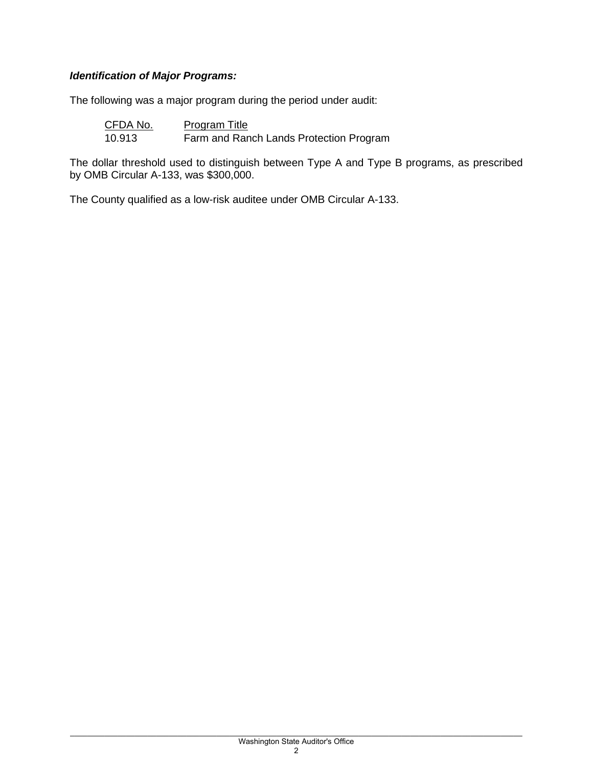***Identification of Major Programs:***

The following was a major program during the period under audit:

| CFDA No. | Program Title |
| --- | --- |
| 10.913 | Farm and Ranch Lands Protection Program |

The dollar threshold used to distinguish between Type A and Type B programs, as prescribed by OMB Circular A-133, was $300,000.

The County qualified as a low-risk auditee under OMB Circular A-133.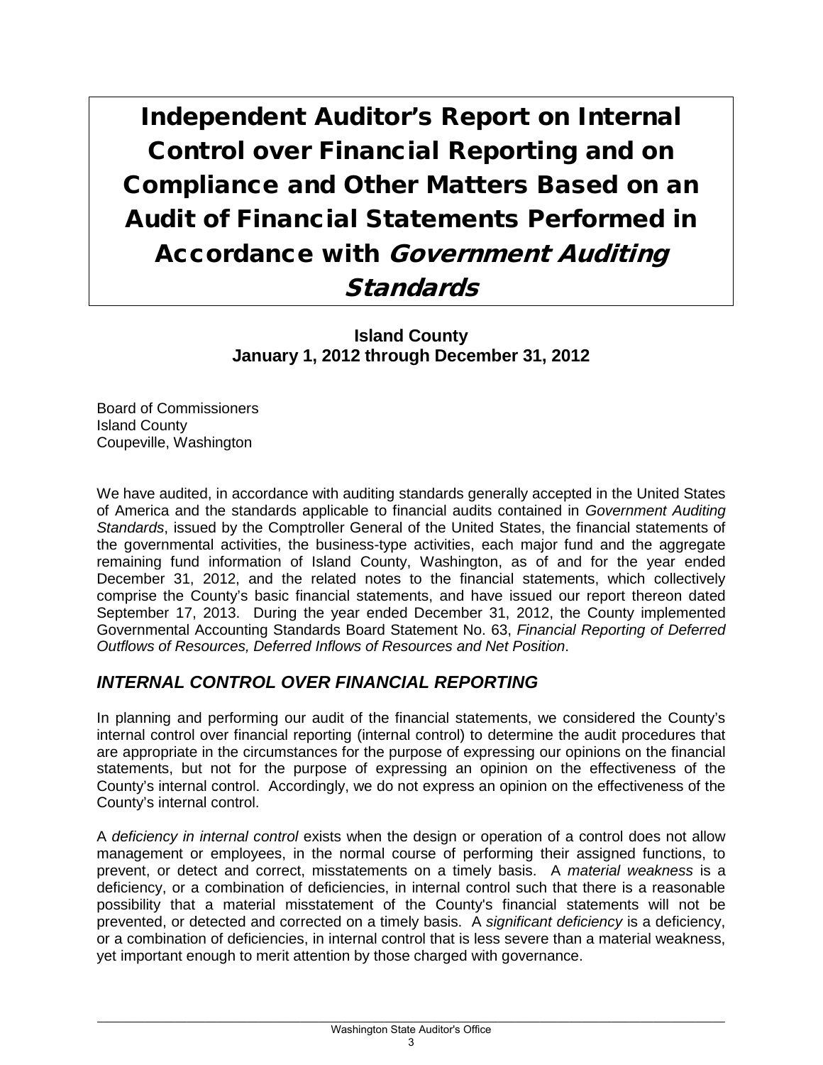# Independent Auditor's Report on Internal Control over Financial Reporting and on Compliance and Other Matters Based on an Audit of Financial Statements Performed in Accordance with *Government Auditing Standards*

**Island County**
**January 1, 2012 through December 31, 2012**

Board of Commissioners
Island County
Coupeville, Washington

We have audited, in accordance with auditing standards generally accepted in the United States of America and the standards applicable to financial audits contained in *Government Auditing Standards*, issued by the Comptroller General of the United States, the financial statements of the governmental activities, the business-type activities, each major fund and the aggregate remaining fund information of Island County, Washington, as of and for the year ended December 31, 2012, and the related notes to the financial statements, which collectively comprise the County's basic financial statements, and have issued our report thereon dated September 17, 2013. During the year ended December 31, 2012, the County implemented Governmental Accounting Standards Board Statement No. 63, *Financial Reporting of Deferred Outflows of Resources, Deferred Inflows of Resources and Net Position*.

## *INTERNAL CONTROL OVER FINANCIAL REPORTING*

In planning and performing our audit of the financial statements, we considered the County's internal control over financial reporting (internal control) to determine the audit procedures that are appropriate in the circumstances for the purpose of expressing our opinions on the financial statements, but not for the purpose of expressing an opinion on the effectiveness of the County's internal control. Accordingly, we do not express an opinion on the effectiveness of the County's internal control.

A *deficiency in internal control* exists when the design or operation of a control does not allow management or employees, in the normal course of performing their assigned functions, to prevent, or detect and correct, misstatements on a timely basis. A *material weakness* is a deficiency, or a combination of deficiencies, in internal control such that there is a reasonable possibility that a material misstatement of the County's financial statements will not be prevented, or detected and corrected on a timely basis. A *significant deficiency* is a deficiency, or a combination of deficiencies, in internal control that is less severe than a material weakness, yet important enough to merit attention by those charged with governance.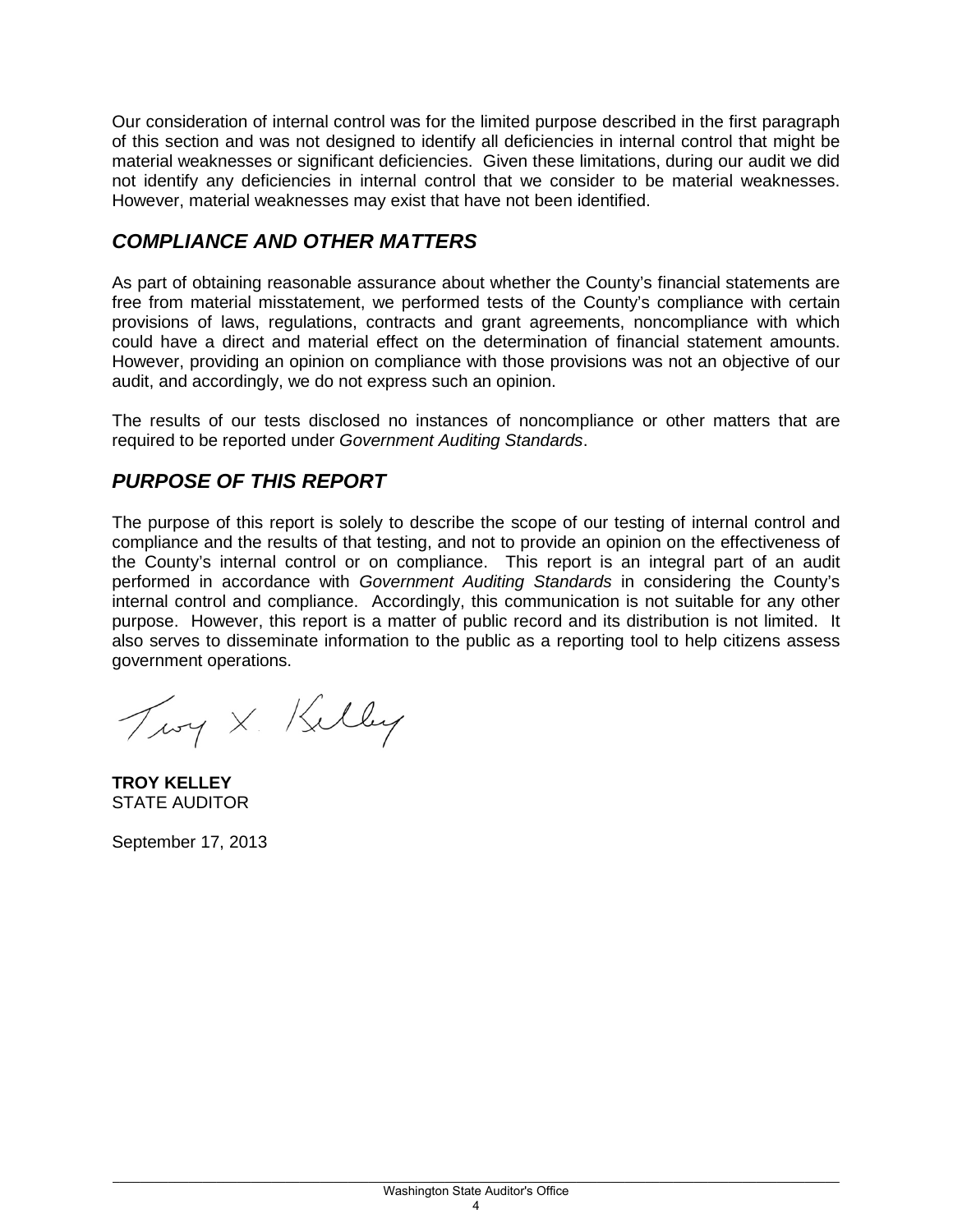Our consideration of internal control was for the limited purpose described in the first paragraph of this section and was not designed to identify all deficiencies in internal control that might be material weaknesses or significant deficiencies. Given these limitations, during our audit we did not identify any deficiencies in internal control that we consider to be material weaknesses. However, material weaknesses may exist that have not been identified.

## *COMPLIANCE AND OTHER MATTERS*

As part of obtaining reasonable assurance about whether the County's financial statements are free from material misstatement, we performed tests of the County's compliance with certain provisions of laws, regulations, contracts and grant agreements, noncompliance with which could have a direct and material effect on the determination of financial statement amounts. However, providing an opinion on compliance with those provisions was not an objective of our audit, and accordingly, we do not express such an opinion.

The results of our tests disclosed no instances of noncompliance or other matters that are required to be reported under *Government Auditing Standards*.

## *PURPOSE OF THIS REPORT*

The purpose of this report is solely to describe the scope of our testing of internal control and compliance and the results of that testing, and not to provide an opinion on the effectiveness of the County's internal control or on compliance. This report is an integral part of an audit performed in accordance with *Government Auditing Standards* in considering the County's internal control and compliance. Accordingly, this communication is not suitable for any other purpose. However, this report is a matter of public record and its distribution is not limited. It also serves to disseminate information to the public as a reporting tool to help citizens assess government operations.

Troy X. Kelley

**TROY KELLEY**
STATE AUDITOR

September 17, 2013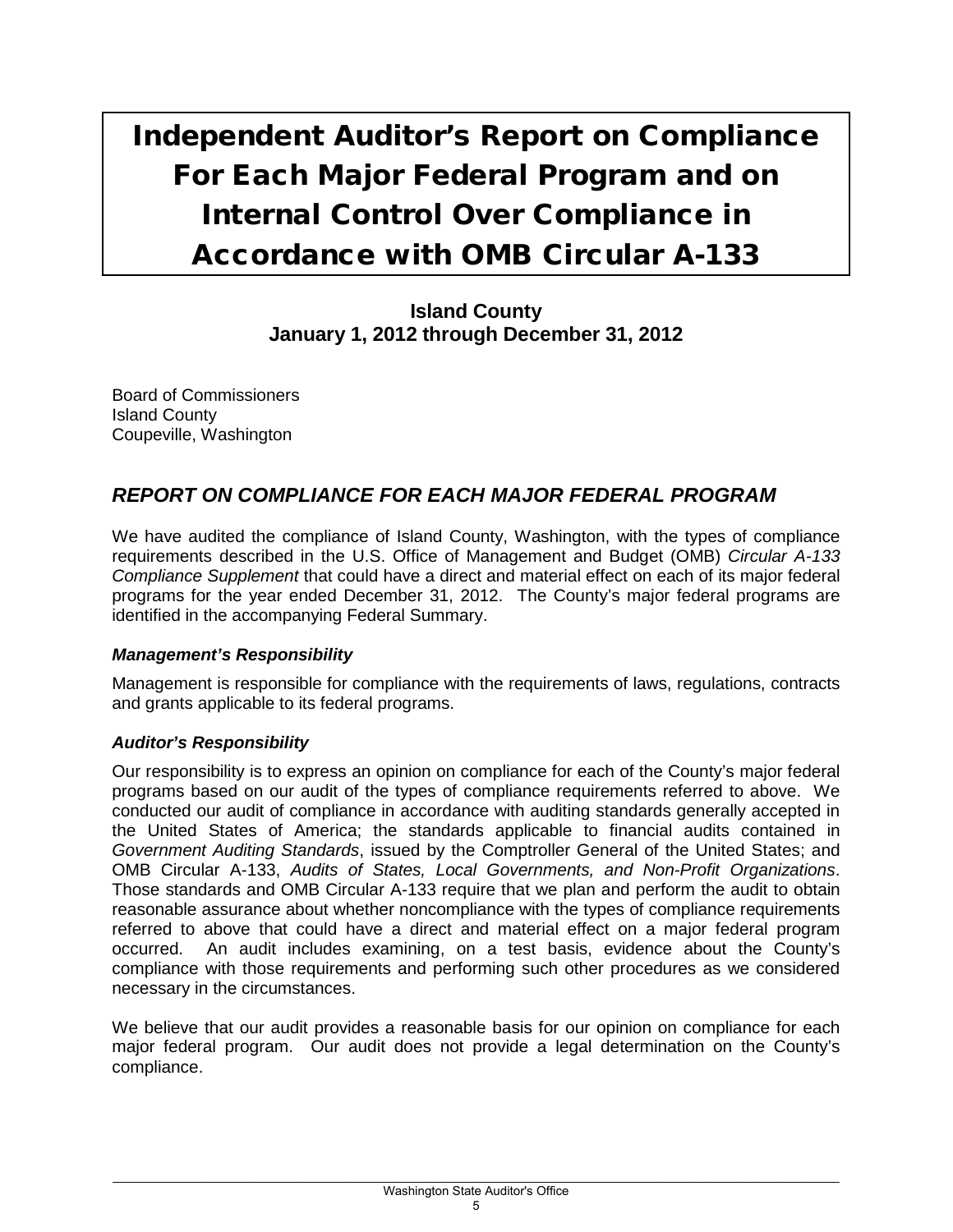# Independent Auditor's Report on Compliance For Each Major Federal Program and on Internal Control Over Compliance in Accordance with OMB Circular A-133

**Island County**
**January 1, 2012 through December 31, 2012**

Board of Commissioners
Island County
Coupeville, Washington

## *REPORT ON COMPLIANCE FOR EACH MAJOR FEDERAL PROGRAM*

We have audited the compliance of Island County, Washington, with the types of compliance requirements described in the U.S. Office of Management and Budget (OMB) *Circular A-133 Compliance Supplement* that could have a direct and material effect on each of its major federal programs for the year ended December 31, 2012. The County's major federal programs are identified in the accompanying Federal Summary.

### *Management's Responsibility*

Management is responsible for compliance with the requirements of laws, regulations, contracts and grants applicable to its federal programs.

### *Auditor's Responsibility*

Our responsibility is to express an opinion on compliance for each of the County's major federal programs based on our audit of the types of compliance requirements referred to above. We conducted our audit of compliance in accordance with auditing standards generally accepted in the United States of America; the standards applicable to financial audits contained in *Government Auditing Standards*, issued by the Comptroller General of the United States; and OMB Circular A-133, *Audits of States, Local Governments, and Non-Profit Organizations*. Those standards and OMB Circular A-133 require that we plan and perform the audit to obtain reasonable assurance about whether noncompliance with the types of compliance requirements referred to above that could have a direct and material effect on a major federal program occurred. An audit includes examining, on a test basis, evidence about the County's compliance with those requirements and performing such other procedures as we considered necessary in the circumstances.

We believe that our audit provides a reasonable basis for our opinion on compliance for each major federal program. Our audit does not provide a legal determination on the County's compliance.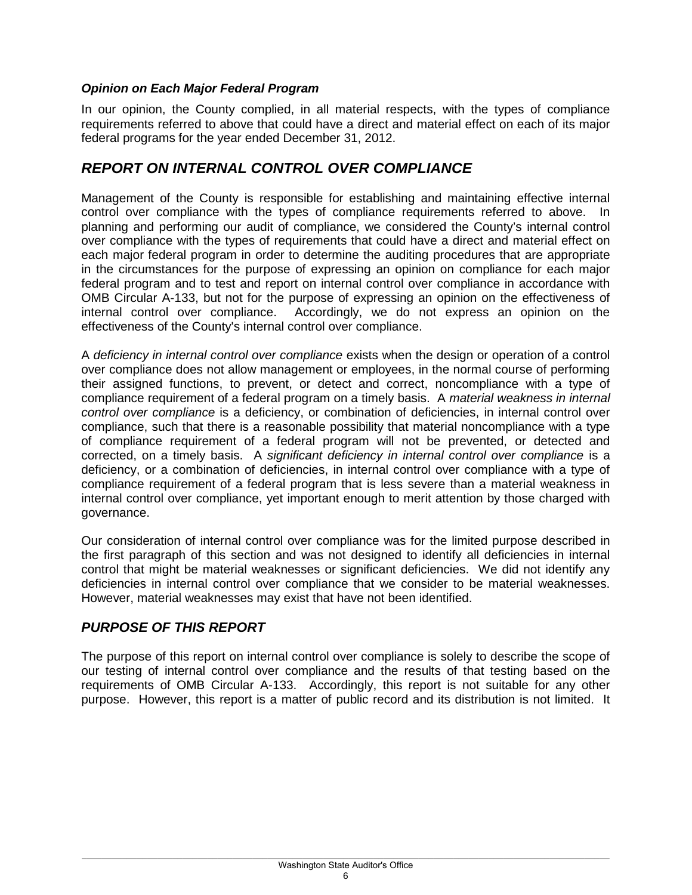### *Opinion on Each Major Federal Program*

In our opinion, the County complied, in all material respects, with the types of compliance requirements referred to above that could have a direct and material effect on each of its major federal programs for the year ended December 31, 2012.

## *REPORT ON INTERNAL CONTROL OVER COMPLIANCE*

Management of the County is responsible for establishing and maintaining effective internal control over compliance with the types of compliance requirements referred to above. In planning and performing our audit of compliance, we considered the County's internal control over compliance with the types of requirements that could have a direct and material effect on each major federal program in order to determine the auditing procedures that are appropriate in the circumstances for the purpose of expressing an opinion on compliance for each major federal program and to test and report on internal control over compliance in accordance with OMB Circular A-133, but not for the purpose of expressing an opinion on the effectiveness of internal control over compliance. Accordingly, we do not express an opinion on the effectiveness of the County's internal control over compliance.

A *deficiency in internal control over compliance* exists when the design or operation of a control over compliance does not allow management or employees, in the normal course of performing their assigned functions, to prevent, or detect and correct, noncompliance with a type of compliance requirement of a federal program on a timely basis. A *material weakness in internal control over compliance* is a deficiency, or combination of deficiencies, in internal control over compliance, such that there is a reasonable possibility that material noncompliance with a type of compliance requirement of a federal program will not be prevented, or detected and corrected, on a timely basis. A *significant deficiency in internal control over compliance* is a deficiency, or a combination of deficiencies, in internal control over compliance with a type of compliance requirement of a federal program that is less severe than a material weakness in internal control over compliance, yet important enough to merit attention by those charged with governance.

Our consideration of internal control over compliance was for the limited purpose described in the first paragraph of this section and was not designed to identify all deficiencies in internal control that might be material weaknesses or significant deficiencies. We did not identify any deficiencies in internal control over compliance that we consider to be material weaknesses. However, material weaknesses may exist that have not been identified.

## *PURPOSE OF THIS REPORT*

The purpose of this report on internal control over compliance is solely to describe the scope of our testing of internal control over compliance and the results of that testing based on the requirements of OMB Circular A-133. Accordingly, this report is not suitable for any other purpose. However, this report is a matter of public record and its distribution is not limited. It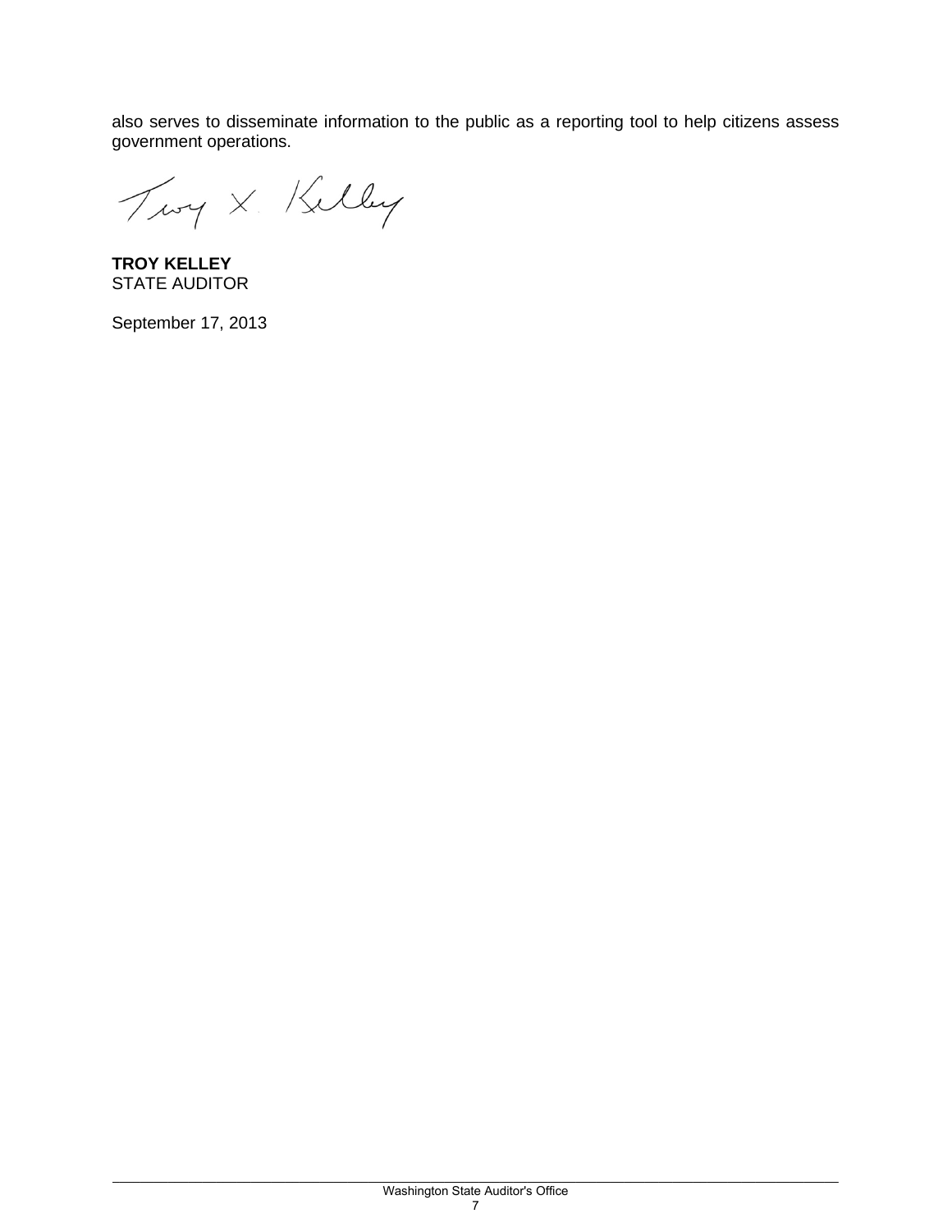also serves to disseminate information to the public as a reporting tool to help citizens assess government operations.

**TROY KELLEY**
STATE AUDITOR

September 17, 2013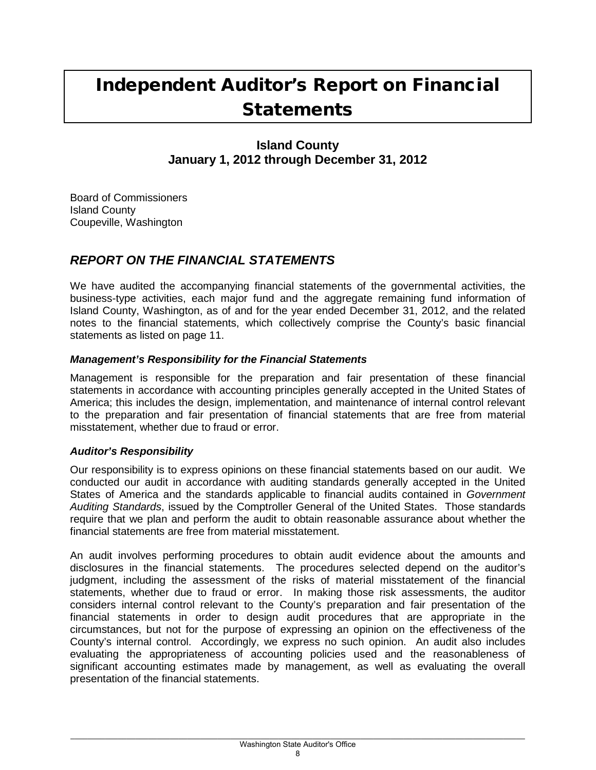# Independent Auditor's Report on Financial Statements

**Island County**
**January 1, 2012 through December 31, 2012**

Board of Commissioners
Island County
Coupeville, Washington

## *REPORT ON THE FINANCIAL STATEMENTS*

We have audited the accompanying financial statements of the governmental activities, the business-type activities, each major fund and the aggregate remaining fund information of Island County, Washington, as of and for the year ended December 31, 2012, and the related notes to the financial statements, which collectively comprise the County's basic financial statements as listed on page 11.

### *Management's Responsibility for the Financial Statements*

Management is responsible for the preparation and fair presentation of these financial statements in accordance with accounting principles generally accepted in the United States of America; this includes the design, implementation, and maintenance of internal control relevant to the preparation and fair presentation of financial statements that are free from material misstatement, whether due to fraud or error.

### *Auditor's Responsibility*

Our responsibility is to express opinions on these financial statements based on our audit. We conducted our audit in accordance with auditing standards generally accepted in the United States of America and the standards applicable to financial audits contained in *Government Auditing Standards*, issued by the Comptroller General of the United States. Those standards require that we plan and perform the audit to obtain reasonable assurance about whether the financial statements are free from material misstatement.

An audit involves performing procedures to obtain audit evidence about the amounts and disclosures in the financial statements. The procedures selected depend on the auditor's judgment, including the assessment of the risks of material misstatement of the financial statements, whether due to fraud or error. In making those risk assessments, the auditor considers internal control relevant to the County's preparation and fair presentation of the financial statements in order to design audit procedures that are appropriate in the circumstances, but not for the purpose of expressing an opinion on the effectiveness of the County's internal control. Accordingly, we express no such opinion. An audit also includes evaluating the appropriateness of accounting policies used and the reasonableness of significant accounting estimates made by management, as well as evaluating the overall presentation of the financial statements.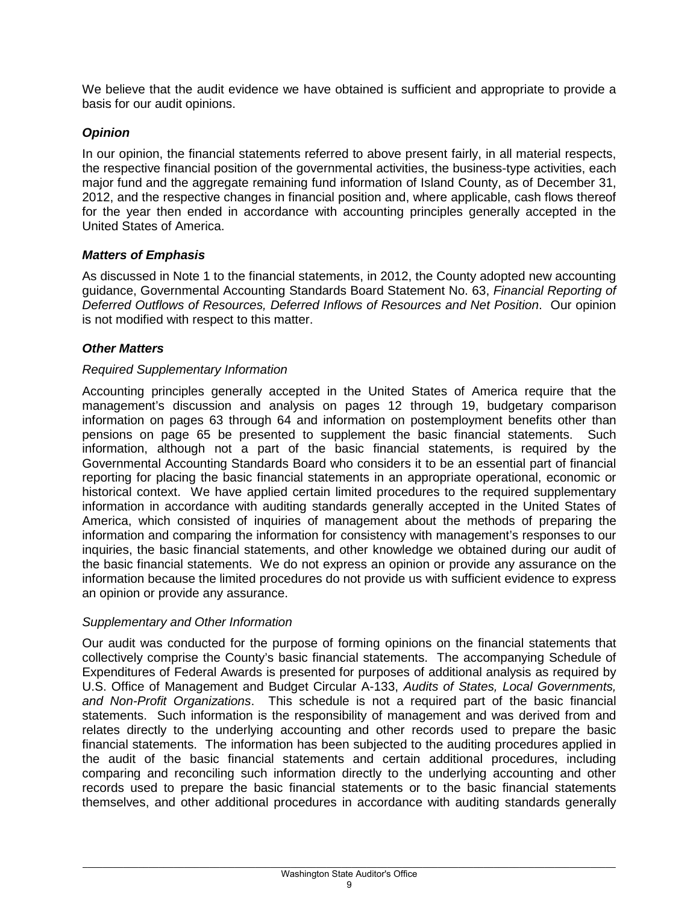We believe that the audit evidence we have obtained is sufficient and appropriate to provide a basis for our audit opinions.

### *Opinion*

In our opinion, the financial statements referred to above present fairly, in all material respects, the respective financial position of the governmental activities, the business-type activities, each major fund and the aggregate remaining fund information of Island County, as of December 31, 2012, and the respective changes in financial position and, where applicable, cash flows thereof for the year then ended in accordance with accounting principles generally accepted in the United States of America.

### *Matters of Emphasis*

As discussed in Note 1 to the financial statements, in 2012, the County adopted new accounting guidance, Governmental Accounting Standards Board Statement No. 63, *Financial Reporting of Deferred Outflows of Resources, Deferred Inflows of Resources and Net Position*. Our opinion is not modified with respect to this matter.

### *Other Matters*

*Required Supplementary Information*

Accounting principles generally accepted in the United States of America require that the management's discussion and analysis on pages 12 through 19, budgetary comparison information on pages 63 through 64 and information on postemployment benefits other than pensions on page 65 be presented to supplement the basic financial statements. Such information, although not a part of the basic financial statements, is required by the Governmental Accounting Standards Board who considers it to be an essential part of financial reporting for placing the basic financial statements in an appropriate operational, economic or historical context. We have applied certain limited procedures to the required supplementary information in accordance with auditing standards generally accepted in the United States of America, which consisted of inquiries of management about the methods of preparing the information and comparing the information for consistency with management's responses to our inquiries, the basic financial statements, and other knowledge we obtained during our audit of the basic financial statements. We do not express an opinion or provide any assurance on the information because the limited procedures do not provide us with sufficient evidence to express an opinion or provide any assurance.

*Supplementary and Other Information*

Our audit was conducted for the purpose of forming opinions on the financial statements that collectively comprise the County's basic financial statements. The accompanying Schedule of Expenditures of Federal Awards is presented for purposes of additional analysis as required by U.S. Office of Management and Budget Circular A-133, *Audits of States, Local Governments, and Non-Profit Organizations*. This schedule is not a required part of the basic financial statements. Such information is the responsibility of management and was derived from and relates directly to the underlying accounting and other records used to prepare the basic financial statements. The information has been subjected to the auditing procedures applied in the audit of the basic financial statements and certain additional procedures, including comparing and reconciling such information directly to the underlying accounting and other records used to prepare the basic financial statements or to the basic financial statements themselves, and other additional procedures in accordance with auditing standards generally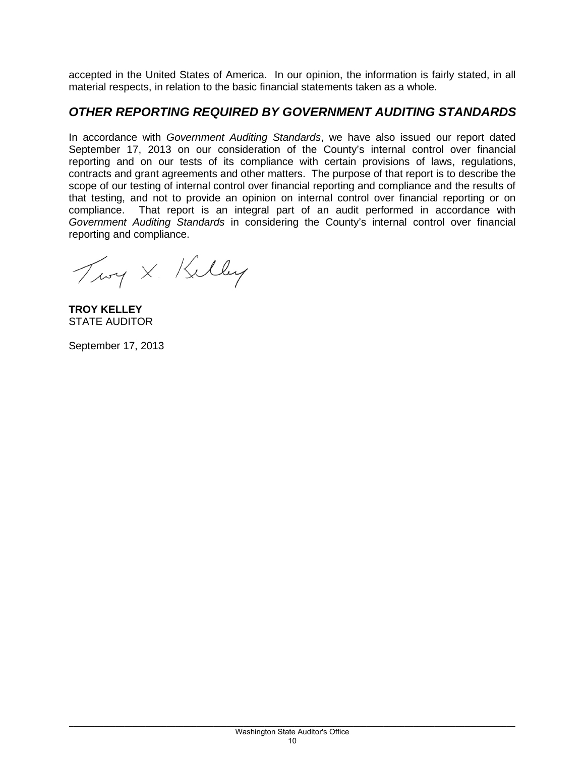accepted in the United States of America. In our opinion, the information is fairly stated, in all material respects, in relation to the basic financial statements taken as a whole.

## *OTHER REPORTING REQUIRED BY GOVERNMENT AUDITING STANDARDS*

In accordance with *Government Auditing Standards*, we have also issued our report dated September 17, 2013 on our consideration of the County's internal control over financial reporting and on our tests of its compliance with certain provisions of laws, regulations, contracts and grant agreements and other matters. The purpose of that report is to describe the scope of our testing of internal control over financial reporting and compliance and the results of that testing, and not to provide an opinion on internal control over financial reporting or on compliance. That report is an integral part of an audit performed in accordance with *Government Auditing Standards* in considering the County's internal control over financial reporting and compliance.

Troy X. Kelley

**TROY KELLEY**
STATE AUDITOR

September 17, 2013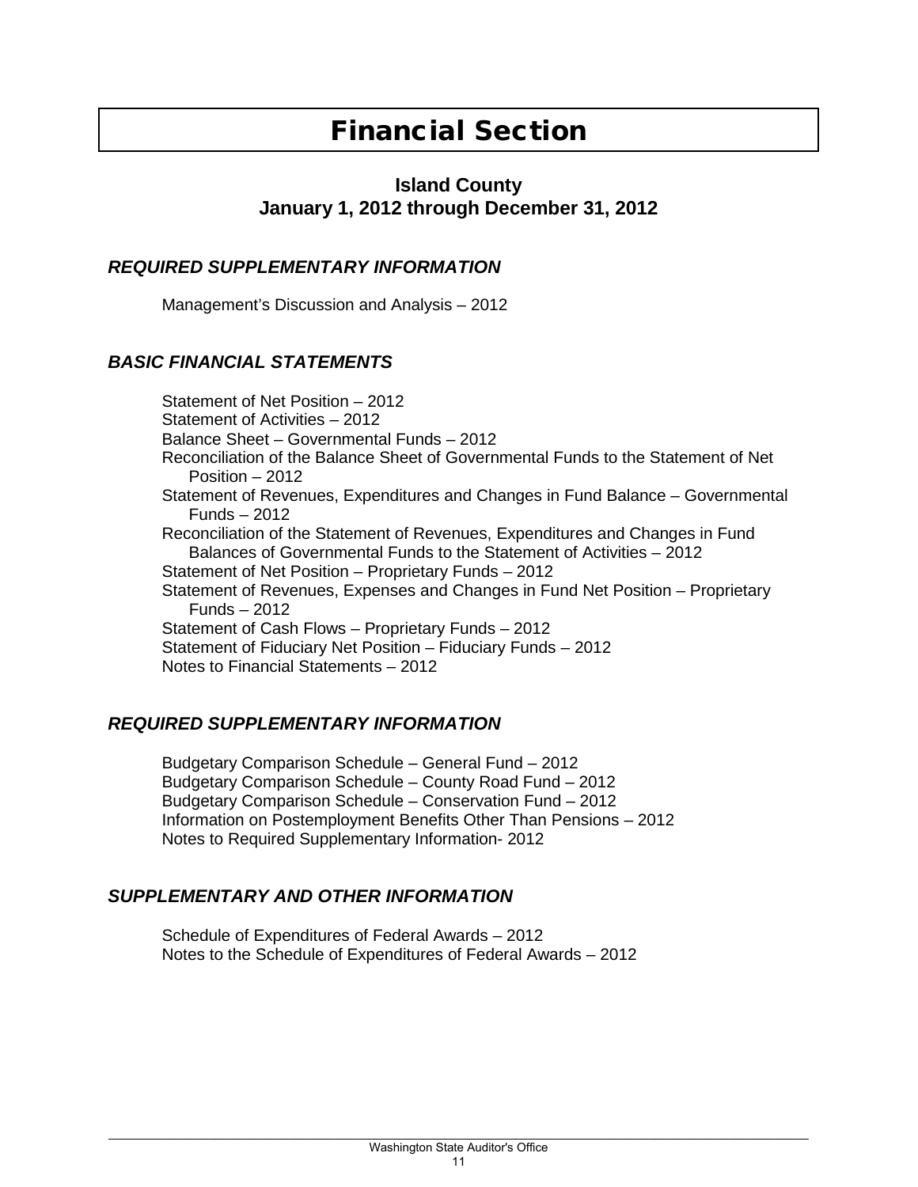# Financial Section

## Island County
## January 1, 2012 through December 31, 2012

### *REQUIRED SUPPLEMENTARY INFORMATION*

Management's Discussion and Analysis – 2012

### *BASIC FINANCIAL STATEMENTS*

Statement of Net Position – 2012
Statement of Activities – 2012
Balance Sheet – Governmental Funds – 2012
Reconciliation of the Balance Sheet of Governmental Funds to the Statement of Net Position – 2012
Statement of Revenues, Expenditures and Changes in Fund Balance – Governmental Funds – 2012
Reconciliation of the Statement of Revenues, Expenditures and Changes in Fund Balances of Governmental Funds to the Statement of Activities – 2012
Statement of Net Position – Proprietary Funds – 2012
Statement of Revenues, Expenses and Changes in Fund Net Position – Proprietary Funds – 2012
Statement of Cash Flows – Proprietary Funds – 2012
Statement of Fiduciary Net Position – Fiduciary Funds – 2012
Notes to Financial Statements – 2012

### *REQUIRED SUPPLEMENTARY INFORMATION*

Budgetary Comparison Schedule – General Fund – 2012
Budgetary Comparison Schedule – County Road Fund – 2012
Budgetary Comparison Schedule – Conservation Fund – 2012
Information on Postemployment Benefits Other Than Pensions – 2012
Notes to Required Supplementary Information- 2012

### *SUPPLEMENTARY AND OTHER INFORMATION*

Schedule of Expenditures of Federal Awards – 2012
Notes to the Schedule of Expenditures of Federal Awards – 2012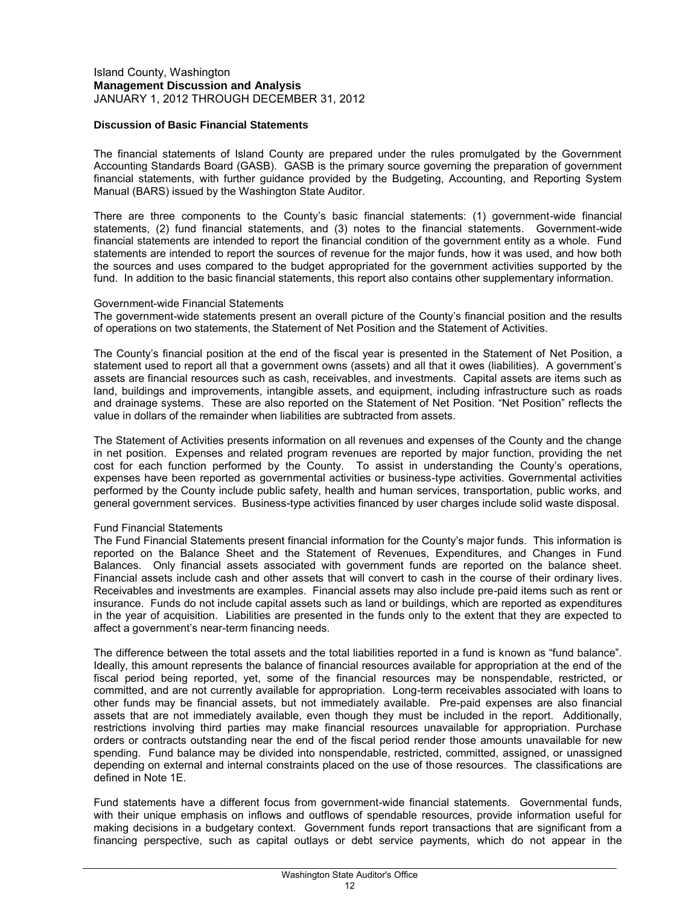Island County, Washington
**Management Discussion and Analysis**
JANUARY 1, 2012 THROUGH DECEMBER 31, 2012

**Discussion of Basic Financial Statements**

The financial statements of Island County are prepared under the rules promulgated by the Government Accounting Standards Board (GASB). GASB is the primary source governing the preparation of government financial statements, with further guidance provided by the Budgeting, Accounting, and Reporting System Manual (BARS) issued by the Washington State Auditor.

There are three components to the County's basic financial statements: (1) government-wide financial statements, (2) fund financial statements, and (3) notes to the financial statements. Government-wide financial statements are intended to report the financial condition of the government entity as a whole. Fund statements are intended to report the sources of revenue for the major funds, how it was used, and how both the sources and uses compared to the budget appropriated for the government activities supported by the fund. In addition to the basic financial statements, this report also contains other supplementary information.

Government-wide Financial Statements
The government-wide statements present an overall picture of the County's financial position and the results of operations on two statements, the Statement of Net Position and the Statement of Activities.

The County's financial position at the end of the fiscal year is presented in the Statement of Net Position, a statement used to report all that a government owns (assets) and all that it owes (liabilities). A government's assets are financial resources such as cash, receivables, and investments. Capital assets are items such as land, buildings and improvements, intangible assets, and equipment, including infrastructure such as roads and drainage systems. These are also reported on the Statement of Net Position. "Net Position" reflects the value in dollars of the remainder when liabilities are subtracted from assets.

The Statement of Activities presents information on all revenues and expenses of the County and the change in net position. Expenses and related program revenues are reported by major function, providing the net cost for each function performed by the County. To assist in understanding the County's operations, expenses have been reported as governmental activities or business-type activities. Governmental activities performed by the County include public safety, health and human services, transportation, public works, and general government services. Business-type activities financed by user charges include solid waste disposal.

Fund Financial Statements
The Fund Financial Statements present financial information for the County's major funds. This information is reported on the Balance Sheet and the Statement of Revenues, Expenditures, and Changes in Fund Balances. Only financial assets associated with government funds are reported on the balance sheet. Financial assets include cash and other assets that will convert to cash in the course of their ordinary lives. Receivables and investments are examples. Financial assets may also include pre-paid items such as rent or insurance. Funds do not include capital assets such as land or buildings, which are reported as expenditures in the year of acquisition. Liabilities are presented in the funds only to the extent that they are expected to affect a government's near-term financing needs.

The difference between the total assets and the total liabilities reported in a fund is known as "fund balance". Ideally, this amount represents the balance of financial resources available for appropriation at the end of the fiscal period being reported, yet, some of the financial resources may be nonspendable, restricted, or committed, and are not currently available for appropriation. Long-term receivables associated with loans to other funds may be financial assets, but not immediately available. Pre-paid expenses are also financial assets that are not immediately available, even though they must be included in the report. Additionally, restrictions involving third parties may make financial resources unavailable for appropriation. Purchase orders or contracts outstanding near the end of the fiscal period render those amounts unavailable for new spending. Fund balance may be divided into nonspendable, restricted, committed, assigned, or unassigned depending on external and internal constraints placed on the use of those resources. The classifications are defined in Note 1E.

Fund statements have a different focus from government-wide financial statements. Governmental funds, with their unique emphasis on inflows and outflows of spendable resources, provide information useful for making decisions in a budgetary context. Government funds report transactions that are significant from a financing perspective, such as capital outlays or debt service payments, which do not appear in the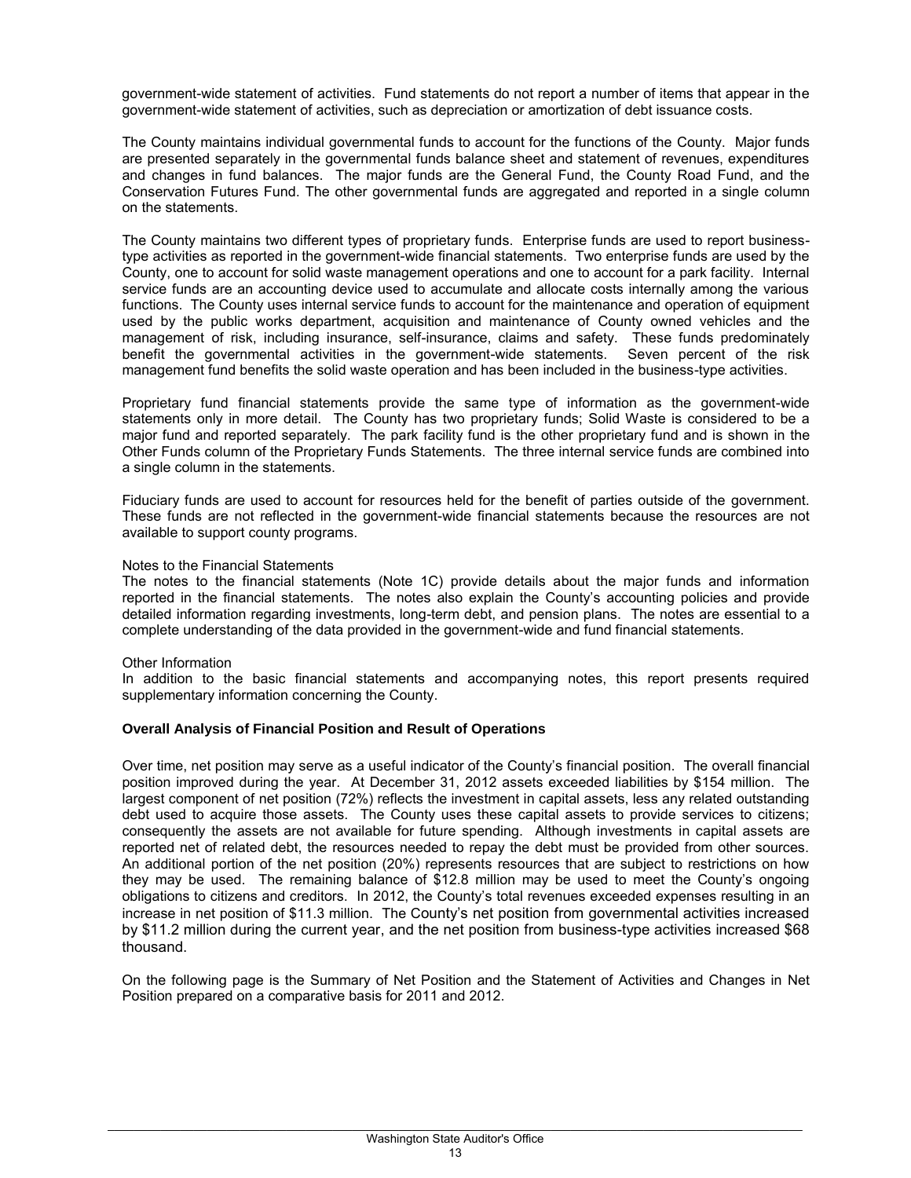government-wide statement of activities. Fund statements do not report a number of items that appear in the government-wide statement of activities, such as depreciation or amortization of debt issuance costs.

The County maintains individual governmental funds to account for the functions of the County. Major funds are presented separately in the governmental funds balance sheet and statement of revenues, expenditures and changes in fund balances. The major funds are the General Fund, the County Road Fund, and the Conservation Futures Fund. The other governmental funds are aggregated and reported in a single column on the statements.

The County maintains two different types of proprietary funds. Enterprise funds are used to report business-type activities as reported in the government-wide financial statements. Two enterprise funds are used by the County, one to account for solid waste management operations and one to account for a park facility. Internal service funds are an accounting device used to accumulate and allocate costs internally among the various functions. The County uses internal service funds to account for the maintenance and operation of equipment used by the public works department, acquisition and maintenance of County owned vehicles and the management of risk, including insurance, self-insurance, claims and safety. These funds predominately benefit the governmental activities in the government-wide statements. Seven percent of the risk management fund benefits the solid waste operation and has been included in the business-type activities.

Proprietary fund financial statements provide the same type of information as the government-wide statements only in more detail. The County has two proprietary funds; Solid Waste is considered to be a major fund and reported separately. The park facility fund is the other proprietary fund and is shown in the Other Funds column of the Proprietary Funds Statements. The three internal service funds are combined into a single column in the statements.

Fiduciary funds are used to account for resources held for the benefit of parties outside of the government. These funds are not reflected in the government-wide financial statements because the resources are not available to support county programs.

Notes to the Financial Statements
The notes to the financial statements (Note 1C) provide details about the major funds and information reported in the financial statements. The notes also explain the County's accounting policies and provide detailed information regarding investments, long-term debt, and pension plans. The notes are essential to a complete understanding of the data provided in the government-wide and fund financial statements.

Other Information
In addition to the basic financial statements and accompanying notes, this report presents required supplementary information concerning the County.

**Overall Analysis of Financial Position and Result of Operations**

Over time, net position may serve as a useful indicator of the County's financial position. The overall financial position improved during the year. At December 31, 2012 assets exceeded liabilities by $154 million. The largest component of net position (72%) reflects the investment in capital assets, less any related outstanding debt used to acquire those assets. The County uses these capital assets to provide services to citizens; consequently the assets are not available for future spending. Although investments in capital assets are reported net of related debt, the resources needed to repay the debt must be provided from other sources. An additional portion of the net position (20%) represents resources that are subject to restrictions on how they may be used. The remaining balance of $12.8 million may be used to meet the County's ongoing obligations to citizens and creditors. In 2012, the County's total revenues exceeded expenses resulting in an increase in net position of $11.3 million. The County's net position from governmental activities increased by $11.2 million during the current year, and the net position from business-type activities increased $68 thousand.

On the following page is the Summary of Net Position and the Statement of Activities and Changes in Net Position prepared on a comparative basis for 2011 and 2012.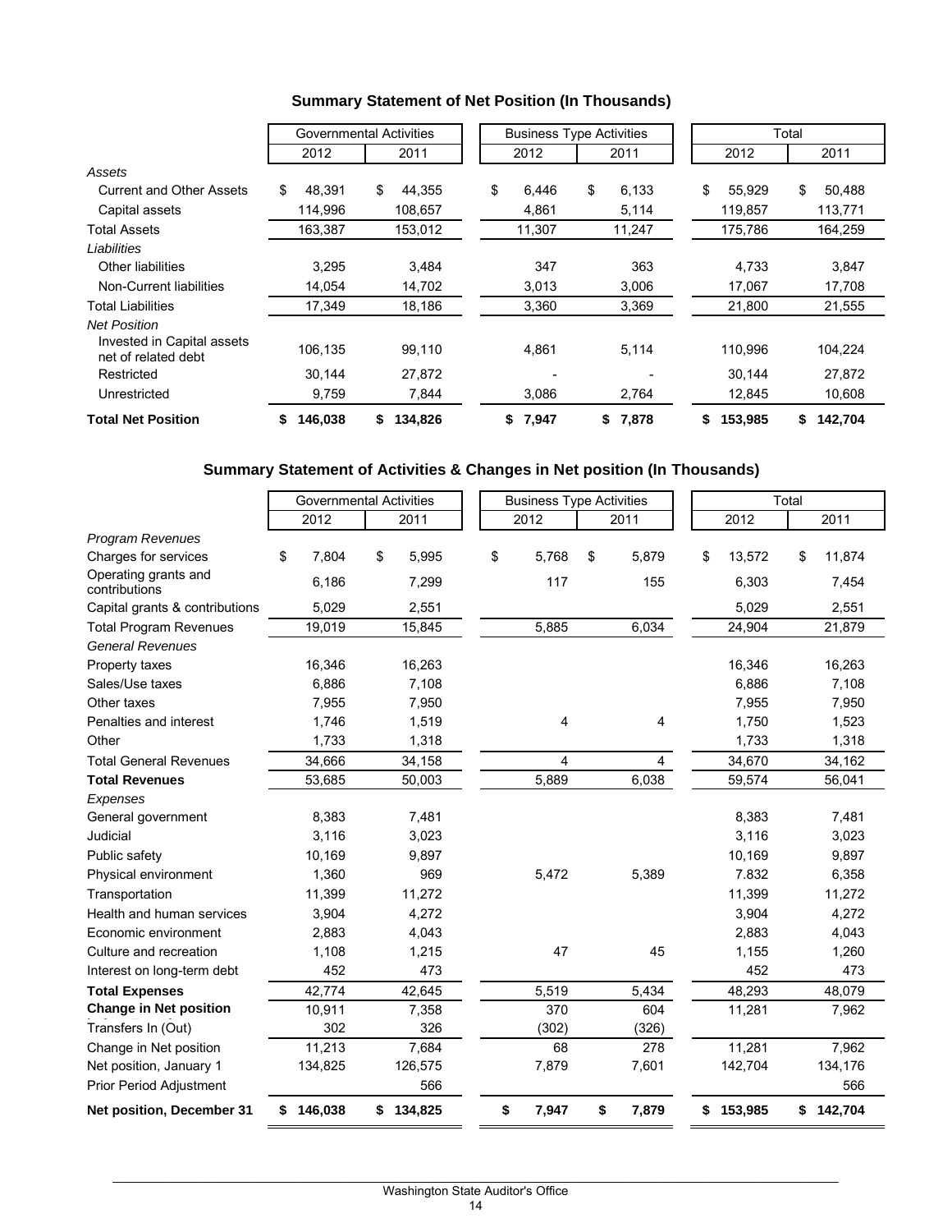## Summary Statement of Net Position (In Thousands)

| | Governmental Activities | | Business Type Activities | | Total | |
|---|---|---|---|---|---|---|
| | 2012 | 2011 | 2012 | 2011 | 2012 | 2011 |
| *Assets* | | | | | | |
| Current and Other Assets | $ 48,391 | $ 44,355 | $ 6,446 | $ 6,133 | $ 55,929 | $ 50,488 |
| Capital assets | 114,996 | 108,657 | 4,861 | 5,114 | 119,857 | 113,771 |
| Total Assets | 163,387 | 153,012 | 11,307 | 11,247 | 175,786 | 164,259 |
| *Liabilities* | | | | | | |
| Other liabilities | 3,295 | 3,484 | 347 | 363 | 4,733 | 3,847 |
| Non-Current liabilities | 14,054 | 14,702 | 3,013 | 3,006 | 17,067 | 17,708 |
| Total Liabilities | 17,349 | 18,186 | 3,360 | 3,369 | 21,800 | 21,555 |
| *Net Position* | | | | | | |
| Invested in Capital assets net of related debt | 106,135 | 99,110 | 4,861 | 5,114 | 110,996 | 104,224 |
| Restricted | 30,144 | 27,872 | - | - | 30,144 | 27,872 |
| Unrestricted | 9,759 | 7,844 | 3,086 | 2,764 | 12,845 | 10,608 |
| **Total Net Position** | **$ 146,038** | **$ 134,826** | **$ 7,947** | **$ 7,878** | **$ 153,985** | **$ 142,704** |

## Summary Statement of Activities & Changes in Net position (In Thousands)

| | Governmental Activities | | Business Type Activities | | Total | |
|---|---|---|---|---|---|---|
| | 2012 | 2011 | 2012 | 2011 | 2012 | 2011 |
| *Program Revenues* | | | | | | |
| Charges for services | $ 7,804 | $ 5,995 | $ 5,768 | $ 5,879 | $ 13,572 | $ 11,874 |
| Operating grants and contributions | 6,186 | 7,299 | 117 | 155 | 6,303 | 7,454 |
| Capital grants & contributions | 5,029 | 2,551 | | | 5,029 | 2,551 |
| Total Program Revenues | 19,019 | 15,845 | 5,885 | 6,034 | 24,904 | 21,879 |
| *General Revenues* | | | | | | |
| Property taxes | 16,346 | 16,263 | | | 16,346 | 16,263 |
| Sales/Use taxes | 6,886 | 7,108 | | | 6,886 | 7,108 |
| Other taxes | 7,955 | 7,950 | | | 7,955 | 7,950 |
| Penalties and interest | 1,746 | 1,519 | 4 | 4 | 1,750 | 1,523 |
| Other | 1,733 | 1,318 | | | 1,733 | 1,318 |
| Total General Revenues | 34,666 | 34,158 | 4 | 4 | 34,670 | 34,162 |
| **Total Revenues** | 53,685 | 50,003 | 5,889 | 6,038 | 59,574 | 56,041 |
| *Expenses* | | | | | | |
| General government | 8,383 | 7,481 | | | 8,383 | 7,481 |
| Judicial | 3,116 | 3,023 | | | 3,116 | 3,023 |
| Public safety | 10,169 | 9,897 | | | 10,169 | 9,897 |
| Physical environment | 1,360 | 969 | 5,472 | 5,389 | 7.832 | 6,358 |
| Transportation | 11,399 | 11,272 | | | 11,399 | 11,272 |
| Health and human services | 3,904 | 4,272 | | | 3,904 | 4,272 |
| Economic environment | 2,883 | 4,043 | | | 2,883 | 4,043 |
| Culture and recreation | 1,108 | 1,215 | 47 | 45 | 1,155 | 1,260 |
| Interest on long-term debt | 452 | 473 | | | 452 | 473 |
| **Total Expenses** | 42,774 | 42,645 | 5,519 | 5,434 | 48,293 | 48,079 |
| **Change in Net position** | 10,911 | 7,358 | 370 | 604 | 11,281 | 7,962 |
| Transfers In (Out) | 302 | 326 | (302) | (326) | | |
| Change in Net position | 11,213 | 7,684 | 68 | 278 | 11,281 | 7,962 |
| Net position, January 1 | 134,825 | 126,575 | 7,879 | 7,601 | 142,704 | 134,176 |
| Prior Period Adjustment | | 566 | | | | 566 |
| **Net position, December 31** | **$ 146,038** | **$ 134,825** | **$ 7,947** | **$ 7,879** | **$ 153,985** | **$ 142,704** |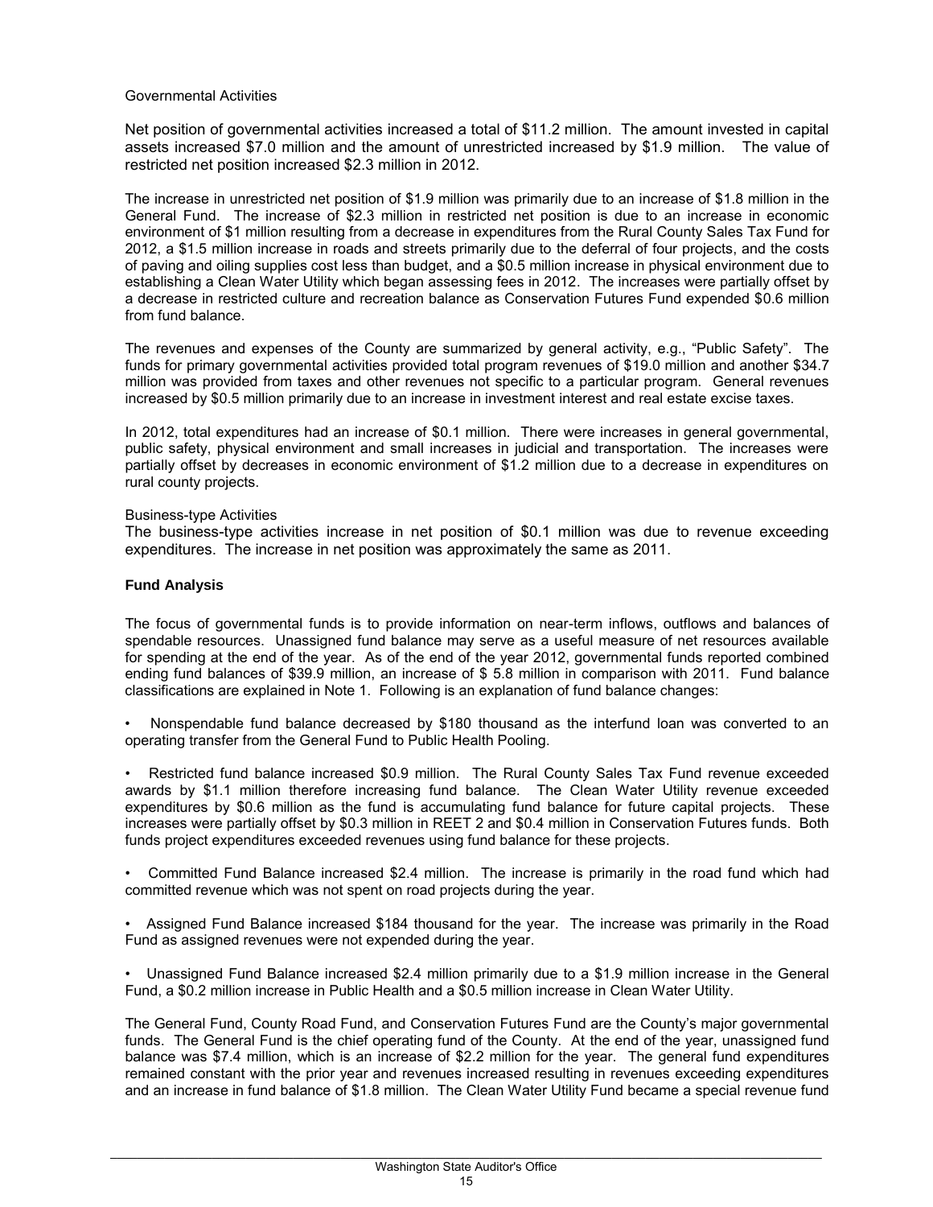Governmental Activities

Net position of governmental activities increased a total of $11.2 million. The amount invested in capital assets increased $7.0 million and the amount of unrestricted increased by $1.9 million. The value of restricted net position increased $2.3 million in 2012.

The increase in unrestricted net position of $1.9 million was primarily due to an increase of $1.8 million in the General Fund. The increase of $2.3 million in restricted net position is due to an increase in economic environment of $1 million resulting from a decrease in expenditures from the Rural County Sales Tax Fund for 2012, a $1.5 million increase in roads and streets primarily due to the deferral of four projects, and the costs of paving and oiling supplies cost less than budget, and a $0.5 million increase in physical environment due to establishing a Clean Water Utility which began assessing fees in 2012. The increases were partially offset by a decrease in restricted culture and recreation balance as Conservation Futures Fund expended $0.6 million from fund balance.

The revenues and expenses of the County are summarized by general activity, e.g., "Public Safety". The funds for primary governmental activities provided total program revenues of $19.0 million and another $34.7 million was provided from taxes and other revenues not specific to a particular program. General revenues increased by $0.5 million primarily due to an increase in investment interest and real estate excise taxes.

In 2012, total expenditures had an increase of $0.1 million. There were increases in general governmental, public safety, physical environment and small increases in judicial and transportation. The increases were partially offset by decreases in economic environment of $1.2 million due to a decrease in expenditures on rural county projects.

Business-type Activities

The business-type activities increase in net position of $0.1 million was due to revenue exceeding expenditures. The increase in net position was approximately the same as 2011.

**Fund Analysis**

The focus of governmental funds is to provide information on near-term inflows, outflows and balances of spendable resources. Unassigned fund balance may serve as a useful measure of net resources available for spending at the end of the year. As of the end of the year 2012, governmental funds reported combined ending fund balances of $39.9 million, an increase of $ 5.8 million in comparison with 2011. Fund balance classifications are explained in Note 1. Following is an explanation of fund balance changes:

- Nonspendable fund balance decreased by $180 thousand as the interfund loan was converted to an operating transfer from the General Fund to Public Health Pooling.

- Restricted fund balance increased $0.9 million. The Rural County Sales Tax Fund revenue exceeded awards by $1.1 million therefore increasing fund balance. The Clean Water Utility revenue exceeded expenditures by $0.6 million as the fund is accumulating fund balance for future capital projects. These increases were partially offset by $0.3 million in REET 2 and $0.4 million in Conservation Futures funds. Both funds project expenditures exceeded revenues using fund balance for these projects.

- Committed Fund Balance increased $2.4 million. The increase is primarily in the road fund which had committed revenue which was not spent on road projects during the year.

- Assigned Fund Balance increased $184 thousand for the year. The increase was primarily in the Road Fund as assigned revenues were not expended during the year.

- Unassigned Fund Balance increased $2.4 million primarily due to a $1.9 million increase in the General Fund, a $0.2 million increase in Public Health and a $0.5 million increase in Clean Water Utility.

The General Fund, County Road Fund, and Conservation Futures Fund are the County's major governmental funds. The General Fund is the chief operating fund of the County. At the end of the year, unassigned fund balance was $7.4 million, which is an increase of $2.2 million for the year. The general fund expenditures remained constant with the prior year and revenues increased resulting in revenues exceeding expenditures and an increase in fund balance of $1.8 million. The Clean Water Utility Fund became a special revenue fund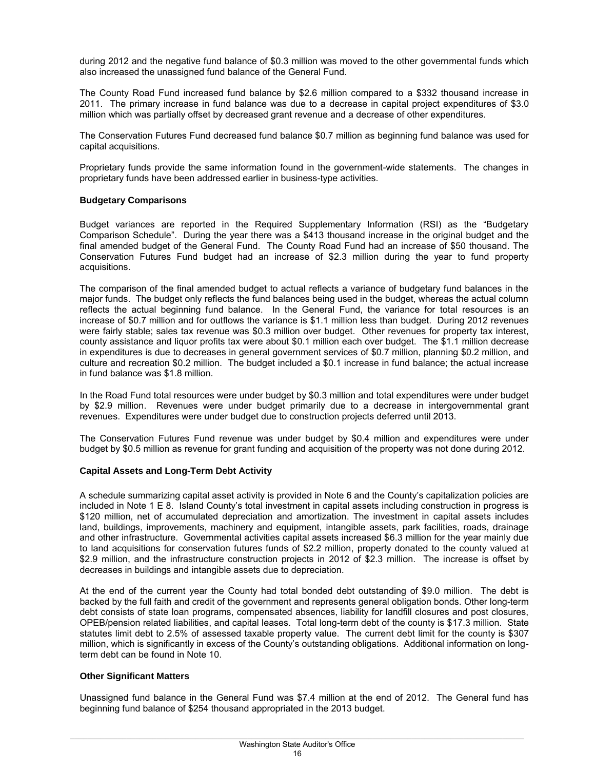during 2012 and the negative fund balance of $0.3 million was moved to the other governmental funds which also increased the unassigned fund balance of the General Fund.

The County Road Fund increased fund balance by $2.6 million compared to a $332 thousand increase in 2011. The primary increase in fund balance was due to a decrease in capital project expenditures of $3.0 million which was partially offset by decreased grant revenue and a decrease of other expenditures.

The Conservation Futures Fund decreased fund balance $0.7 million as beginning fund balance was used for capital acquisitions.

Proprietary funds provide the same information found in the government-wide statements. The changes in proprietary funds have been addressed earlier in business-type activities.

**Budgetary Comparisons**

Budget variances are reported in the Required Supplementary Information (RSI) as the "Budgetary Comparison Schedule". During the year there was a $413 thousand increase in the original budget and the final amended budget of the General Fund. The County Road Fund had an increase of $50 thousand. The Conservation Futures Fund budget had an increase of $2.3 million during the year to fund property acquisitions.

The comparison of the final amended budget to actual reflects a variance of budgetary fund balances in the major funds. The budget only reflects the fund balances being used in the budget, whereas the actual column reflects the actual beginning fund balance. In the General Fund, the variance for total resources is an increase of $0.7 million and for outflows the variance is $1.1 million less than budget. During 2012 revenues were fairly stable; sales tax revenue was $0.3 million over budget. Other revenues for property tax interest, county assistance and liquor profits tax were about $0.1 million each over budget. The $1.1 million decrease in expenditures is due to decreases in general government services of $0.7 million, planning $0.2 million, and culture and recreation $0.2 million. The budget included a $0.1 increase in fund balance; the actual increase in fund balance was $1.8 million.

In the Road Fund total resources were under budget by $0.3 million and total expenditures were under budget by $2.9 million. Revenues were under budget primarily due to a decrease in intergovernmental grant revenues. Expenditures were under budget due to construction projects deferred until 2013.

The Conservation Futures Fund revenue was under budget by $0.4 million and expenditures were under budget by $0.5 million as revenue for grant funding and acquisition of the property was not done during 2012.

**Capital Assets and Long-Term Debt Activity**

A schedule summarizing capital asset activity is provided in Note 6 and the County's capitalization policies are included in Note 1 E 8. Island County's total investment in capital assets including construction in progress is $120 million, net of accumulated depreciation and amortization. The investment in capital assets includes land, buildings, improvements, machinery and equipment, intangible assets, park facilities, roads, drainage and other infrastructure. Governmental activities capital assets increased $6.3 million for the year mainly due to land acquisitions for conservation futures funds of $2.2 million, property donated to the county valued at $2.9 million, and the infrastructure construction projects in 2012 of $2.3 million. The increase is offset by decreases in buildings and intangible assets due to depreciation.

At the end of the current year the County had total bonded debt outstanding of $9.0 million. The debt is backed by the full faith and credit of the government and represents general obligation bonds. Other long-term debt consists of state loan programs, compensated absences, liability for landfill closures and post closures, OPEB/pension related liabilities, and capital leases. Total long-term debt of the county is $17.3 million. State statutes limit debt to 2.5% of assessed taxable property value. The current debt limit for the county is $307 million, which is significantly in excess of the County's outstanding obligations. Additional information on long-term debt can be found in Note 10.

**Other Significant Matters**

Unassigned fund balance in the General Fund was $7.4 million at the end of 2012. The General fund has beginning fund balance of $254 thousand appropriated in the 2013 budget.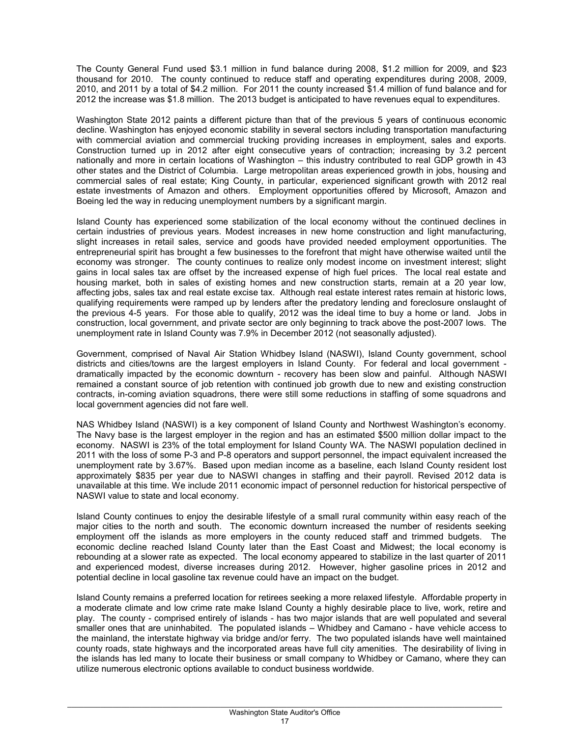The County General Fund used $3.1 million in fund balance during 2008, $1.2 million for 2009, and $23 thousand for 2010. The county continued to reduce staff and operating expenditures during 2008, 2009, 2010, and 2011 by a total of $4.2 million. For 2011 the county increased $1.4 million of fund balance and for 2012 the increase was $1.8 million. The 2013 budget is anticipated to have revenues equal to expenditures.

Washington State 2012 paints a different picture than that of the previous 5 years of continuous economic decline. Washington has enjoyed economic stability in several sectors including transportation manufacturing with commercial aviation and commercial trucking providing increases in employment, sales and exports. Construction turned up in 2012 after eight consecutive years of contraction; increasing by 3.2 percent nationally and more in certain locations of Washington – this industry contributed to real GDP growth in 43 other states and the District of Columbia. Large metropolitan areas experienced growth in jobs, housing and commercial sales of real estate; King County, in particular, experienced significant growth with 2012 real estate investments of Amazon and others. Employment opportunities offered by Microsoft, Amazon and Boeing led the way in reducing unemployment numbers by a significant margin.

Island County has experienced some stabilization of the local economy without the continued declines in certain industries of previous years. Modest increases in new home construction and light manufacturing, slight increases in retail sales, service and goods have provided needed employment opportunities. The entrepreneurial spirit has brought a few businesses to the forefront that might have otherwise waited until the economy was stronger. The county continues to realize only modest income on investment interest; slight gains in local sales tax are offset by the increased expense of high fuel prices. The local real estate and housing market, both in sales of existing homes and new construction starts, remain at a 20 year low, affecting jobs, sales tax and real estate excise tax. Although real estate interest rates remain at historic lows, qualifying requirements were ramped up by lenders after the predatory lending and foreclosure onslaught of the previous 4-5 years. For those able to qualify, 2012 was the ideal time to buy a home or land. Jobs in construction, local government, and private sector are only beginning to track above the post-2007 lows. The unemployment rate in Island County was 7.9% in December 2012 (not seasonally adjusted).

Government, comprised of Naval Air Station Whidbey Island (NASWI), Island County government, school districts and cities/towns are the largest employers in Island County. For federal and local government - dramatically impacted by the economic downturn - recovery has been slow and painful. Although NASWI remained a constant source of job retention with continued job growth due to new and existing construction contracts, in-coming aviation squadrons, there were still some reductions in staffing of some squadrons and local government agencies did not fare well.

NAS Whidbey Island (NASWI) is a key component of Island County and Northwest Washington's economy. The Navy base is the largest employer in the region and has an estimated $500 million dollar impact to the economy. NASWI is 23% of the total employment for Island County WA. The NASWI population declined in 2011 with the loss of some P-3 and P-8 operators and support personnel, the impact equivalent increased the unemployment rate by 3.67%. Based upon median income as a baseline, each Island County resident lost approximately $835 per year due to NASWI changes in staffing and their payroll. Revised 2012 data is unavailable at this time. We include 2011 economic impact of personnel reduction for historical perspective of NASWI value to state and local economy.

Island County continues to enjoy the desirable lifestyle of a small rural community within easy reach of the major cities to the north and south. The economic downturn increased the number of residents seeking employment off the islands as more employers in the county reduced staff and trimmed budgets. The economic decline reached Island County later than the East Coast and Midwest; the local economy is rebounding at a slower rate as expected. The local economy appeared to stabilize in the last quarter of 2011 and experienced modest, diverse increases during 2012. However, higher gasoline prices in 2012 and potential decline in local gasoline tax revenue could have an impact on the budget.

Island County remains a preferred location for retirees seeking a more relaxed lifestyle. Affordable property in a moderate climate and low crime rate make Island County a highly desirable place to live, work, retire and play. The county - comprised entirely of islands - has two major islands that are well populated and several smaller ones that are uninhabited. The populated islands – Whidbey and Camano - have vehicle access to the mainland, the interstate highway via bridge and/or ferry. The two populated islands have well maintained county roads, state highways and the incorporated areas have full city amenities. The desirability of living in the islands has led many to locate their business or small company to Whidbey or Camano, where they can utilize numerous electronic options available to conduct business worldwide.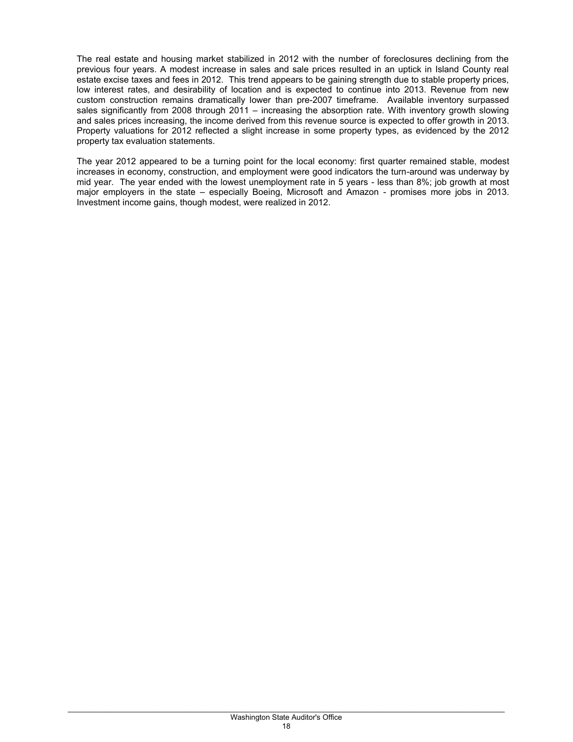The real estate and housing market stabilized in 2012 with the number of foreclosures declining from the previous four years. A modest increase in sales and sale prices resulted in an uptick in Island County real estate excise taxes and fees in 2012. This trend appears to be gaining strength due to stable property prices, low interest rates, and desirability of location and is expected to continue into 2013. Revenue from new custom construction remains dramatically lower than pre-2007 timeframe. Available inventory surpassed sales significantly from 2008 through 2011 – increasing the absorption rate. With inventory growth slowing and sales prices increasing, the income derived from this revenue source is expected to offer growth in 2013. Property valuations for 2012 reflected a slight increase in some property types, as evidenced by the 2012 property tax evaluation statements.

The year 2012 appeared to be a turning point for the local economy: first quarter remained stable, modest increases in economy, construction, and employment were good indicators the turn-around was underway by mid year. The year ended with the lowest unemployment rate in 5 years - less than 8%; job growth at most major employers in the state – especially Boeing, Microsoft and Amazon - promises more jobs in 2013. Investment income gains, though modest, were realized in 2012.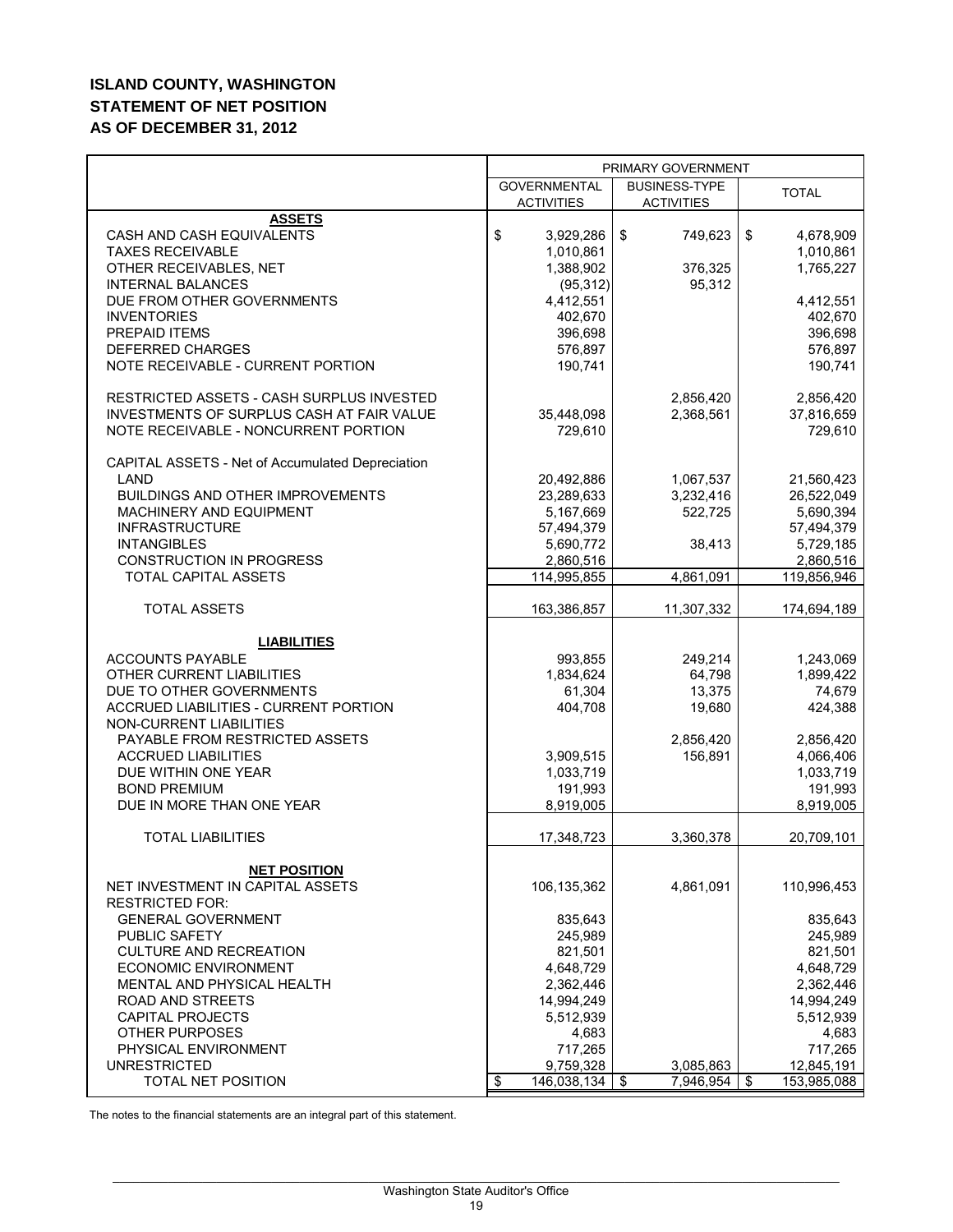**ISLAND COUNTY, WASHINGTON**
**STATEMENT OF NET POSITION**
**AS OF DECEMBER 31, 2012**

| | PRIMARY GOVERNMENT | | |
|---|---|---|---|
| | GOVERNMENTAL ACTIVITIES | BUSINESS-TYPE ACTIVITIES | TOTAL |
| **ASSETS** | | | |
| CASH AND CASH EQUIVALENTS | $ 3,929,286 | $ 749,623 | $ 4,678,909 |
| TAXES RECEIVABLE | 1,010,861 | | 1,010,861 |
| OTHER RECEIVABLES, NET | 1,388,902 | 376,325 | 1,765,227 |
| INTERNAL BALANCES | (95,312) | 95,312 | |
| DUE FROM OTHER GOVERNMENTS | 4,412,551 | | 4,412,551 |
| INVENTORIES | 402,670 | | 402,670 |
| PREPAID ITEMS | 396,698 | | 396,698 |
| DEFERRED CHARGES | 576,897 | | 576,897 |
| NOTE RECEIVABLE - CURRENT PORTION | 190,741 | | 190,741 |
| RESTRICTED ASSETS - CASH SURPLUS INVESTED | | 2,856,420 | 2,856,420 |
| INVESTMENTS OF SURPLUS CASH AT FAIR VALUE | 35,448,098 | 2,368,561 | 37,816,659 |
| NOTE RECEIVABLE - NONCURRENT PORTION | 729,610 | | 729,610 |
| CAPITAL ASSETS - Net of Accumulated Depreciation | | | |
| LAND | 20,492,886 | 1,067,537 | 21,560,423 |
| BUILDINGS AND OTHER IMPROVEMENTS | 23,289,633 | 3,232,416 | 26,522,049 |
| MACHINERY AND EQUIPMENT | 5,167,669 | 522,725 | 5,690,394 |
| INFRASTRUCTURE | 57,494,379 | | 57,494,379 |
| INTANGIBLES | 5,690,772 | 38,413 | 5,729,185 |
| CONSTRUCTION IN PROGRESS | 2,860,516 | | 2,860,516 |
| TOTAL CAPITAL ASSETS | 114,995,855 | 4,861,091 | 119,856,946 |
| TOTAL ASSETS | 163,386,857 | 11,307,332 | 174,694,189 |
| **LIABILITIES** | | | |
| ACCOUNTS PAYABLE | 993,855 | 249,214 | 1,243,069 |
| OTHER CURRENT LIABILITIES | 1,834,624 | 64,798 | 1,899,422 |
| DUE TO OTHER GOVERNMENTS | 61,304 | 13,375 | 74,679 |
| ACCRUED LIABILITIES - CURRENT PORTION | 404,708 | 19,680 | 424,388 |
| NON-CURRENT LIABILITIES | | | |
| PAYABLE FROM RESTRICTED ASSETS | | 2,856,420 | 2,856,420 |
| ACCRUED LIABILITIES | 3,909,515 | 156,891 | 4,066,406 |
| DUE WITHIN ONE YEAR | 1,033,719 | | 1,033,719 |
| BOND PREMIUM | 191,993 | | 191,993 |
| DUE IN MORE THAN ONE YEAR | 8,919,005 | | 8,919,005 |
| TOTAL LIABILITIES | 17,348,723 | 3,360,378 | 20,709,101 |
| **NET POSITION** | | | |
| NET INVESTMENT IN CAPITAL ASSETS | 106,135,362 | 4,861,091 | 110,996,453 |
| RESTRICTED FOR: | | | |
| GENERAL GOVERNMENT | 835,643 | | 835,643 |
| PUBLIC SAFETY | 245,989 | | 245,989 |
| CULTURE AND RECREATION | 821,501 | | 821,501 |
| ECONOMIC ENVIRONMENT | 4,648,729 | | 4,648,729 |
| MENTAL AND PHYSICAL HEALTH | 2,362,446 | | 2,362,446 |
| ROAD AND STREETS | 14,994,249 | | 14,994,249 |
| CAPITAL PROJECTS | 5,512,939 | | 5,512,939 |
| OTHER PURPOSES | 4,683 | | 4,683 |
| PHYSICAL ENVIRONMENT | 717,265 | | 717,265 |
| UNRESTRICTED | 9,759,328 | 3,085,863 | 12,845,191 |
| TOTAL NET POSITION | $ 146,038,134 | $ 7,946,954 | $ 153,985,088 |

The notes to the financial statements are an integral part of this statement.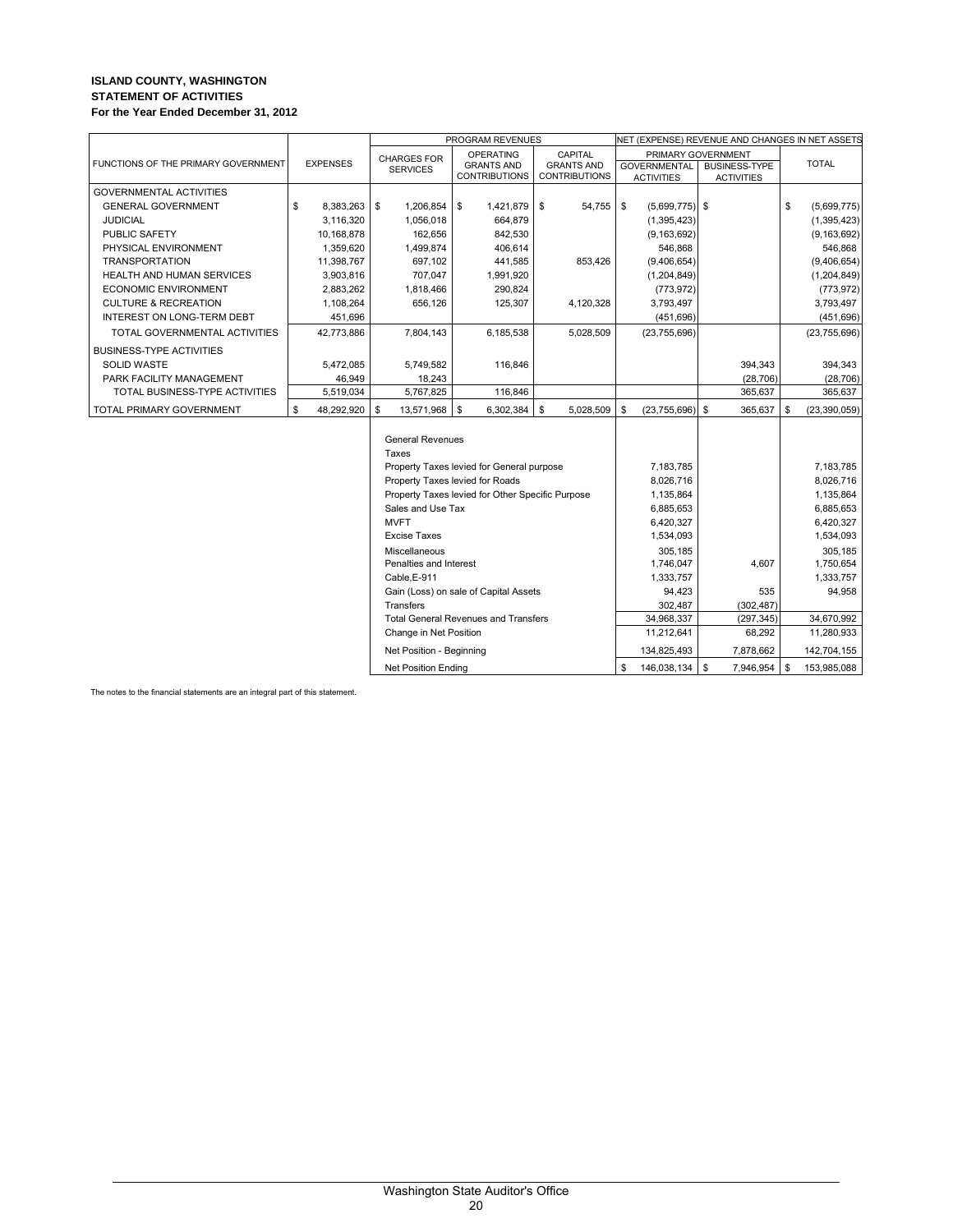**ISLAND COUNTY, WASHINGTON**
**STATEMENT OF ACTIVITIES**
**For the Year Ended December 31, 2012**

| FUNCTIONS OF THE PRIMARY GOVERNMENT | EXPENSES | PROGRAM REVENUES | | | NET (EXPENSE) REVENUE AND CHANGES IN NET ASSETS | | |
|---|---|---|---|---|---|---|---|
| | | CHARGES FOR SERVICES | OPERATING GRANTS AND CONTRIBUTIONS | CAPITAL GRANTS AND CONTRIBUTIONS | PRIMARY GOVERNMENT GOVERNMENTAL ACTIVITIES | PRIMARY GOVERNMENT BUSINESS-TYPE ACTIVITIES | TOTAL |
| GOVERNMENTAL ACTIVITIES | | | | | | | |
| GENERAL GOVERNMENT | $ 8,383,263 | $ 1,206,854 | $ 1,421,879 | $ 54,755 | $ (5,699,775) | $ | $ (5,699,775) |
| JUDICIAL | 3,116,320 | 1,056,018 | 664,879 | | (1,395,423) | | (1,395,423) |
| PUBLIC SAFETY | 10,168,878 | 162,656 | 842,530 | | (9,163,692) | | (9,163,692) |
| PHYSICAL ENVIRONMENT | 1,359,620 | 1,499,874 | 406,614 | | 546,868 | | 546,868 |
| TRANSPORTATION | 11,398,767 | 697,102 | 441,585 | 853,426 | (9,406,654) | | (9,406,654) |
| HEALTH AND HUMAN SERVICES | 3,903,816 | 707,047 | 1,991,920 | | (1,204,849) | | (1,204,849) |
| ECONOMIC ENVIRONMENT | 2,883,262 | 1,818,466 | 290,824 | | (773,972) | | (773,972) |
| CULTURE & RECREATION | 1,108,264 | 656,126 | 125,307 | 4,120,328 | 3,793,497 | | 3,793,497 |
| INTEREST ON LONG-TERM DEBT | 451,696 | | | | (451,696) | | (451,696) |
| TOTAL GOVERNMENTAL ACTIVITIES | 42,773,886 | 7,804,143 | 6,185,538 | 5,028,509 | (23,755,696) | | (23,755,696) |
| BUSINESS-TYPE ACTIVITIES | | | | | | | |
| SOLID WASTE | 5,472,085 | 5,749,582 | 116,846 | | | 394,343 | 394,343 |
| PARK FACILITY MANAGEMENT | 46,949 | 18,243 | | | | (28,706) | (28,706) |
| TOTAL BUSINESS-TYPE ACTIVITIES | 5,519,034 | 5,767,825 | 116,846 | | | 365,637 | 365,637 |
| TOTAL PRIMARY GOVERNMENT | $ 48,292,920 | $ 13,571,968 | $ 6,302,384 | $ 5,028,509 | $ (23,755,696) | $ 365,637 | $ (23,390,059) |
| | | General Revenues | | | | | |
| | | Taxes | | | | | |
| | | Property Taxes levied for General purpose | | | 7,183,785 | | 7,183,785 |
| | | Property Taxes levied for Roads | | | 8,026,716 | | 8,026,716 |
| | | Property Taxes levied for Other Specific Purpose | | | 1,135,864 | | 1,135,864 |
| | | Sales and Use Tax | | | 6,885,653 | | 6,885,653 |
| | | MVFT | | | 6,420,327 | | 6,420,327 |
| | | Excise Taxes | | | 1,534,093 | | 1,534,093 |
| | | Miscellaneous | | | 305,185 | | 305,185 |
| | | Penalties and Interest | | | 1,746,047 | 4,607 | 1,750,654 |
| | | Cable,E-911 | | | 1,333,757 | | 1,333,757 |
| | | Gain (Loss) on sale of Capital Assets | | | 94,423 | 535 | 94,958 |
| | | Transfers | | | 302,487 | (302,487) | |
| | | Total General Revenues and Transfers | | | 34,968,337 | (297,345) | 34,670,992 |
| | | Change in Net Position | | | 11,212,641 | 68,292 | 11,280,933 |
| | | Net Position - Beginning | | | 134,825,493 | 7,878,662 | 142,704,155 |
| | | Net Position Ending | | | $ 146,038,134 | $ 7,946,954 | $ 153,985,088 |

The notes to the financial statements are an integral part of this statement.

Washington State Auditor's Office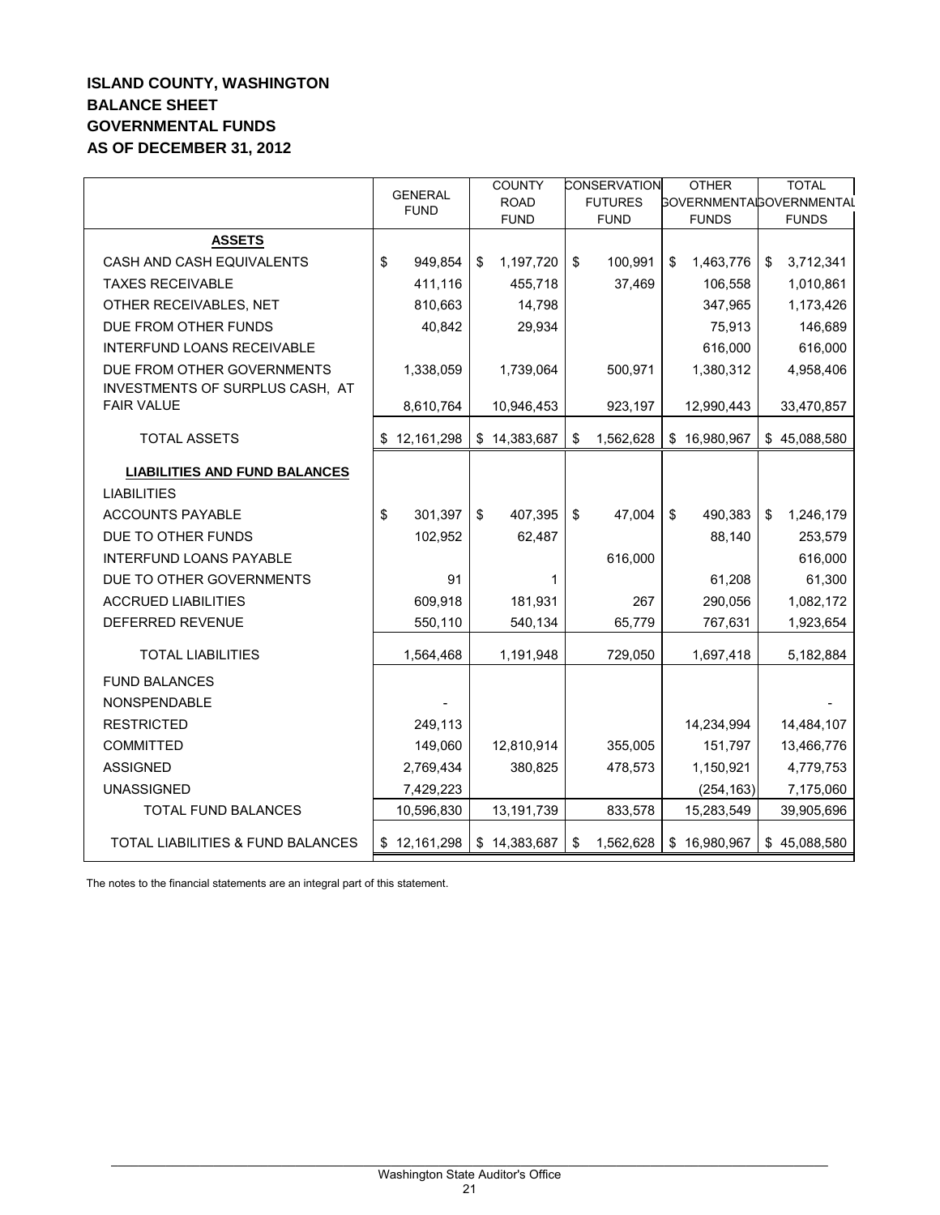**ISLAND COUNTY, WASHINGTON**
**BALANCE SHEET**
**GOVERNMENTAL FUNDS**
**AS OF DECEMBER 31, 2012**

| | GENERAL FUND | COUNTY ROAD FUND | CONSERVATION FUTURES FUND | OTHER GOVERNMENTAL FUNDS | TOTAL GOVERNMENTAL FUNDS |
|---|---|---|---|---|---|
| **ASSETS** | | | | | |
| CASH AND CASH EQUIVALENTS | $ 949,854 | $ 1,197,720 | $ 100,991 | $ 1,463,776 | $ 3,712,341 |
| TAXES RECEIVABLE | 411,116 | 455,718 | 37,469 | 106,558 | 1,010,861 |
| OTHER RECEIVABLES, NET | 810,663 | 14,798 | | 347,965 | 1,173,426 |
| DUE FROM OTHER FUNDS | 40,842 | 29,934 | | 75,913 | 146,689 |
| INTERFUND LOANS RECEIVABLE | | | | 616,000 | 616,000 |
| DUE FROM OTHER GOVERNMENTS | 1,338,059 | 1,739,064 | 500,971 | 1,380,312 | 4,958,406 |
| INVESTMENTS OF SURPLUS CASH, AT FAIR VALUE | 8,610,764 | 10,946,453 | 923,197 | 12,990,443 | 33,470,857 |
| TOTAL ASSETS | $ 12,161,298 | $ 14,383,687 | $ 1,562,628 | $ 16,980,967 | $ 45,088,580 |
| **LIABILITIES AND FUND BALANCES** | | | | | |
| LIABILITIES | | | | | |
| ACCOUNTS PAYABLE | $ 301,397 | $ 407,395 | $ 47,004 | $ 490,383 | $ 1,246,179 |
| DUE TO OTHER FUNDS | 102,952 | 62,487 | | 88,140 | 253,579 |
| INTERFUND LOANS PAYABLE | | | 616,000 | | 616,000 |
| DUE TO OTHER GOVERNMENTS | 91 | 1 | | 61,208 | 61,300 |
| ACCRUED LIABILITIES | 609,918 | 181,931 | 267 | 290,056 | 1,082,172 |
| DEFERRED REVENUE | 550,110 | 540,134 | 65,779 | 767,631 | 1,923,654 |
| TOTAL LIABILITIES | 1,564,468 | 1,191,948 | 729,050 | 1,697,418 | 5,182,884 |
| FUND BALANCES | | | | | |
| NONSPENDABLE | - | | | | - |
| RESTRICTED | 249,113 | | | 14,234,994 | 14,484,107 |
| COMMITTED | 149,060 | 12,810,914 | 355,005 | 151,797 | 13,466,776 |
| ASSIGNED | 2,769,434 | 380,825 | 478,573 | 1,150,921 | 4,779,753 |
| UNASSIGNED | 7,429,223 | | | (254,163) | 7,175,060 |
| TOTAL FUND BALANCES | 10,596,830 | 13,191,739 | 833,578 | 15,283,549 | 39,905,696 |
| TOTAL LIABILITIES & FUND BALANCES | $ 12,161,298 | $ 14,383,687 | $ 1,562,628 | $ 16,980,967 | $ 45,088,580 |

The notes to the financial statements are an integral part of this statement.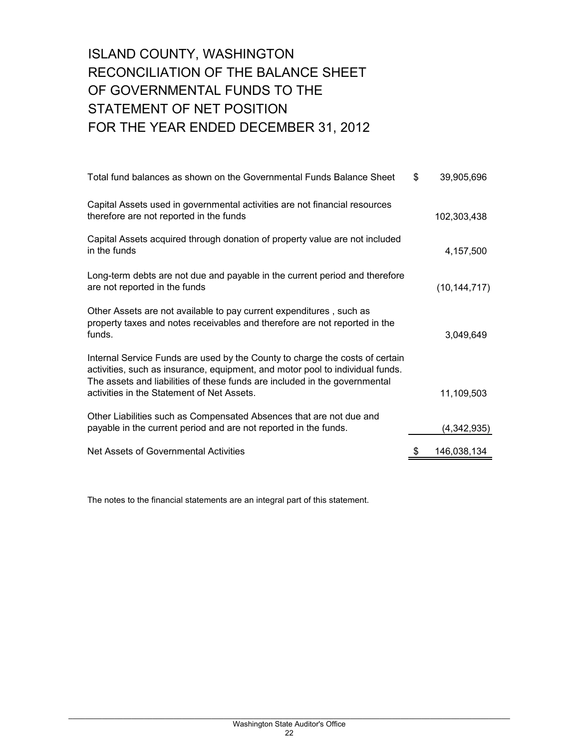# ISLAND COUNTY, WASHINGTON
# RECONCILIATION OF THE BALANCE SHEET OF GOVERNMENTAL FUNDS TO THE STATEMENT OF NET POSITION
# FOR THE YEAR ENDED DECEMBER 31, 2012

| | | |
|---|---|---|
| Total fund balances as shown on the Governmental Funds Balance Sheet | $ | 39,905,696 |
| Capital Assets used in governmental activities are not financial resources therefore are not reported in the funds | | 102,303,438 |
| Capital Assets acquired through donation of property value are not included in the funds | | 4,157,500 |
| Long-term debts are not due and payable in the current period and therefore are not reported in the funds | | (10,144,717) |
| Other Assets are not available to pay current expenditures , such as property taxes and notes receivables and therefore are not reported in the funds. | | 3,049,649 |
| Internal Service Funds are used by the County to charge the costs of certain activities, such as insurance, equipment, and motor pool to individual funds. The assets and liabilities of these funds are included in the governmental activities in the Statement of Net Assets. | | 11,109,503 |
| Other Liabilities such as Compensated Absences that are not due and payable in the current period and are not reported in the funds. | | (4,342,935) |
| Net Assets of Governmental Activities | $ | 146,038,134 |

The notes to the financial statements are an integral part of this statement.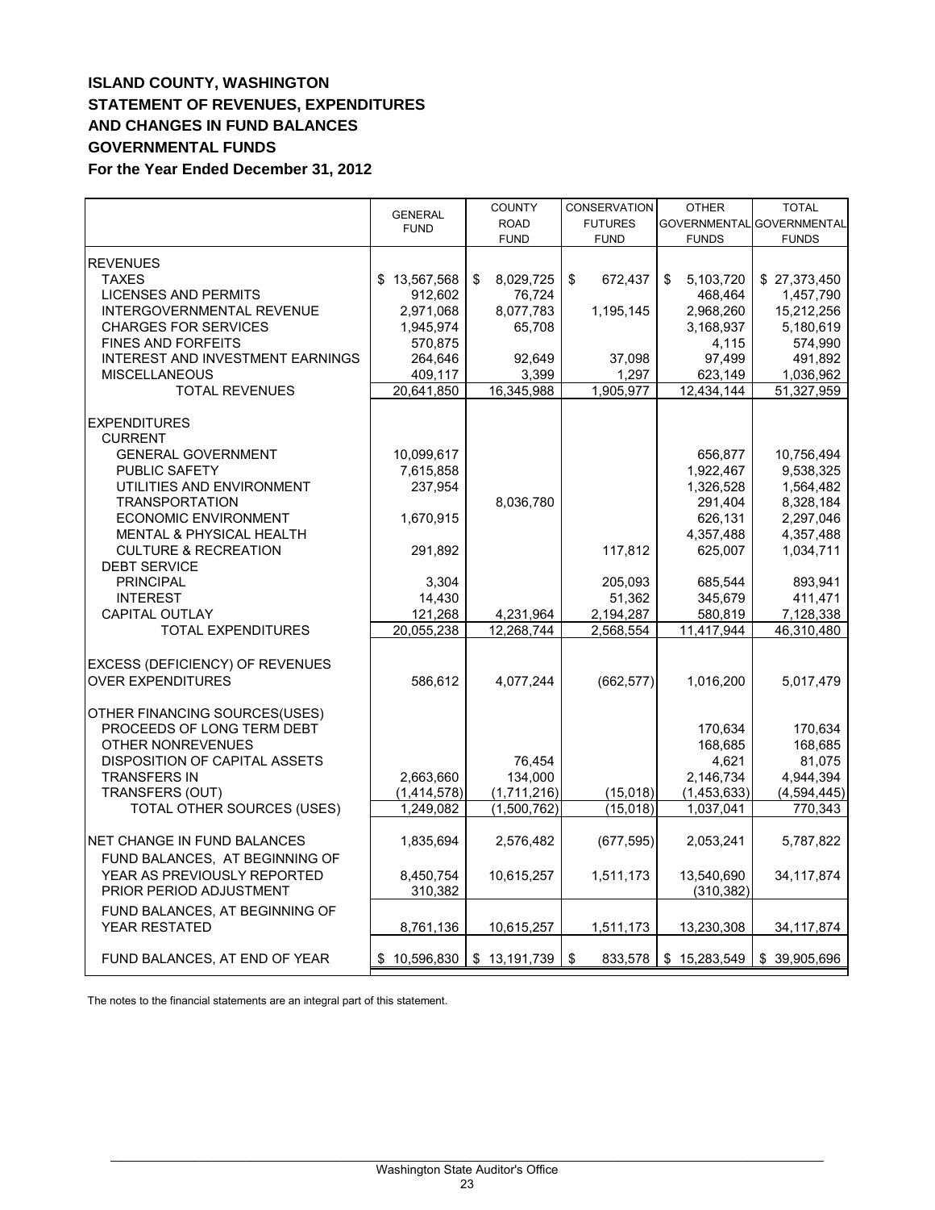# ISLAND COUNTY, WASHINGTON
## STATEMENT OF REVENUES, EXPENDITURES AND CHANGES IN FUND BALANCES
## GOVERNMENTAL FUNDS
### For the Year Ended December 31, 2012

| | GENERAL FUND | COUNTY ROAD FUND | CONSERVATION FUTURES FUND | OTHER GOVERNMENTAL FUNDS | TOTAL GOVERNMENTAL FUNDS |
|---|---|---|---|---|---|
| **REVENUES** | | | | | |
| TAXES | $ 13,567,568 | $ 8,029,725 | $ 672,437 | $ 5,103,720 | $ 27,373,450 |
| LICENSES AND PERMITS | 912,602 | 76,724 | | 468,464 | 1,457,790 |
| INTERGOVERNMENTAL REVENUE | 2,971,068 | 8,077,783 | 1,195,145 | 2,968,260 | 15,212,256 |
| CHARGES FOR SERVICES | 1,945,974 | 65,708 | | 3,168,937 | 5,180,619 |
| FINES AND FORFEITS | 570,875 | | | 4,115 | 574,990 |
| INTEREST AND INVESTMENT EARNINGS | 264,646 | 92,649 | 37,098 | 97,499 | 491,892 |
| MISCELLANEOUS | 409,117 | 3,399 | 1,297 | 623,149 | 1,036,962 |
| TOTAL REVENUES | 20,641,850 | 16,345,988 | 1,905,977 | 12,434,144 | 51,327,959 |
| **EXPENDITURES** | | | | | |
| CURRENT | | | | | |
| GENERAL GOVERNMENT | 10,099,617 | | | 656,877 | 10,756,494 |
| PUBLIC SAFETY | 7,615,858 | | | 1,922,467 | 9,538,325 |
| UTILITIES AND ENVIRONMENT | 237,954 | | | 1,326,528 | 1,564,482 |
| TRANSPORTATION | | 8,036,780 | | 291,404 | 8,328,184 |
| ECONOMIC ENVIRONMENT | 1,670,915 | | | 626,131 | 2,297,046 |
| MENTAL & PHYSICAL HEALTH | | | | 4,357,488 | 4,357,488 |
| CULTURE & RECREATION | 291,892 | | 117,812 | 625,007 | 1,034,711 |
| DEBT SERVICE | | | | | |
| PRINCIPAL | 3,304 | | 205,093 | 685,544 | 893,941 |
| INTEREST | 14,430 | | 51,362 | 345,679 | 411,471 |
| CAPITAL OUTLAY | 121,268 | 4,231,964 | 2,194,287 | 580,819 | 7,128,338 |
| TOTAL EXPENDITURES | 20,055,238 | 12,268,744 | 2,568,554 | 11,417,944 | 46,310,480 |
| EXCESS (DEFICIENCY) OF REVENUES OVER EXPENDITURES | 586,612 | 4,077,244 | (662,577) | 1,016,200 | 5,017,479 |
| OTHER FINANCING SOURCES(USES) | | | | | |
| PROCEEDS OF LONG TERM DEBT | | | | 170,634 | 170,634 |
| OTHER NONREVENUES | | | | 168,685 | 168,685 |
| DISPOSITION OF CAPITAL ASSETS | | 76,454 | | 4,621 | 81,075 |
| TRANSFERS IN | 2,663,660 | 134,000 | | 2,146,734 | 4,944,394 |
| TRANSFERS (OUT) | (1,414,578) | (1,711,216) | (15,018) | (1,453,633) | (4,594,445) |
| TOTAL OTHER SOURCES (USES) | 1,249,082 | (1,500,762) | (15,018) | 1,037,041 | 770,343 |
| NET CHANGE IN FUND BALANCES | 1,835,694 | 2,576,482 | (677,595) | 2,053,241 | 5,787,822 |
| FUND BALANCES, AT BEGINNING OF YEAR AS PREVIOUSLY REPORTED | 8,450,754 | 10,615,257 | 1,511,173 | 13,540,690 | 34,117,874 |
| PRIOR PERIOD ADJUSTMENT | 310,382 | | | (310,382) | |
| FUND BALANCES, AT BEGINNING OF YEAR RESTATED | 8,761,136 | 10,615,257 | 1,511,173 | 13,230,308 | 34,117,874 |
| FUND BALANCES, AT END OF YEAR | $ 10,596,830 | $ 13,191,739 | $ 833,578 | $ 15,283,549 | $ 39,905,696 |

The notes to the financial statements are an integral part of this statement.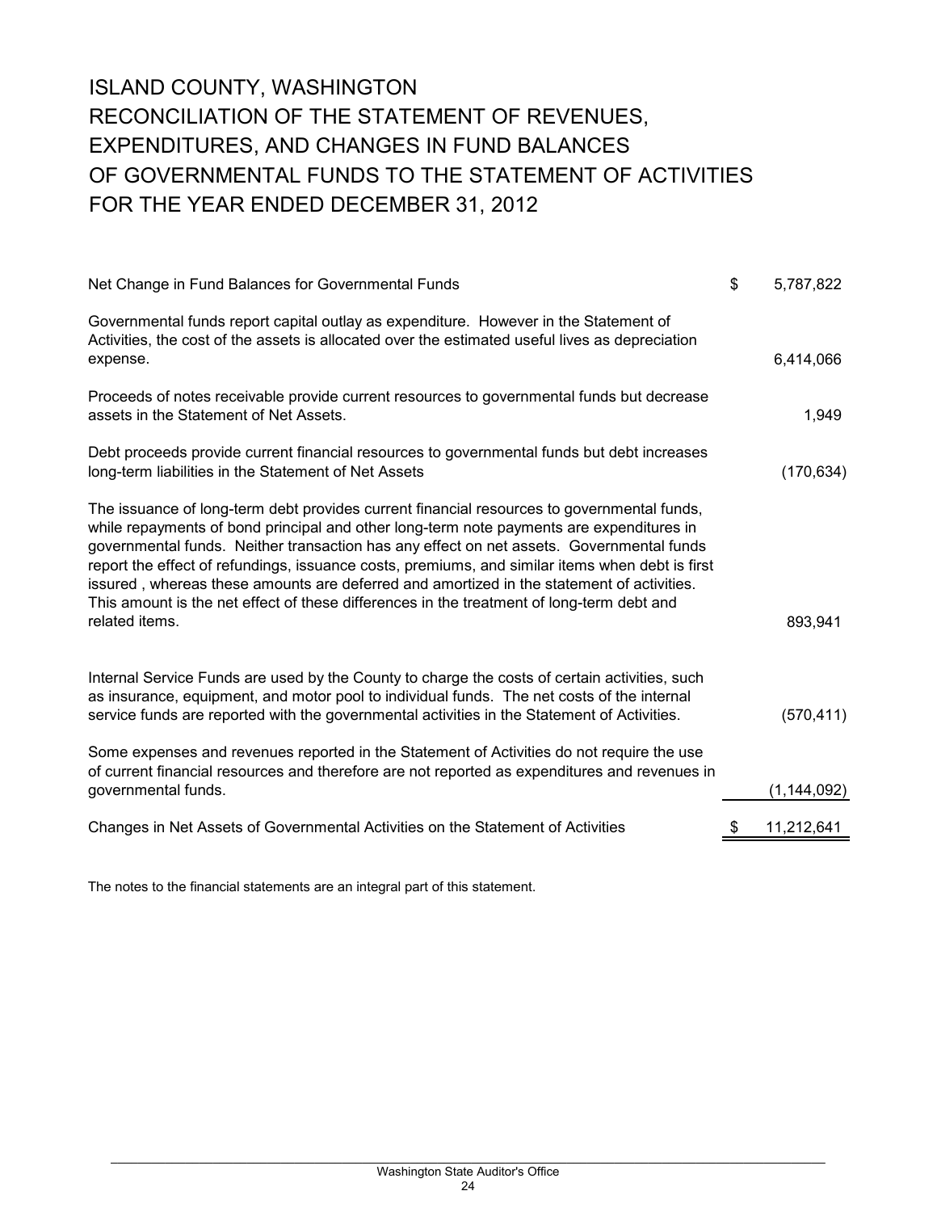# ISLAND COUNTY, WASHINGTON
# RECONCILIATION OF THE STATEMENT OF REVENUES, EXPENDITURES, AND CHANGES IN FUND BALANCES OF GOVERNMENTAL FUNDS TO THE STATEMENT OF ACTIVITIES
# FOR THE YEAR ENDED DECEMBER 31, 2012

| | |
|---|---|
| Net Change in Fund Balances for Governmental Funds | $ 5,787,822 |
| Governmental funds report capital outlay as expenditure. However in the Statement of Activities, the cost of the assets is allocated over the estimated useful lives as depreciation expense. | 6,414,066 |
| Proceeds of notes receivable provide current resources to governmental funds but decrease assets in the Statement of Net Assets. | 1,949 |
| Debt proceeds provide current financial resources to governmental funds but debt increases long-term liabilities in the Statement of Net Assets | (170,634) |
| The issuance of long-term debt provides current financial resources to governmental funds, while repayments of bond principal and other long-term note payments are expenditures in governmental funds. Neither transaction has any effect on net assets. Governmental funds report the effect of refundings, issuance costs, premiums, and similar items when debt is first issued , whereas these amounts are deferred and amortized in the statement of activities. This amount is the net effect of these differences in the treatment of long-term debt and related items. | 893,941 |
| Internal Service Funds are used by the County to charge the costs of certain activities, such as insurance, equipment, and motor pool to individual funds. The net costs of the internal service funds are reported with the governmental activities in the Statement of Activities. | (570,411) |
| Some expenses and revenues reported in the Statement of Activities do not require the use of current financial resources and therefore are not reported as expenditures and revenues in governmental funds. | (1,144,092) |
| Changes in Net Assets of Governmental Activities on the Statement of Activities | $ 11,212,641 |

The notes to the financial statements are an integral part of this statement.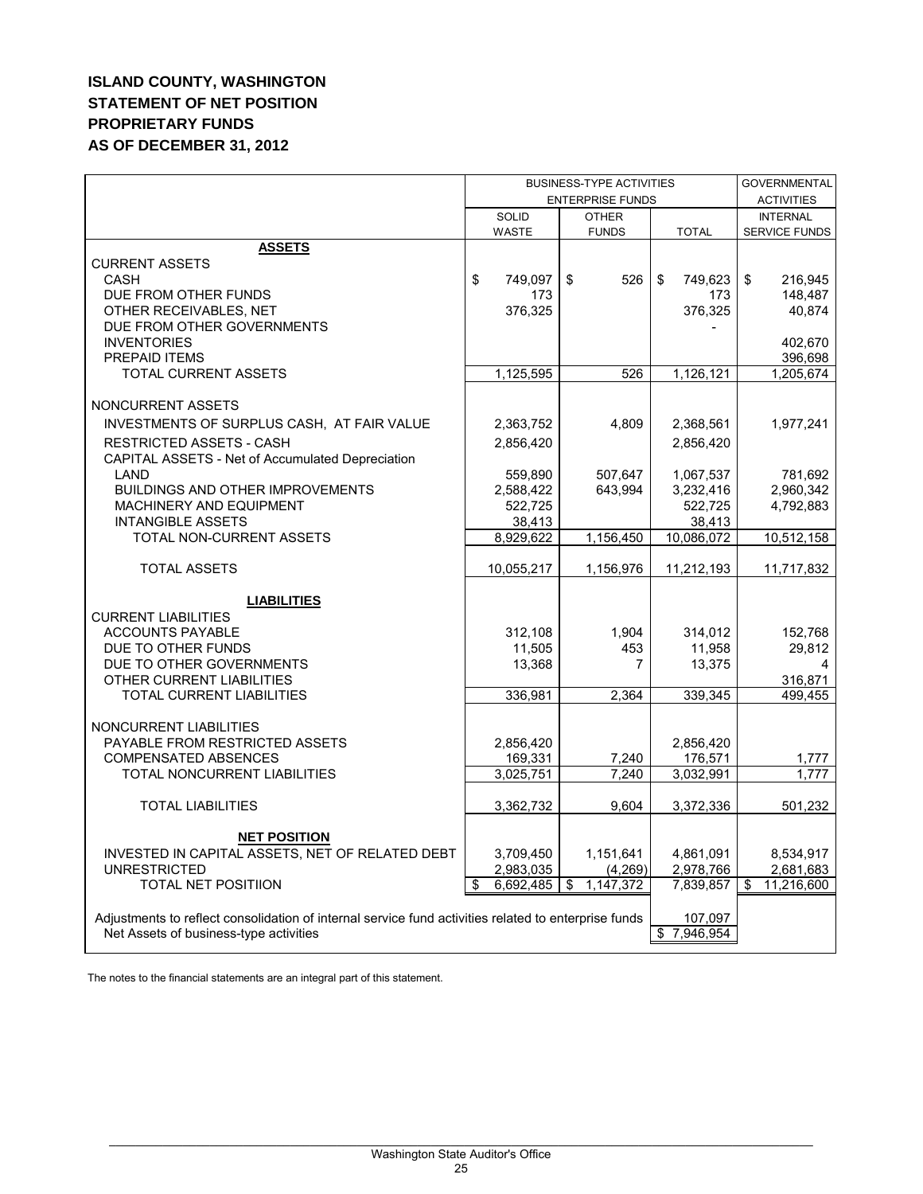# ISLAND COUNTY, WASHINGTON
# STATEMENT OF NET POSITION
# PROPRIETARY FUNDS
# AS OF DECEMBER 31, 2012

| | BUSINESS-TYPE ACTIVITIES | | | GOVERNMENTAL |
|---|---|---|---|---|
| | ENTERPRISE FUNDS | | | ACTIVITIES |
| | SOLID WASTE | OTHER FUNDS | TOTAL | INTERNAL SERVICE FUNDS |
| **ASSETS** | | | | |
| CURRENT ASSETS | | | | |
| CASH | $ 749,097 | $ 526 | $ 749,623 | $ 216,945 |
| DUE FROM OTHER FUNDS | 173 | | 173 | 148,487 |
| OTHER RECEIVABLES, NET | 376,325 | | 376,325 | 40,874 |
| DUE FROM OTHER GOVERNMENTS | | | - | |
| INVENTORIES | | | | 402,670 |
| PREPAID ITEMS | | | | 396,698 |
| TOTAL CURRENT ASSETS | 1,125,595 | 526 | 1,126,121 | 1,205,674 |
| NONCURRENT ASSETS | | | | |
| INVESTMENTS OF SURPLUS CASH, AT FAIR VALUE | 2,363,752 | 4,809 | 2,368,561 | 1,977,241 |
| RESTRICTED ASSETS - CASH | 2,856,420 | | 2,856,420 | |
| CAPITAL ASSETS - Net of Accumulated Depreciation | | | | |
| LAND | 559,890 | 507,647 | 1,067,537 | 781,692 |
| BUILDINGS AND OTHER IMPROVEMENTS | 2,588,422 | 643,994 | 3,232,416 | 2,960,342 |
| MACHINERY AND EQUIPMENT | 522,725 | | 522,725 | 4,792,883 |
| INTANGIBLE ASSETS | 38,413 | | 38,413 | |
| TOTAL NON-CURRENT ASSETS | 8,929,622 | 1,156,450 | 10,086,072 | 10,512,158 |
| TOTAL ASSETS | 10,055,217 | 1,156,976 | 11,212,193 | 11,717,832 |
| **LIABILITIES** | | | | |
| CURRENT LIABILITIES | | | | |
| ACCOUNTS PAYABLE | 312,108 | 1,904 | 314,012 | 152,768 |
| DUE TO OTHER FUNDS | 11,505 | 453 | 11,958 | 29,812 |
| DUE TO OTHER GOVERNMENTS | 13,368 | 7 | 13,375 | 4 |
| OTHER CURRENT LIABILITIES | | | | 316,871 |
| TOTAL CURRENT LIABILITIES | 336,981 | 2,364 | 339,345 | 499,455 |
| NONCURRENT LIABILITIES | | | | |
| PAYABLE FROM RESTRICTED ASSETS | 2,856,420 | | 2,856,420 | |
| COMPENSATED ABSENCES | 169,331 | 7,240 | 176,571 | 1,777 |
| TOTAL NONCURRENT LIABILITIES | 3,025,751 | 7,240 | 3,032,991 | 1,777 |
| TOTAL LIABILITIES | 3,362,732 | 9,604 | 3,372,336 | 501,232 |
| **NET POSITION** | | | | |
| INVESTED IN CAPITAL ASSETS, NET OF RELATED DEBT | 3,709,450 | 1,151,641 | 4,861,091 | 8,534,917 |
| UNRESTRICTED | 2,983,035 | (4,269) | 2,978,766 | 2,681,683 |
| TOTAL NET POSITIION | $ 6,692,485 | $ 1,147,372 | 7,839,857 | $ 11,216,600 |
| Adjustments to reflect consolidation of internal service fund activities related to enterprise funds | | | 107,097 | |
| Net Assets of business-type activities | | | $ 7,946,954 | |

The notes to the financial statements are an integral part of this statement.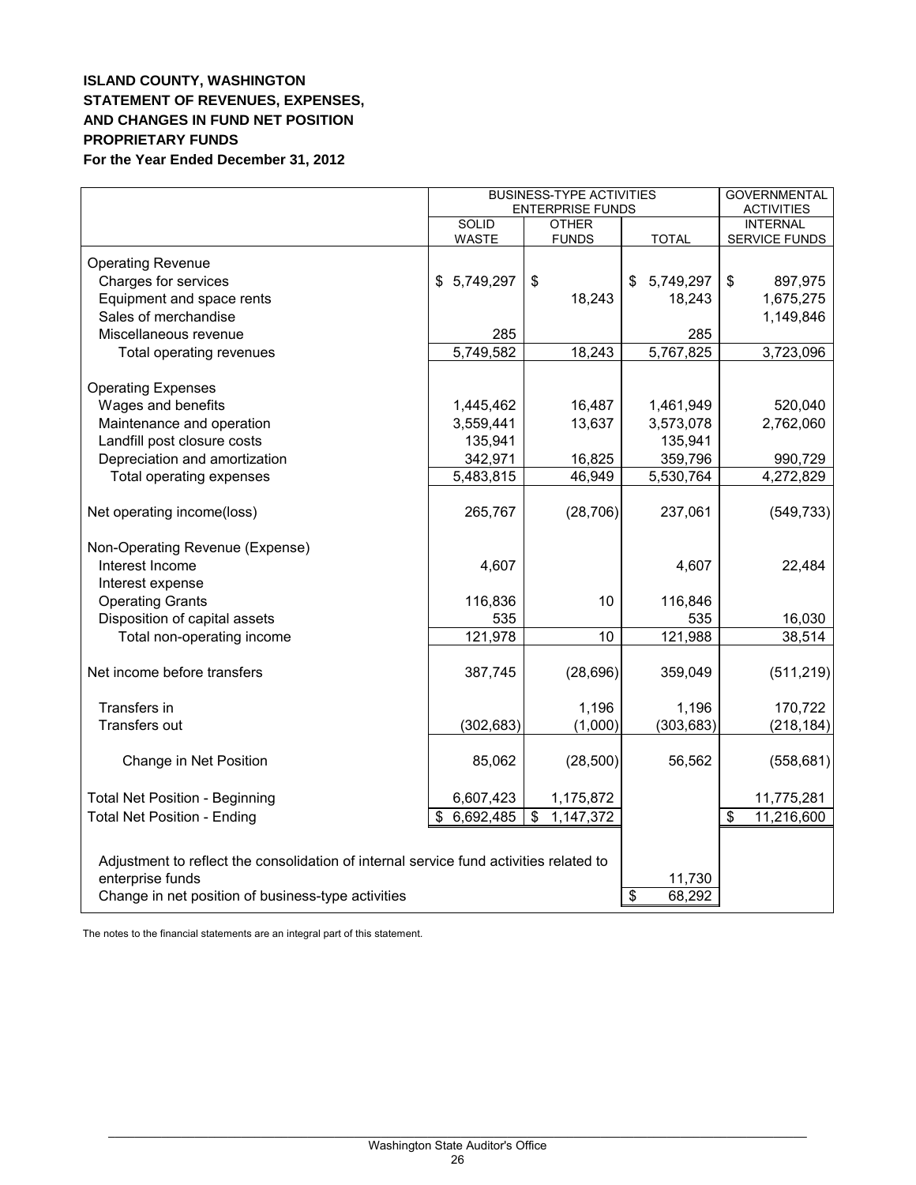**ISLAND COUNTY, WASHINGTON**
**STATEMENT OF REVENUES, EXPENSES,**
**AND CHANGES IN FUND NET POSITION**
**PROPRIETARY FUNDS**
**For the Year Ended December 31, 2012**

| | BUSINESS-TYPE ACTIVITIES ENTERPRISE FUNDS | | | GOVERNMENTAL ACTIVITIES |
|---|---|---|---|---|
| | SOLID WASTE | OTHER FUNDS | TOTAL | INTERNAL SERVICE FUNDS |
| **Operating Revenue** | | | | |
| Charges for services | $ 5,749,297 | $ | $ 5,749,297 | $ 897,975 |
| Equipment and space rents | | 18,243 | 18,243 | 1,675,275 |
| Sales of merchandise | | | | 1,149,846 |
| Miscellaneous revenue | 285 | | 285 | |
| Total operating revenues | 5,749,582 | 18,243 | 5,767,825 | 3,723,096 |
| **Operating Expenses** | | | | |
| Wages and benefits | 1,445,462 | 16,487 | 1,461,949 | 520,040 |
| Maintenance and operation | 3,559,441 | 13,637 | 3,573,078 | 2,762,060 |
| Landfill post closure costs | 135,941 | | 135,941 | |
| Depreciation and amortization | 342,971 | 16,825 | 359,796 | 990,729 |
| Total operating expenses | 5,483,815 | 46,949 | 5,530,764 | 4,272,829 |
| Net operating income(loss) | 265,767 | (28,706) | 237,061 | (549,733) |
| **Non-Operating Revenue (Expense)** | | | | |
| Interest Income | 4,607 | | 4,607 | 22,484 |
| Interest expense | | | | |
| Operating Grants | 116,836 | 10 | 116,846 | |
| Disposition of capital assets | 535 | | 535 | 16,030 |
| Total non-operating income | 121,978 | 10 | 121,988 | 38,514 |
| Net income before transfers | 387,745 | (28,696) | 359,049 | (511,219) |
| Transfers in | | 1,196 | 1,196 | 170,722 |
| Transfers out | (302,683) | (1,000) | (303,683) | (218,184) |
| Change in Net Position | 85,062 | (28,500) | 56,562 | (558,681) |
| Total Net Position - Beginning | 6,607,423 | 1,175,872 | | 11,775,281 |
| Total Net Position - Ending | $ 6,692,485 | $ 1,147,372 | | $ 11,216,600 |
| Adjustment to reflect the consolidation of internal service fund activities related to enterprise funds | | | 11,730 | |
| Change in net position of business-type activities | | | $ 68,292 | |

The notes to the financial statements are an integral part of this statement.

Washington State Auditor's Office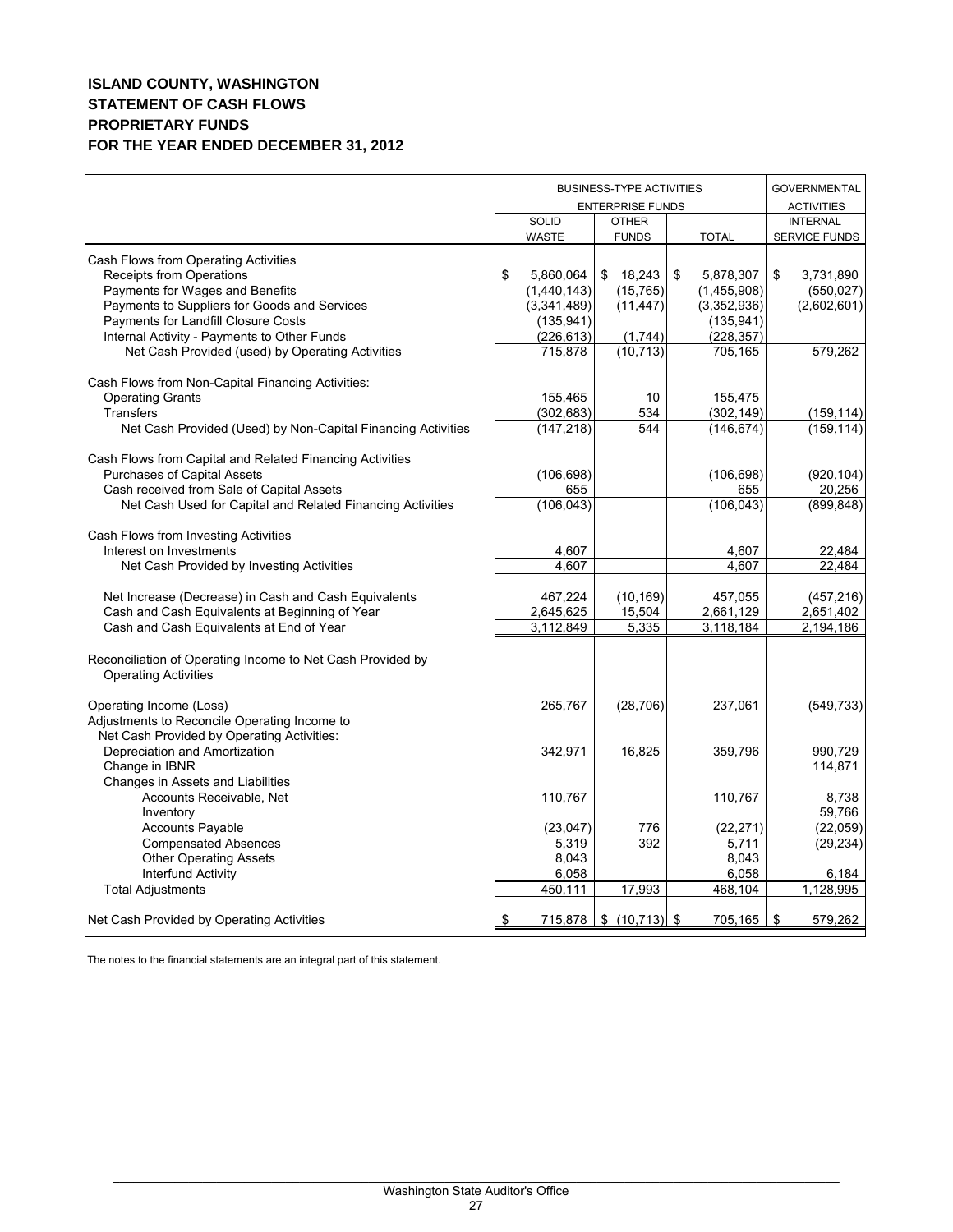# ISLAND COUNTY, WASHINGTON
## STATEMENT OF CASH FLOWS
## PROPRIETARY FUNDS
## FOR THE YEAR ENDED DECEMBER 31, 2012

| | BUSINESS-TYPE ACTIVITIES ENTERPRISE FUNDS | | | GOVERNMENTAL ACTIVITIES |
|---|---|---|---|---|
| | SOLID WASTE | OTHER FUNDS | TOTAL | INTERNAL SERVICE FUNDS |
| **Cash Flows from Operating Activities** | | | | |
| Receipts from Operations | $ 5,860,064 | $ 18,243 | $ 5,878,307 | $ 3,731,890 |
| Payments for Wages and Benefits | (1,440,143) | (15,765) | (1,455,908) | (550,027) |
| Payments to Suppliers for Goods and Services | (3,341,489) | (11,447) | (3,352,936) | (2,602,601) |
| Payments for Landfill Closure Costs | (135,941) | | (135,941) | |
| Internal Activity - Payments to Other Funds | (226,613) | (1,744) | (228,357) | |
| Net Cash Provided (used) by Operating Activities | 715,878 | (10,713) | 705,165 | 579,262 |
| **Cash Flows from Non-Capital Financing Activities:** | | | | |
| Operating Grants | 155,465 | 10 | 155,475 | |
| Transfers | (302,683) | 534 | (302,149) | (159,114) |
| Net Cash Provided (Used) by Non-Capital Financing Activities | (147,218) | 544 | (146,674) | (159,114) |
| **Cash Flows from Capital and Related Financing Activities** | | | | |
| Purchases of Capital Assets | (106,698) | | (106,698) | (920,104) |
| Cash received from Sale of Capital Assets | 655 | | 655 | 20,256 |
| Net Cash Used for Capital and Related Financing Activities | (106,043) | | (106,043) | (899,848) |
| **Cash Flows from Investing Activities** | | | | |
| Interest on Investments | 4,607 | | 4,607 | 22,484 |
| Net Cash Provided by Investing Activities | 4,607 | | 4,607 | 22,484 |
| Net Increase (Decrease) in Cash and Cash Equivalents | 467,224 | (10,169) | 457,055 | (457,216) |
| Cash and Cash Equivalents at Beginning of Year | 2,645,625 | 15,504 | 2,661,129 | 2,651,402 |
| Cash and Cash Equivalents at End of Year | 3,112,849 | 5,335 | 3,118,184 | 2,194,186 |
| **Reconciliation of Operating Income to Net Cash Provided by Operating Activities** | | | | |
| Operating Income (Loss) | 265,767 | (28,706) | 237,061 | (549,733) |
| Adjustments to Reconcile Operating Income to Net Cash Provided by Operating Activities: | | | | |
| Depreciation and Amortization | 342,971 | 16,825 | 359,796 | 990,729 |
| Change in IBNR | | | | 114,871 |
| Changes in Assets and Liabilities | | | | |
| Accounts Receivable, Net | 110,767 | | 110,767 | 8,738 |
| Inventory | | | | 59,766 |
| Accounts Payable | (23,047) | 776 | (22,271) | (22,059) |
| Compensated Absences | 5,319 | 392 | 5,711 | (29,234) |
| Other Operating Assets | 8,043 | | 8,043 | |
| Interfund Activity | 6,058 | | 6,058 | 6,184 |
| Total Adjustments | 450,111 | 17,993 | 468,104 | 1,128,995 |
| Net Cash Provided by Operating Activities | $ 715,878 | $ (10,713) | $ 705,165 | $ 579,262 |

The notes to the financial statements are an integral part of this statement.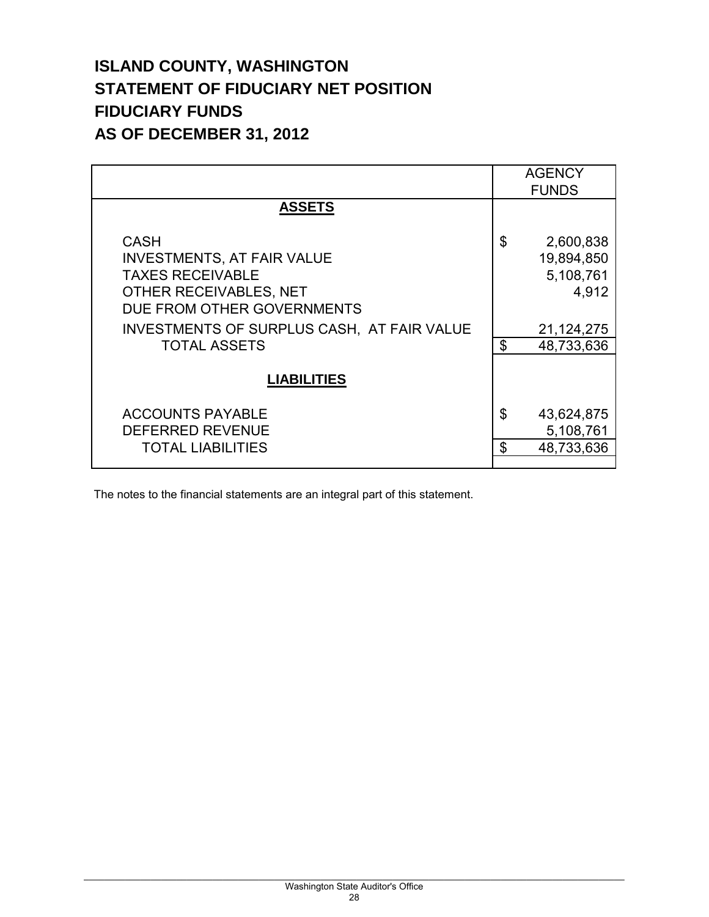# ISLAND COUNTY, WASHINGTON
# STATEMENT OF FIDUCIARY NET POSITION
# FIDUCIARY FUNDS
# AS OF DECEMBER 31, 2012

| | AGENCY FUNDS |
|---|---|
| **ASSETS** | |
| CASH | $ 2,600,838 |
| INVESTMENTS, AT FAIR VALUE | 19,894,850 |
| TAXES RECEIVABLE | 5,108,761 |
| OTHER RECEIVABLES, NET | 4,912 |
| DUE FROM OTHER GOVERNMENTS | |
| INVESTMENTS OF SURPLUS CASH, AT FAIR VALUE | 21,124,275 |
| TOTAL ASSETS | $ 48,733,636 |
| **LIABILITIES** | |
| ACCOUNTS PAYABLE | $ 43,624,875 |
| DEFERRED REVENUE | 5,108,761 |
| TOTAL LIABILITIES | $ 48,733,636 |

The notes to the financial statements are an integral part of this statement.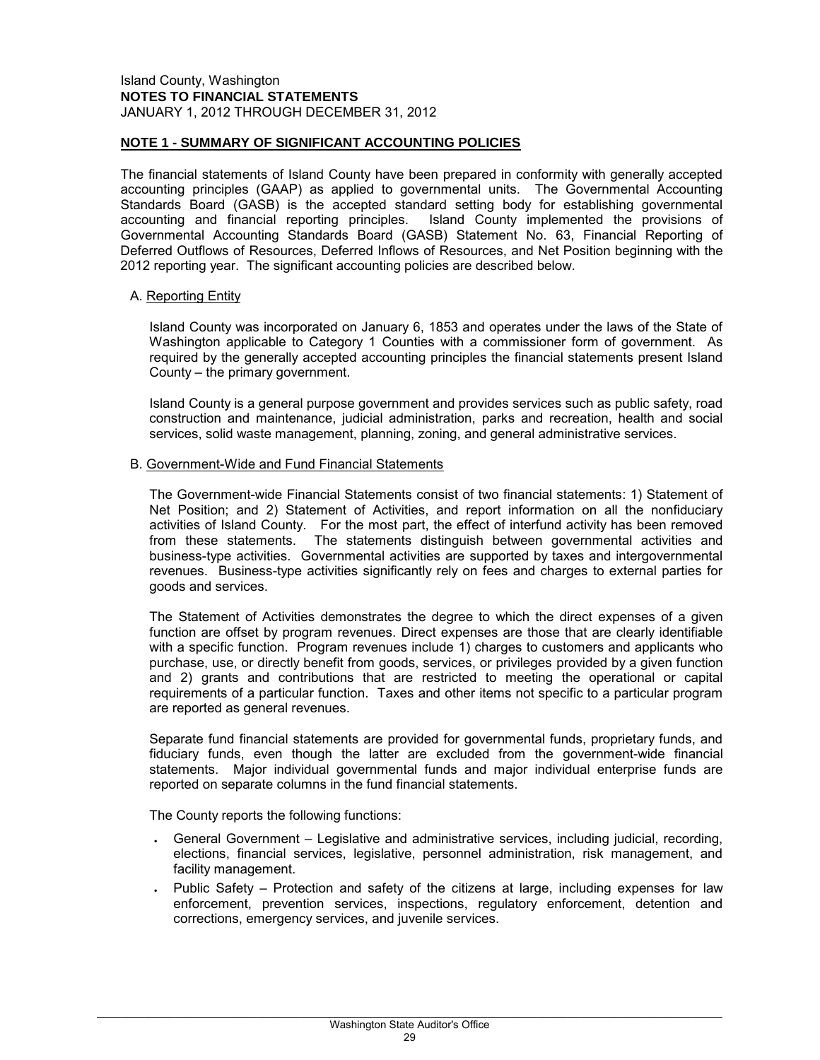Island County, Washington
**NOTES TO FINANCIAL STATEMENTS**
JANUARY 1, 2012 THROUGH DECEMBER 31, 2012

## NOTE 1 - SUMMARY OF SIGNIFICANT ACCOUNTING POLICIES

The financial statements of Island County have been prepared in conformity with generally accepted accounting principles (GAAP) as applied to governmental units. The Governmental Accounting Standards Board (GASB) is the accepted standard setting body for establishing governmental accounting and financial reporting principles. Island County implemented the provisions of Governmental Accounting Standards Board (GASB) Statement No. 63, Financial Reporting of Deferred Outflows of Resources, Deferred Inflows of Resources, and Net Position beginning with the 2012 reporting year. The significant accounting policies are described below.

### A. Reporting Entity

Island County was incorporated on January 6, 1853 and operates under the laws of the State of Washington applicable to Category 1 Counties with a commissioner form of government. As required by the generally accepted accounting principles the financial statements present Island County – the primary government.

Island County is a general purpose government and provides services such as public safety, road construction and maintenance, judicial administration, parks and recreation, health and social services, solid waste management, planning, zoning, and general administrative services.

### B. Government-Wide and Fund Financial Statements

The Government-wide Financial Statements consist of two financial statements: 1) Statement of Net Position; and 2) Statement of Activities, and report information on all the nonfiduciary activities of Island County. For the most part, the effect of interfund activity has been removed from these statements. The statements distinguish between governmental activities and business-type activities. Governmental activities are supported by taxes and intergovernmental revenues. Business-type activities significantly rely on fees and charges to external parties for goods and services.

The Statement of Activities demonstrates the degree to which the direct expenses of a given function are offset by program revenues. Direct expenses are those that are clearly identifiable with a specific function. Program revenues include 1) charges to customers and applicants who purchase, use, or directly benefit from goods, services, or privileges provided by a given function and 2) grants and contributions that are restricted to meeting the operational or capital requirements of a particular function. Taxes and other items not specific to a particular program are reported as general revenues.

Separate fund financial statements are provided for governmental funds, proprietary funds, and fiduciary funds, even though the latter are excluded from the government-wide financial statements. Major individual governmental funds and major individual enterprise funds are reported on separate columns in the fund financial statements.

The County reports the following functions:

- General Government – Legislative and administrative services, including judicial, recording, elections, financial services, legislative, personnel administration, risk management, and facility management.
- Public Safety – Protection and safety of the citizens at large, including expenses for law enforcement, prevention services, inspections, regulatory enforcement, detention and corrections, emergency services, and juvenile services.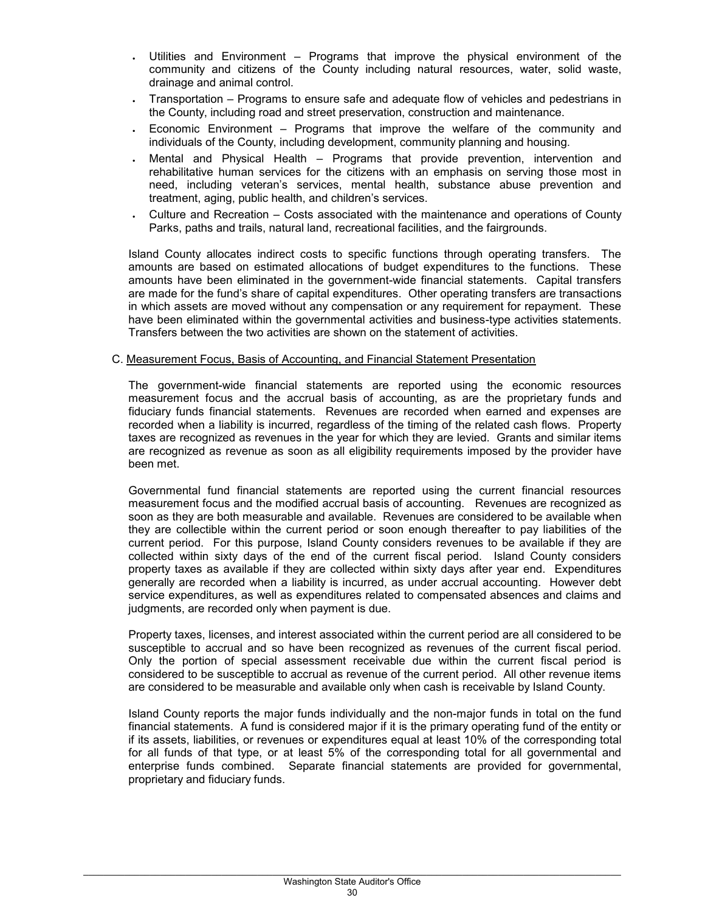- Utilities and Environment – Programs that improve the physical environment of the community and citizens of the County including natural resources, water, solid waste, drainage and animal control.
- Transportation – Programs to ensure safe and adequate flow of vehicles and pedestrians in the County, including road and street preservation, construction and maintenance.
- Economic Environment – Programs that improve the welfare of the community and individuals of the County, including development, community planning and housing.
- Mental and Physical Health – Programs that provide prevention, intervention and rehabilitative human services for the citizens with an emphasis on serving those most in need, including veteran's services, mental health, substance abuse prevention and treatment, aging, public health, and children's services.
- Culture and Recreation – Costs associated with the maintenance and operations of County Parks, paths and trails, natural land, recreational facilities, and the fairgrounds.

Island County allocates indirect costs to specific functions through operating transfers. The amounts are based on estimated allocations of budget expenditures to the functions. These amounts have been eliminated in the government-wide financial statements. Capital transfers are made for the fund's share of capital expenditures. Other operating transfers are transactions in which assets are moved without any compensation or any requirement for repayment. These have been eliminated within the governmental activities and business-type activities statements. Transfers between the two activities are shown on the statement of activities.

C. <u>Measurement Focus, Basis of Accounting, and Financial Statement Presentation</u>

The government-wide financial statements are reported using the economic resources measurement focus and the accrual basis of accounting, as are the proprietary funds and fiduciary funds financial statements. Revenues are recorded when earned and expenses are recorded when a liability is incurred, regardless of the timing of the related cash flows. Property taxes are recognized as revenues in the year for which they are levied. Grants and similar items are recognized as revenue as soon as all eligibility requirements imposed by the provider have been met.

Governmental fund financial statements are reported using the current financial resources measurement focus and the modified accrual basis of accounting. Revenues are recognized as soon as they are both measurable and available. Revenues are considered to be available when they are collectible within the current period or soon enough thereafter to pay liabilities of the current period. For this purpose, Island County considers revenues to be available if they are collected within sixty days of the end of the current fiscal period. Island County considers property taxes as available if they are collected within sixty days after year end. Expenditures generally are recorded when a liability is incurred, as under accrual accounting. However debt service expenditures, as well as expenditures related to compensated absences and claims and judgments, are recorded only when payment is due.

Property taxes, licenses, and interest associated within the current period are all considered to be susceptible to accrual and so have been recognized as revenues of the current fiscal period. Only the portion of special assessment receivable due within the current fiscal period is considered to be susceptible to accrual as revenue of the current period. All other revenue items are considered to be measurable and available only when cash is receivable by Island County.

Island County reports the major funds individually and the non-major funds in total on the fund financial statements. A fund is considered major if it is the primary operating fund of the entity or if its assets, liabilities, or revenues or expenditures equal at least 10% of the corresponding total for all funds of that type, or at least 5% of the corresponding total for all governmental and enterprise funds combined. Separate financial statements are provided for governmental, proprietary and fiduciary funds.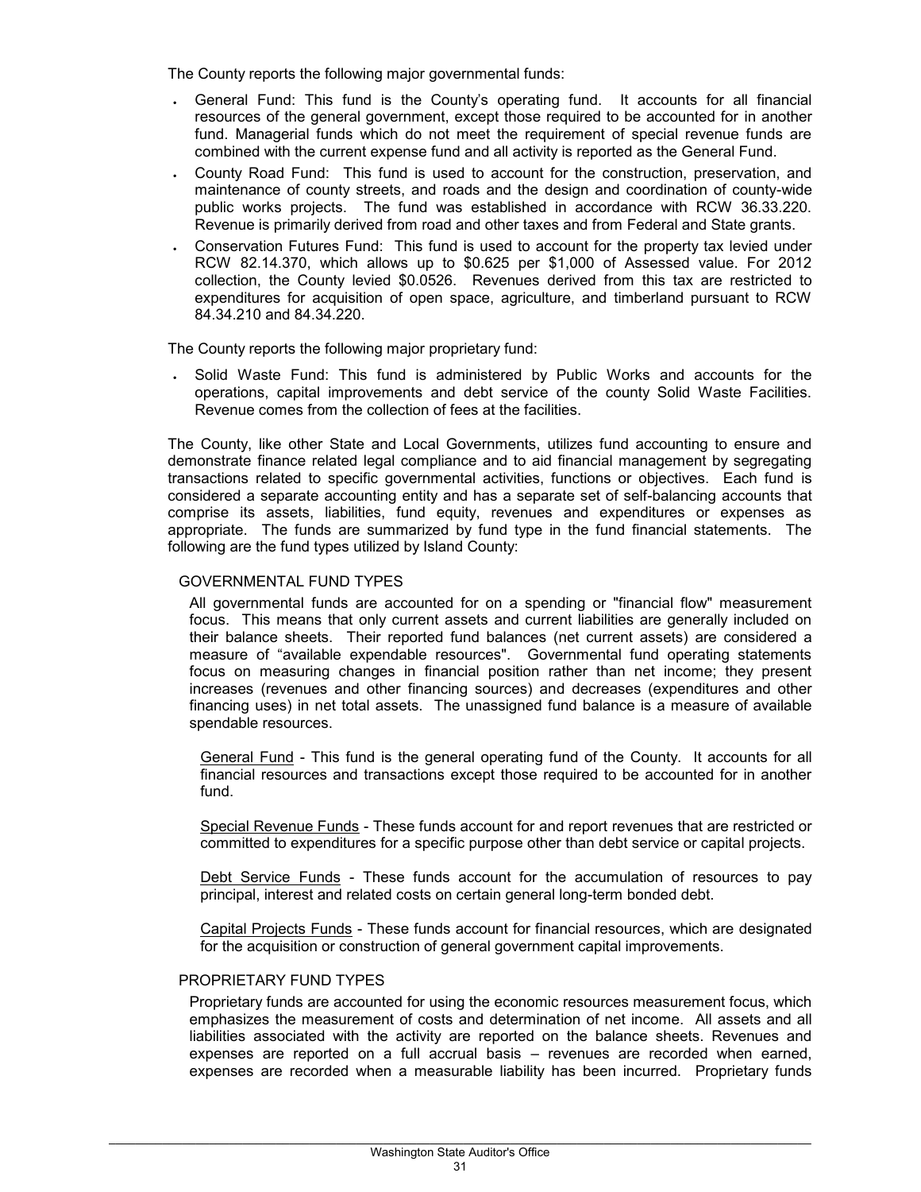The County reports the following major governmental funds:

- General Fund: This fund is the County's operating fund. It accounts for all financial resources of the general government, except those required to be accounted for in another fund. Managerial funds which do not meet the requirement of special revenue funds are combined with the current expense fund and all activity is reported as the General Fund.
- County Road Fund: This fund is used to account for the construction, preservation, and maintenance of county streets, and roads and the design and coordination of county-wide public works projects. The fund was established in accordance with RCW 36.33.220. Revenue is primarily derived from road and other taxes and from Federal and State grants.
- Conservation Futures Fund: This fund is used to account for the property tax levied under RCW 82.14.370, which allows up to $0.625 per $1,000 of Assessed value. For 2012 collection, the County levied $0.0526. Revenues derived from this tax are restricted to expenditures for acquisition of open space, agriculture, and timberland pursuant to RCW 84.34.210 and 84.34.220.

The County reports the following major proprietary fund:

- Solid Waste Fund: This fund is administered by Public Works and accounts for the operations, capital improvements and debt service of the county Solid Waste Facilities. Revenue comes from the collection of fees at the facilities.

The County, like other State and Local Governments, utilizes fund accounting to ensure and demonstrate finance related legal compliance and to aid financial management by segregating transactions related to specific governmental activities, functions or objectives. Each fund is considered a separate accounting entity and has a separate set of self-balancing accounts that comprise its assets, liabilities, fund equity, revenues and expenditures or expenses as appropriate. The funds are summarized by fund type in the fund financial statements. The following are the fund types utilized by Island County:

GOVERNMENTAL FUND TYPES

All governmental funds are accounted for on a spending or "financial flow" measurement focus. This means that only current assets and current liabilities are generally included on their balance sheets. Their reported fund balances (net current assets) are considered a measure of "available expendable resources". Governmental fund operating statements focus on measuring changes in financial position rather than net income; they present increases (revenues and other financing sources) and decreases (expenditures and other financing uses) in net total assets. The unassigned fund balance is a measure of available spendable resources.

General Fund - This fund is the general operating fund of the County. It accounts for all financial resources and transactions except those required to be accounted for in another fund.

Special Revenue Funds - These funds account for and report revenues that are restricted or committed to expenditures for a specific purpose other than debt service or capital projects.

Debt Service Funds - These funds account for the accumulation of resources to pay principal, interest and related costs on certain general long-term bonded debt.

Capital Projects Funds - These funds account for financial resources, which are designated for the acquisition or construction of general government capital improvements.

PROPRIETARY FUND TYPES

Proprietary funds are accounted for using the economic resources measurement focus, which emphasizes the measurement of costs and determination of net income. All assets and all liabilities associated with the activity are reported on the balance sheets. Revenues and expenses are reported on a full accrual basis – revenues are recorded when earned, expenses are recorded when a measurable liability has been incurred. Proprietary funds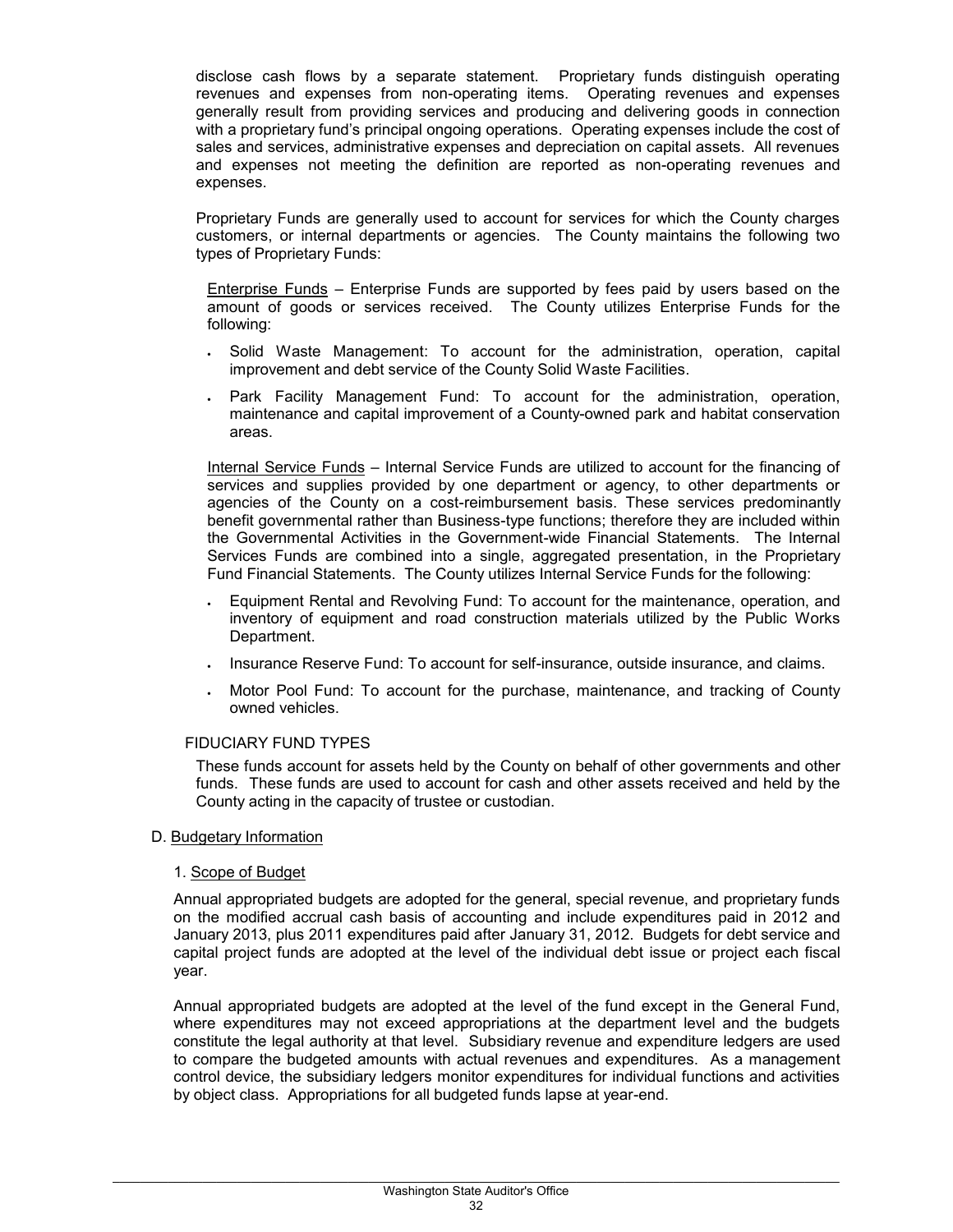disclose cash flows by a separate statement. Proprietary funds distinguish operating revenues and expenses from non-operating items. Operating revenues and expenses generally result from providing services and producing and delivering goods in connection with a proprietary fund's principal ongoing operations. Operating expenses include the cost of sales and services, administrative expenses and depreciation on capital assets. All revenues and expenses not meeting the definition are reported as non-operating revenues and expenses.

Proprietary Funds are generally used to account for services for which the County charges customers, or internal departments or agencies. The County maintains the following two types of Proprietary Funds:

Enterprise Funds – Enterprise Funds are supported by fees paid by users based on the amount of goods or services received. The County utilizes Enterprise Funds for the following:

- Solid Waste Management: To account for the administration, operation, capital improvement and debt service of the County Solid Waste Facilities.
- Park Facility Management Fund: To account for the administration, operation, maintenance and capital improvement of a County-owned park and habitat conservation areas.

Internal Service Funds – Internal Service Funds are utilized to account for the financing of services and supplies provided by one department or agency, to other departments or agencies of the County on a cost-reimbursement basis. These services predominantly benefit governmental rather than Business-type functions; therefore they are included within the Governmental Activities in the Government-wide Financial Statements. The Internal Services Funds are combined into a single, aggregated presentation, in the Proprietary Fund Financial Statements. The County utilizes Internal Service Funds for the following:

- Equipment Rental and Revolving Fund: To account for the maintenance, operation, and inventory of equipment and road construction materials utilized by the Public Works Department.
- Insurance Reserve Fund: To account for self-insurance, outside insurance, and claims.
- Motor Pool Fund: To account for the purchase, maintenance, and tracking of County owned vehicles.

FIDUCIARY FUND TYPES

These funds account for assets held by the County on behalf of other governments and other funds. These funds are used to account for cash and other assets received and held by the County acting in the capacity of trustee or custodian.

D. Budgetary Information

1. Scope of Budget

Annual appropriated budgets are adopted for the general, special revenue, and proprietary funds on the modified accrual cash basis of accounting and include expenditures paid in 2012 and January 2013, plus 2011 expenditures paid after January 31, 2012. Budgets for debt service and capital project funds are adopted at the level of the individual debt issue or project each fiscal year.

Annual appropriated budgets are adopted at the level of the fund except in the General Fund, where expenditures may not exceed appropriations at the department level and the budgets constitute the legal authority at that level. Subsidiary revenue and expenditure ledgers are used to compare the budgeted amounts with actual revenues and expenditures. As a management control device, the subsidiary ledgers monitor expenditures for individual functions and activities by object class. Appropriations for all budgeted funds lapse at year-end.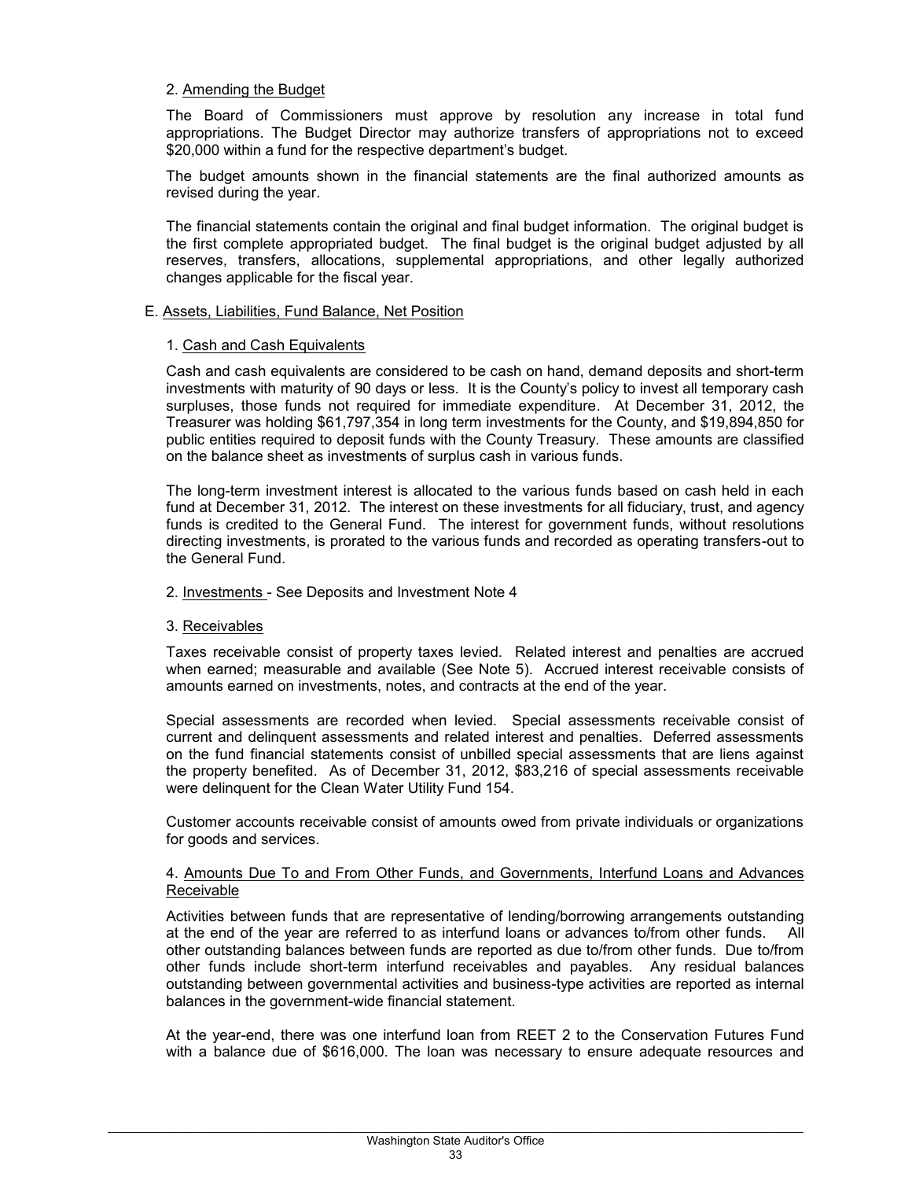2. Amending the Budget

The Board of Commissioners must approve by resolution any increase in total fund appropriations. The Budget Director may authorize transfers of appropriations not to exceed $20,000 within a fund for the respective department's budget.

The budget amounts shown in the financial statements are the final authorized amounts as revised during the year.

The financial statements contain the original and final budget information. The original budget is the first complete appropriated budget. The final budget is the original budget adjusted by all reserves, transfers, allocations, supplemental appropriations, and other legally authorized changes applicable for the fiscal year.

E. Assets, Liabilities, Fund Balance, Net Position

1. Cash and Cash Equivalents

Cash and cash equivalents are considered to be cash on hand, demand deposits and short-term investments with maturity of 90 days or less. It is the County's policy to invest all temporary cash surpluses, those funds not required for immediate expenditure. At December 31, 2012, the Treasurer was holding $61,797,354 in long term investments for the County, and $19,894,850 for public entities required to deposit funds with the County Treasury. These amounts are classified on the balance sheet as investments of surplus cash in various funds.

The long-term investment interest is allocated to the various funds based on cash held in each fund at December 31, 2012. The interest on these investments for all fiduciary, trust, and agency funds is credited to the General Fund. The interest for government funds, without resolutions directing investments, is prorated to the various funds and recorded as operating transfers-out to the General Fund.

2. Investments - See Deposits and Investment Note 4

3. Receivables

Taxes receivable consist of property taxes levied. Related interest and penalties are accrued when earned; measurable and available (See Note 5). Accrued interest receivable consists of amounts earned on investments, notes, and contracts at the end of the year.

Special assessments are recorded when levied. Special assessments receivable consist of current and delinquent assessments and related interest and penalties. Deferred assessments on the fund financial statements consist of unbilled special assessments that are liens against the property benefited. As of December 31, 2012, $83,216 of special assessments receivable were delinquent for the Clean Water Utility Fund 154.

Customer accounts receivable consist of amounts owed from private individuals or organizations for goods and services.

4. Amounts Due To and From Other Funds, and Governments, Interfund Loans and Advances Receivable

Activities between funds that are representative of lending/borrowing arrangements outstanding at the end of the year are referred to as interfund loans or advances to/from other funds. All other outstanding balances between funds are reported as due to/from other funds. Due to/from other funds include short-term interfund receivables and payables. Any residual balances outstanding between governmental activities and business-type activities are reported as internal balances in the government-wide financial statement.

At the year-end, there was one interfund loan from REET 2 to the Conservation Futures Fund with a balance due of $616,000. The loan was necessary to ensure adequate resources and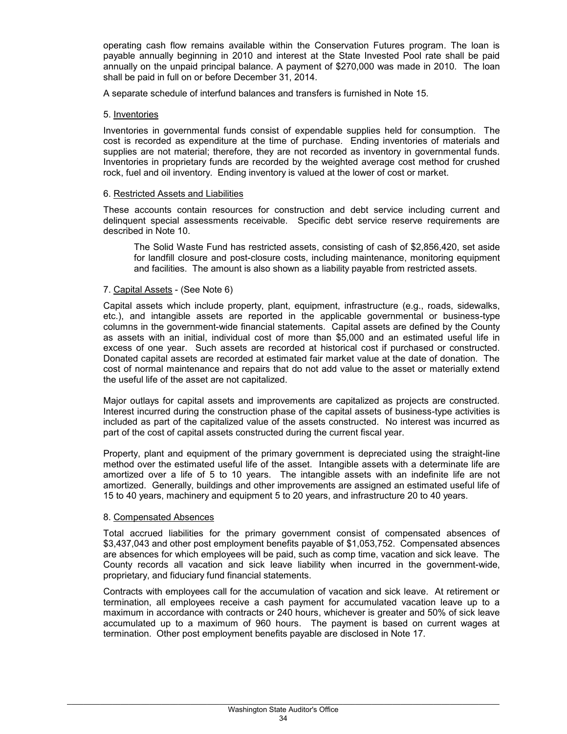operating cash flow remains available within the Conservation Futures program. The loan is payable annually beginning in 2010 and interest at the State Invested Pool rate shall be paid annually on the unpaid principal balance. A payment of $270,000 was made in 2010. The loan shall be paid in full on or before December 31, 2014.

A separate schedule of interfund balances and transfers is furnished in Note 15.

5. Inventories

Inventories in governmental funds consist of expendable supplies held for consumption. The cost is recorded as expenditure at the time of purchase. Ending inventories of materials and supplies are not material; therefore, they are not recorded as inventory in governmental funds. Inventories in proprietary funds are recorded by the weighted average cost method for crushed rock, fuel and oil inventory. Ending inventory is valued at the lower of cost or market.

6. Restricted Assets and Liabilities

These accounts contain resources for construction and debt service including current and delinquent special assessments receivable. Specific debt service reserve requirements are described in Note 10.

> The Solid Waste Fund has restricted assets, consisting of cash of $2,856,420, set aside for landfill closure and post-closure costs, including maintenance, monitoring equipment and facilities. The amount is also shown as a liability payable from restricted assets.

7. Capital Assets - (See Note 6)

Capital assets which include property, plant, equipment, infrastructure (e.g., roads, sidewalks, etc.), and intangible assets are reported in the applicable governmental or business-type columns in the government-wide financial statements. Capital assets are defined by the County as assets with an initial, individual cost of more than $5,000 and an estimated useful life in excess of one year. Such assets are recorded at historical cost if purchased or constructed. Donated capital assets are recorded at estimated fair market value at the date of donation. The cost of normal maintenance and repairs that do not add value to the asset or materially extend the useful life of the asset are not capitalized.

Major outlays for capital assets and improvements are capitalized as projects are constructed. Interest incurred during the construction phase of the capital assets of business-type activities is included as part of the capitalized value of the assets constructed. No interest was incurred as part of the cost of capital assets constructed during the current fiscal year.

Property, plant and equipment of the primary government is depreciated using the straight-line method over the estimated useful life of the asset. Intangible assets with a determinate life are amortized over a life of 5 to 10 years. The intangible assets with an indefinite life are not amortized. Generally, buildings and other improvements are assigned an estimated useful life of 15 to 40 years, machinery and equipment 5 to 20 years, and infrastructure 20 to 40 years.

8. Compensated Absences

Total accrued liabilities for the primary government consist of compensated absences of $3,437,043 and other post employment benefits payable of $1,053,752. Compensated absences are absences for which employees will be paid, such as comp time, vacation and sick leave. The County records all vacation and sick leave liability when incurred in the government-wide, proprietary, and fiduciary fund financial statements.

Contracts with employees call for the accumulation of vacation and sick leave. At retirement or termination, all employees receive a cash payment for accumulated vacation leave up to a maximum in accordance with contracts or 240 hours, whichever is greater and 50% of sick leave accumulated up to a maximum of 960 hours. The payment is based on current wages at termination. Other post employment benefits payable are disclosed in Note 17.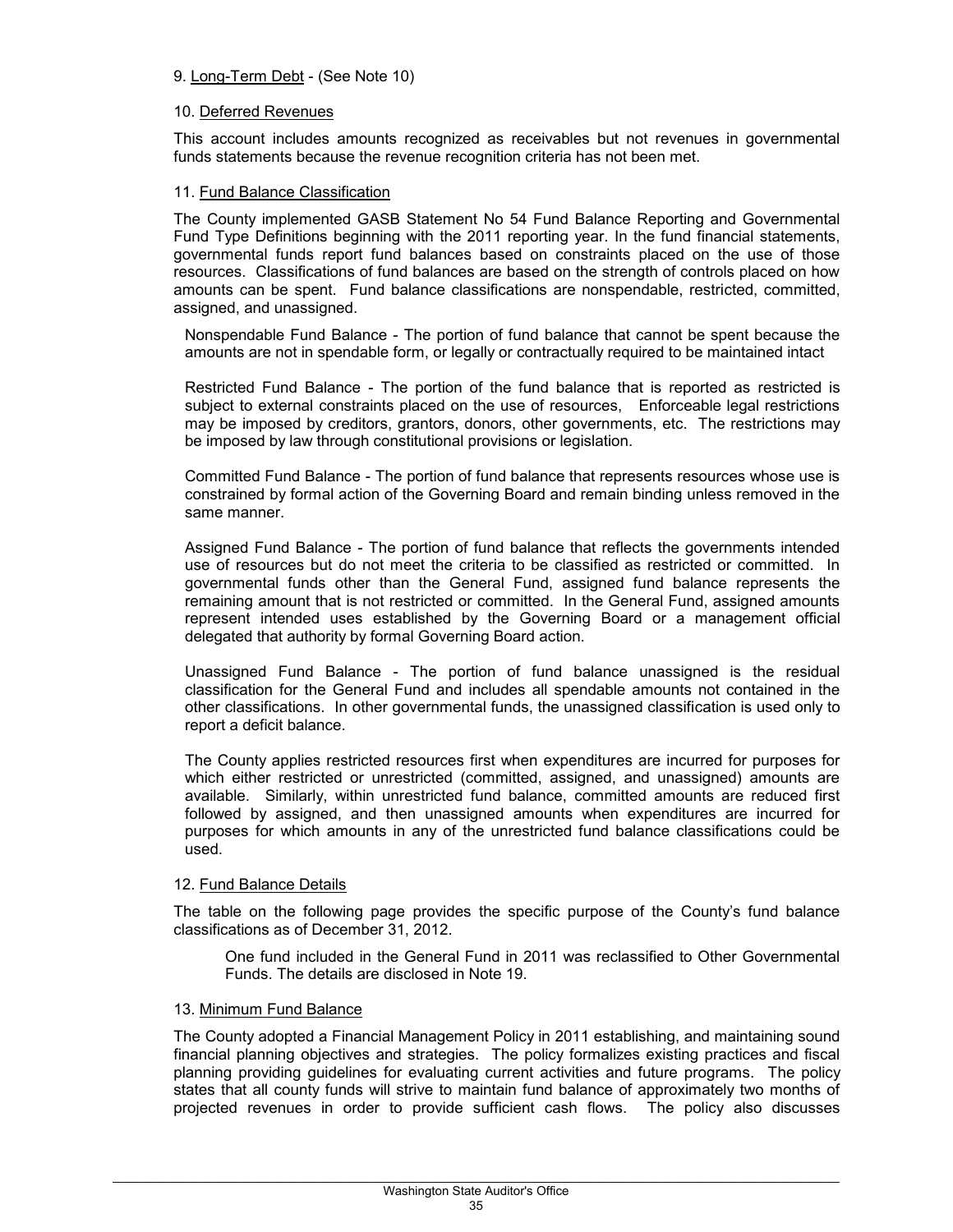9. Long-Term Debt - (See Note 10)

10. Deferred Revenues

This account includes amounts recognized as receivables but not revenues in governmental funds statements because the revenue recognition criteria has not been met.

11. Fund Balance Classification

The County implemented GASB Statement No 54 Fund Balance Reporting and Governmental Fund Type Definitions beginning with the 2011 reporting year. In the fund financial statements, governmental funds report fund balances based on constraints placed on the use of those resources. Classifications of fund balances are based on the strength of controls placed on how amounts can be spent. Fund balance classifications are nonspendable, restricted, committed, assigned, and unassigned.

Nonspendable Fund Balance - The portion of fund balance that cannot be spent because the amounts are not in spendable form, or legally or contractually required to be maintained intact

Restricted Fund Balance - The portion of the fund balance that is reported as restricted is subject to external constraints placed on the use of resources, Enforceable legal restrictions may be imposed by creditors, grantors, donors, other governments, etc. The restrictions may be imposed by law through constitutional provisions or legislation.

Committed Fund Balance - The portion of fund balance that represents resources whose use is constrained by formal action of the Governing Board and remain binding unless removed in the same manner.

Assigned Fund Balance - The portion of fund balance that reflects the governments intended use of resources but do not meet the criteria to be classified as restricted or committed. In governmental funds other than the General Fund, assigned fund balance represents the remaining amount that is not restricted or committed. In the General Fund, assigned amounts represent intended uses established by the Governing Board or a management official delegated that authority by formal Governing Board action.

Unassigned Fund Balance - The portion of fund balance unassigned is the residual classification for the General Fund and includes all spendable amounts not contained in the other classifications. In other governmental funds, the unassigned classification is used only to report a deficit balance.

The County applies restricted resources first when expenditures are incurred for purposes for which either restricted or unrestricted (committed, assigned, and unassigned) amounts are available. Similarly, within unrestricted fund balance, committed amounts are reduced first followed by assigned, and then unassigned amounts when expenditures are incurred for purposes for which amounts in any of the unrestricted fund balance classifications could be used.

12. Fund Balance Details

The table on the following page provides the specific purpose of the County's fund balance classifications as of December 31, 2012.

One fund included in the General Fund in 2011 was reclassified to Other Governmental Funds. The details are disclosed in Note 19.

13. Minimum Fund Balance

The County adopted a Financial Management Policy in 2011 establishing, and maintaining sound financial planning objectives and strategies. The policy formalizes existing practices and fiscal planning providing guidelines for evaluating current activities and future programs. The policy states that all county funds will strive to maintain fund balance of approximately two months of projected revenues in order to provide sufficient cash flows. The policy also discusses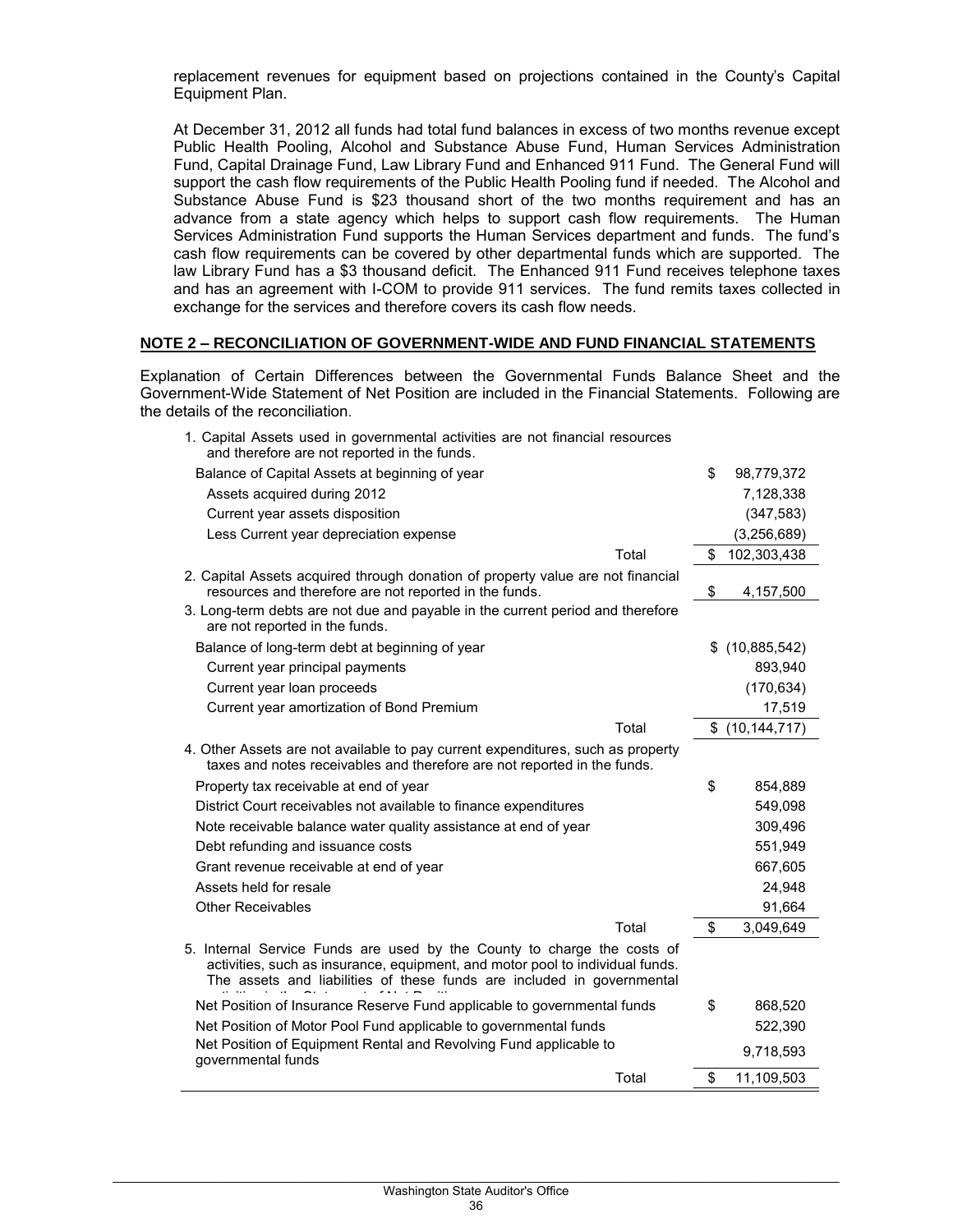replacement revenues for equipment based on projections contained in the County's Capital Equipment Plan.

At December 31, 2012 all funds had total fund balances in excess of two months revenue except Public Health Pooling, Alcohol and Substance Abuse Fund, Human Services Administration Fund, Capital Drainage Fund, Law Library Fund and Enhanced 911 Fund. The General Fund will support the cash flow requirements of the Public Health Pooling fund if needed. The Alcohol and Substance Abuse Fund is $23 thousand short of the two months requirement and has an advance from a state agency which helps to support cash flow requirements. The Human Services Administration Fund supports the Human Services department and funds. The fund's cash flow requirements can be covered by other departmental funds which are supported. The law Library Fund has a $3 thousand deficit. The Enhanced 911 Fund receives telephone taxes and has an agreement with I-COM to provide 911 services. The fund remits taxes collected in exchange for the services and therefore covers its cash flow needs.

## NOTE 2 – RECONCILIATION OF GOVERNMENT-WIDE AND FUND FINANCIAL STATEMENTS

Explanation of Certain Differences between the Governmental Funds Balance Sheet and the Government-Wide Statement of Net Position are included in the Financial Statements. Following are the details of the reconciliation.

| | | |
|---|---|---|
| 1. Capital Assets used in governmental activities are not financial resources and therefore are not reported in the funds. | | |
| Balance of Capital Assets at beginning of year | | $ 98,779,372 |
| Assets acquired during 2012 | | 7,128,338 |
| Current year assets disposition | | (347,583) |
| Less Current year depreciation expense | | (3,256,689) |
| | Total | $ 102,303,438 |
| 2. Capital Assets acquired through donation of property value are not financial resources and therefore are not reported in the funds. | | $ 4,157,500 |
| 3. Long-term debts are not due and payable in the current period and therefore are not reported in the funds. | | |
| Balance of long-term debt at beginning of year | | $ (10,885,542) |
| Current year principal payments | | 893,940 |
| Current year loan proceeds | | (170,634) |
| Current year amortization of Bond Premium | | 17,519 |
| | Total | $ (10,144,717) |
| 4. Other Assets are not available to pay current expenditures, such as property taxes and notes receivables and therefore are not reported in the funds. | | |
| Property tax receivable at end of year | | $ 854,889 |
| District Court receivables not available to finance expenditures | | 549,098 |
| Note receivable balance water quality assistance at end of year | | 309,496 |
| Debt refunding and issuance costs | | 551,949 |
| Grant revenue receivable at end of year | | 667,605 |
| Assets held for resale | | 24,948 |
| Other Receivables | | 91,664 |
| | Total | $ 3,049,649 |
| 5. Internal Service Funds are used by the County to charge the costs of activities, such as insurance, equipment, and motor pool to individual funds. The assets and liabilities of these funds are included in governmental activities in the Statement of Net Position. | | |
| Net Position of Insurance Reserve Fund applicable to governmental funds | | $ 868,520 |
| Net Position of Motor Pool Fund applicable to governmental funds | | 522,390 |
| Net Position of Equipment Rental and Revolving Fund applicable to governmental funds | | 9,718,593 |
| | Total | $ 11,109,503 |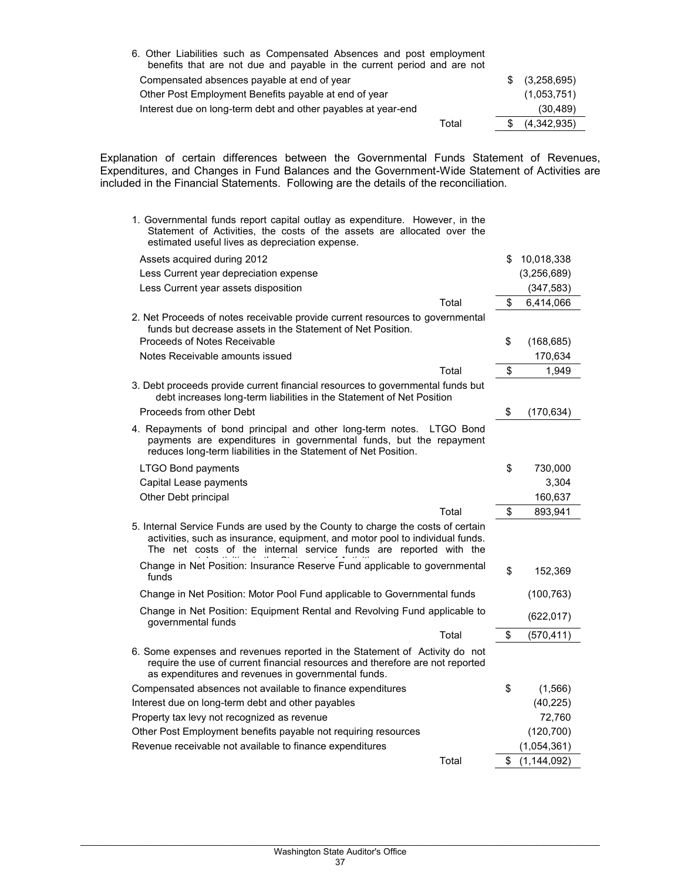6. Other Liabilities such as Compensated Absences and post employment benefits that are not due and payable in the current period and are not

| | | |
|---|---|---|
| Compensated absences payable at end of year | | $ (3,258,695) |
| Other Post Employment Benefits payable at end of year | | (1,053,751) |
| Interest due on long-term debt and other payables at year-end | | (30,489) |
| | Total | $ (4,342,935) |

Explanation of certain differences between the Governmental Funds Statement of Revenues, Expenditures, and Changes in Fund Balances and the Government-Wide Statement of Activities are included in the Financial Statements. Following are the details of the reconciliation.

1. Governmental funds report capital outlay as expenditure. However, in the Statement of Activities, the costs of the assets are allocated over the estimated useful lives as depreciation expense.

| | | |
|---|---|---|
| Assets acquired during 2012 | | $ 10,018,338 |
| Less Current year depreciation expense | | (3,256,689) |
| Less Current year assets disposition | | (347,583) |
| | Total | $ 6,414,066 |

2. Net Proceeds of notes receivable provide current resources to governmental funds but decrease assets in the Statement of Net Position.

| | | |
|---|---|---|
| Proceeds of Notes Receivable | | $ (168,685) |
| Notes Receivable amounts issued | | 170,634 |
| | Total | $ 1,949 |

3. Debt proceeds provide current financial resources to governmental funds but debt increases long-term liabilities in the Statement of Net Position

| | | |
|---|---|---|
| Proceeds from other Debt | | $ (170,634) |

4. Repayments of bond principal and other long-term notes. LTGO Bond payments are expenditures in governmental funds, but the repayment reduces long-term liabilities in the Statement of Net Position.

| | | |
|---|---|---|
| LTGO Bond payments | | $ 730,000 |
| Capital Lease payments | | 3,304 |
| Other Debt principal | | 160,637 |
| | Total | $ 893,941 |

5. Internal Service Funds are used by the County to charge the costs of certain activities, such as insurance, equipment, and motor pool to individual funds. The net costs of the internal service funds are reported with the governmental activities in the Statement of Activities.

| | | |
|---|---|---|
| Change in Net Position: Insurance Reserve Fund applicable to governmental funds | | $ 152,369 |
| Change in Net Position: Motor Pool Fund applicable to Governmental funds | | (100,763) |
| Change in Net Position: Equipment Rental and Revolving Fund applicable to governmental funds | | (622,017) |
| | Total | $ (570,411) |

6. Some expenses and revenues reported in the Statement of Activity do not require the use of current financial resources and therefore are not reported as expenditures and revenues in governmental funds.

| | | |
|---|---|---|
| Compensated absences not available to finance expenditures | | $ (1,566) |
| Interest due on long-term debt and other payables | | (40,225) |
| Property tax levy not recognized as revenue | | 72,760 |
| Other Post Employment benefits payable not requiring resources | | (120,700) |
| Revenue receivable not available to finance expenditures | | (1,054,361) |
| | Total | $ (1,144,092) |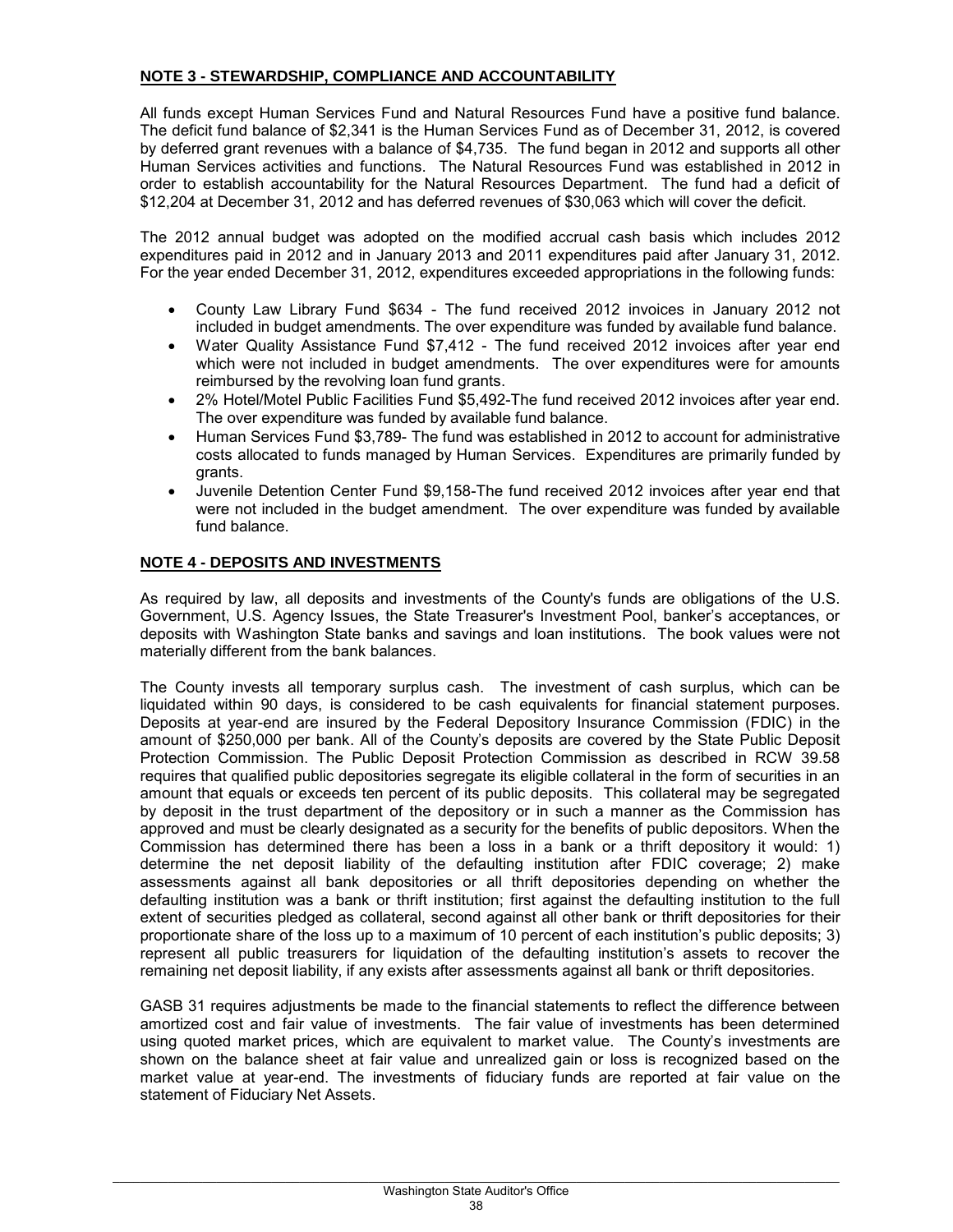## NOTE 3 - STEWARDSHIP, COMPLIANCE AND ACCOUNTABILITY

All funds except Human Services Fund and Natural Resources Fund have a positive fund balance. The deficit fund balance of $2,341 is the Human Services Fund as of December 31, 2012, is covered by deferred grant revenues with a balance of $4,735. The fund began in 2012 and supports all other Human Services activities and functions. The Natural Resources Fund was established in 2012 in order to establish accountability for the Natural Resources Department. The fund had a deficit of $12,204 at December 31, 2012 and has deferred revenues of $30,063 which will cover the deficit.

The 2012 annual budget was adopted on the modified accrual cash basis which includes 2012 expenditures paid in 2012 and in January 2013 and 2011 expenditures paid after January 31, 2012. For the year ended December 31, 2012, expenditures exceeded appropriations in the following funds:

- County Law Library Fund $634 - The fund received 2012 invoices in January 2012 not included in budget amendments. The over expenditure was funded by available fund balance.
- Water Quality Assistance Fund $7,412 - The fund received 2012 invoices after year end which were not included in budget amendments. The over expenditures were for amounts reimbursed by the revolving loan fund grants.
- 2% Hotel/Motel Public Facilities Fund $5,492-The fund received 2012 invoices after year end. The over expenditure was funded by available fund balance.
- Human Services Fund $3,789- The fund was established in 2012 to account for administrative costs allocated to funds managed by Human Services. Expenditures are primarily funded by grants.
- Juvenile Detention Center Fund $9,158-The fund received 2012 invoices after year end that were not included in the budget amendment. The over expenditure was funded by available fund balance.

## NOTE 4 - DEPOSITS AND INVESTMENTS

As required by law, all deposits and investments of the County's funds are obligations of the U.S. Government, U.S. Agency Issues, the State Treasurer's Investment Pool, banker's acceptances, or deposits with Washington State banks and savings and loan institutions. The book values were not materially different from the bank balances.

The County invests all temporary surplus cash. The investment of cash surplus, which can be liquidated within 90 days, is considered to be cash equivalents for financial statement purposes. Deposits at year-end are insured by the Federal Depository Insurance Commission (FDIC) in the amount of $250,000 per bank. All of the County's deposits are covered by the State Public Deposit Protection Commission. The Public Deposit Protection Commission as described in RCW 39.58 requires that qualified public depositories segregate its eligible collateral in the form of securities in an amount that equals or exceeds ten percent of its public deposits. This collateral may be segregated by deposit in the trust department of the depository or in such a manner as the Commission has approved and must be clearly designated as a security for the benefits of public depositors. When the Commission has determined there has been a loss in a bank or a thrift depository it would: 1) determine the net deposit liability of the defaulting institution after FDIC coverage; 2) make assessments against all bank depositories or all thrift depositories depending on whether the defaulting institution was a bank or thrift institution; first against the defaulting institution to the full extent of securities pledged as collateral, second against all other bank or thrift depositories for their proportionate share of the loss up to a maximum of 10 percent of each institution's public deposits; 3) represent all public treasurers for liquidation of the defaulting institution's assets to recover the remaining net deposit liability, if any exists after assessments against all bank or thrift depositories.

GASB 31 requires adjustments be made to the financial statements to reflect the difference between amortized cost and fair value of investments. The fair value of investments has been determined using quoted market prices, which are equivalent to market value. The County's investments are shown on the balance sheet at fair value and unrealized gain or loss is recognized based on the market value at year-end. The investments of fiduciary funds are reported at fair value on the statement of Fiduciary Net Assets.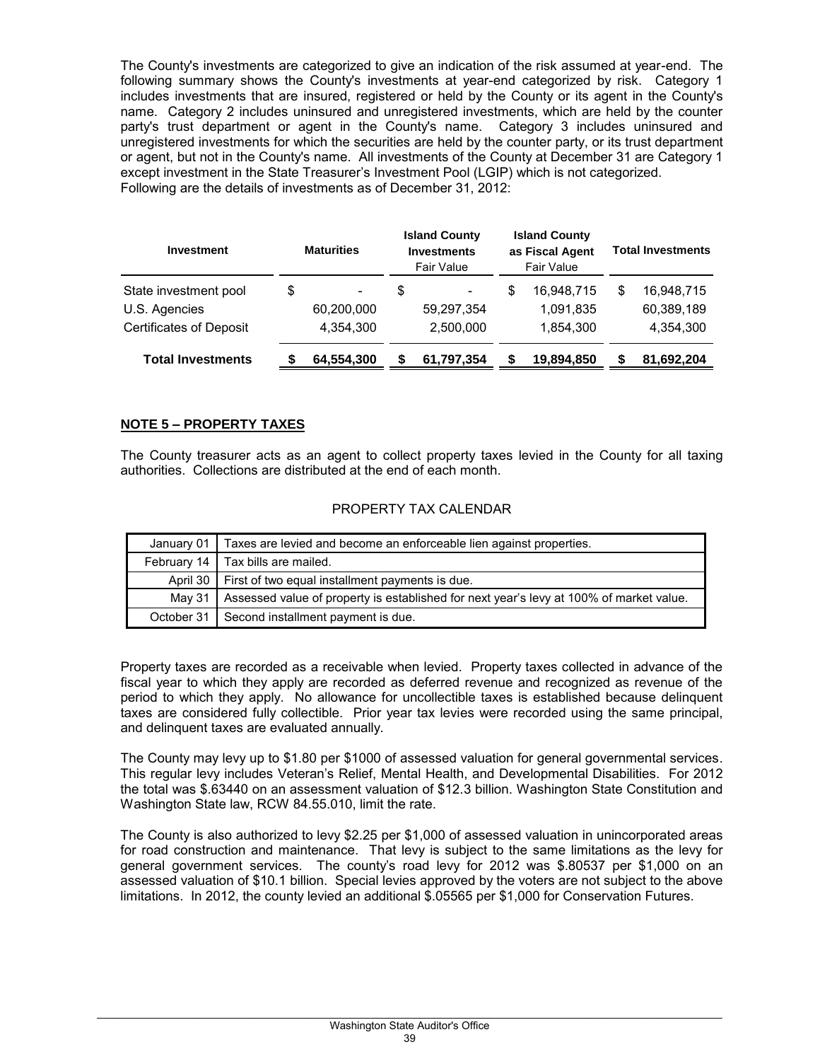The County's investments are categorized to give an indication of the risk assumed at year-end. The following summary shows the County's investments at year-end categorized by risk. Category 1 includes investments that are insured, registered or held by the County or its agent in the County's name. Category 2 includes uninsured and unregistered investments, which are held by the counter party's trust department or agent in the County's name. Category 3 includes uninsured and unregistered investments for which the securities are held by the counter party, or its trust department or agent, but not in the County's name. All investments of the County at December 31 are Category 1 except investment in the State Treasurer's Investment Pool (LGIP) which is not categorized.
Following are the details of investments as of December 31, 2012:

| Investment | Maturities | Island County Investments Fair Value | Island County as Fiscal Agent Fair Value | Total Investments |
|---|---|---|---|---|
| State investment pool | $ - | $ - | $ 16,948,715 | $ 16,948,715 |
| U.S. Agencies | 60,200,000 | 59,297,354 | 1,091,835 | 60,389,189 |
| Certificates of Deposit | 4,354,300 | 2,500,000 | 1,854,300 | 4,354,300 |
| **Total Investments** | **$ 64,554,300** | **$ 61,797,354** | **$ 19,894,850** | **$ 81,692,204** |

## NOTE 5 – PROPERTY TAXES

The County treasurer acts as an agent to collect property taxes levied in the County for all taxing authorities. Collections are distributed at the end of each month.

PROPERTY TAX CALENDAR

| | |
|---|---|
| January 01 | Taxes are levied and become an enforceable lien against properties. |
| February 14 | Tax bills are mailed. |
| April 30 | First of two equal installment payments is due. |
| May 31 | Assessed value of property is established for next year's levy at 100% of market value. |
| October 31 | Second installment payment is due. |

Property taxes are recorded as a receivable when levied. Property taxes collected in advance of the fiscal year to which they apply are recorded as deferred revenue and recognized as revenue of the period to which they apply. No allowance for uncollectible taxes is established because delinquent taxes are considered fully collectible. Prior year tax levies were recorded using the same principal, and delinquent taxes are evaluated annually.

The County may levy up to $1.80 per $1000 of assessed valuation for general governmental services. This regular levy includes Veteran's Relief, Mental Health, and Developmental Disabilities. For 2012 the total was $.63440 on an assessment valuation of $12.3 billion. Washington State Constitution and Washington State law, RCW 84.55.010, limit the rate.

The County is also authorized to levy $2.25 per $1,000 of assessed valuation in unincorporated areas for road construction and maintenance. That levy is subject to the same limitations as the levy for general government services. The county's road levy for 2012 was $.80537 per $1,000 on an assessed valuation of $10.1 billion. Special levies approved by the voters are not subject to the above limitations. In 2012, the county levied an additional $.05565 per $1,000 for Conservation Futures.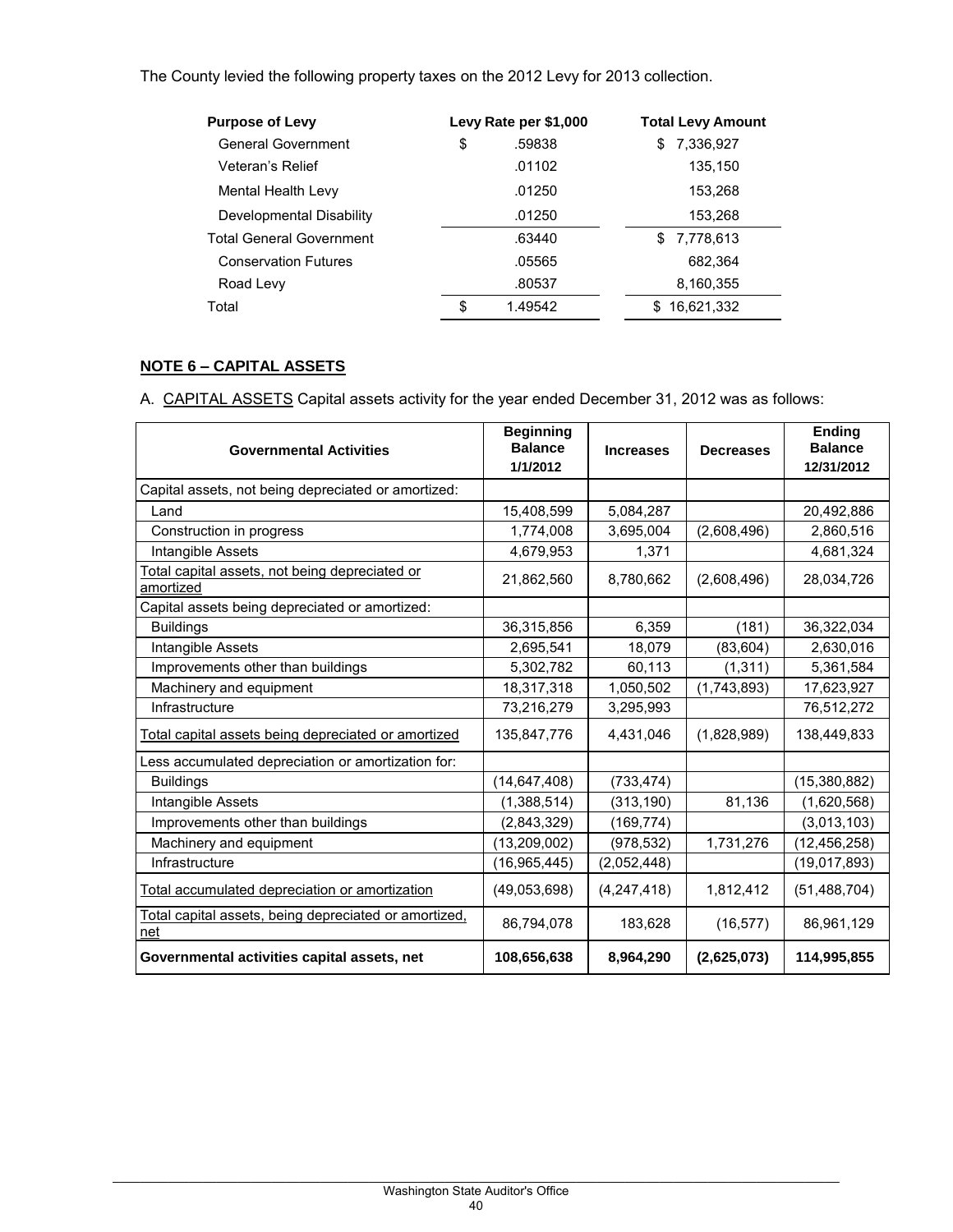The County levied the following property taxes on the 2012 Levy for 2013 collection.

| Purpose of Levy | Levy Rate per $1,000 | Total Levy Amount |
|---|---|---|
| General Government | $ .59838 | $ 7,336,927 |
| Veteran's Relief | .01102 | 135,150 |
| Mental Health Levy | .01250 | 153,268 |
| Developmental Disability | .01250 | 153,268 |
| Total General Government | .63440 | $ 7,778,613 |
| Conservation Futures | .05565 | 682,364 |
| Road Levy | .80537 | 8,160,355 |
| Total | $ 1.49542 | $ 16,621,332 |

## NOTE 6 – CAPITAL ASSETS

A. CAPITAL ASSETS Capital assets activity for the year ended December 31, 2012 was as follows:

| Governmental Activities | Beginning Balance 1/1/2012 | Increases | Decreases | Ending Balance 12/31/2012 |
|---|---|---|---|---|
| Capital assets, not being depreciated or amortized: | | | | |
| Land | 15,408,599 | 5,084,287 | | 20,492,886 |
| Construction in progress | 1,774,008 | 3,695,004 | (2,608,496) | 2,860,516 |
| Intangible Assets | 4,679,953 | 1,371 | | 4,681,324 |
| Total capital assets, not being depreciated or amortized | 21,862,560 | 8,780,662 | (2,608,496) | 28,034,726 |
| Capital assets being depreciated or amortized: | | | | |
| Buildings | 36,315,856 | 6,359 | (181) | 36,322,034 |
| Intangible Assets | 2,695,541 | 18,079 | (83,604) | 2,630,016 |
| Improvements other than buildings | 5,302,782 | 60,113 | (1,311) | 5,361,584 |
| Machinery and equipment | 18,317,318 | 1,050,502 | (1,743,893) | 17,623,927 |
| Infrastructure | 73,216,279 | 3,295,993 | | 76,512,272 |
| Total capital assets being depreciated or amortized | 135,847,776 | 4,431,046 | (1,828,989) | 138,449,833 |
| Less accumulated depreciation or amortization for: | | | | |
| Buildings | (14,647,408) | (733,474) | | (15,380,882) |
| Intangible Assets | (1,388,514) | (313,190) | 81,136 | (1,620,568) |
| Improvements other than buildings | (2,843,329) | (169,774) | | (3,013,103) |
| Machinery and equipment | (13,209,002) | (978,532) | 1,731,276 | (12,456,258) |
| Infrastructure | (16,965,445) | (2,052,448) | | (19,017,893) |
| Total accumulated depreciation or amortization | (49,053,698) | (4,247,418) | 1,812,412 | (51,488,704) |
| Total capital assets, being depreciated or amortized, net | 86,794,078 | 183,628 | (16,577) | 86,961,129 |
| **Governmental activities capital assets, net** | **108,656,638** | **8,964,290** | **(2,625,073)** | **114,995,855** |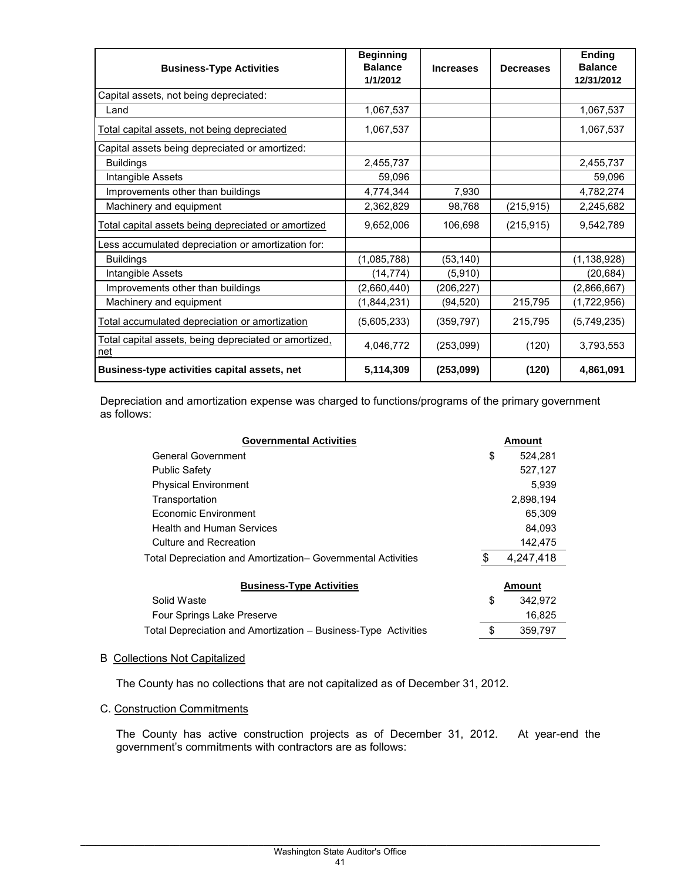| Business-Type Activities | Beginning Balance 1/1/2012 | Increases | Decreases | Ending Balance 12/31/2012 |
|---|---|---|---|---|
| Capital assets, not being depreciated: | | | | |
| Land | 1,067,537 | | | 1,067,537 |
| Total capital assets, not being depreciated | 1,067,537 | | | 1,067,537 |
| Capital assets being depreciated or amortized: | | | | |
| Buildings | 2,455,737 | | | 2,455,737 |
| Intangible Assets | 59,096 | | | 59,096 |
| Improvements other than buildings | 4,774,344 | 7,930 | | 4,782,274 |
| Machinery and equipment | 2,362,829 | 98,768 | (215,915) | 2,245,682 |
| Total capital assets being depreciated or amortized | 9,652,006 | 106,698 | (215,915) | 9,542,789 |
| Less accumulated depreciation or amortization for: | | | | |
| Buildings | (1,085,788) | (53,140) | | (1,138,928) |
| Intangible Assets | (14,774) | (5,910) | | (20,684) |
| Improvements other than buildings | (2,660,440) | (206,227) | | (2,866,667) |
| Machinery and equipment | (1,844,231) | (94,520) | 215,795 | (1,722,956) |
| Total accumulated depreciation or amortization | (5,605,233) | (359,797) | 215,795 | (5,749,235) |
| Total capital assets, being depreciated or amortized, net | 4,046,772 | (253,099) | (120) | 3,793,553 |
| **Business-type activities capital assets, net** | **5,114,309** | **(253,099)** | **(120)** | **4,861,091** |

Depreciation and amortization expense was charged to functions/programs of the primary government as follows:

| Governmental Activities | Amount |
|---|---|
| General Government | $ 524,281 |
| Public Safety | 527,127 |
| Physical Environment | 5,939 |
| Transportation | 2,898,194 |
| Economic Environment | 65,309 |
| Health and Human Services | 84,093 |
| Culture and Recreation | 142,475 |
| Total Depreciation and Amortization– Governmental Activities | $ 4,247,418 |

| Business-Type Activities | Amount |
|---|---|
| Solid Waste | $ 342,972 |
| Four Springs Lake Preserve | 16,825 |
| Total Depreciation and Amortization – Business-Type Activities | $ 359,797 |

B Collections Not Capitalized

The County has no collections that are not capitalized as of December 31, 2012.

C. Construction Commitments

The County has active construction projects as of December 31, 2012. At year-end the government's commitments with contractors are as follows: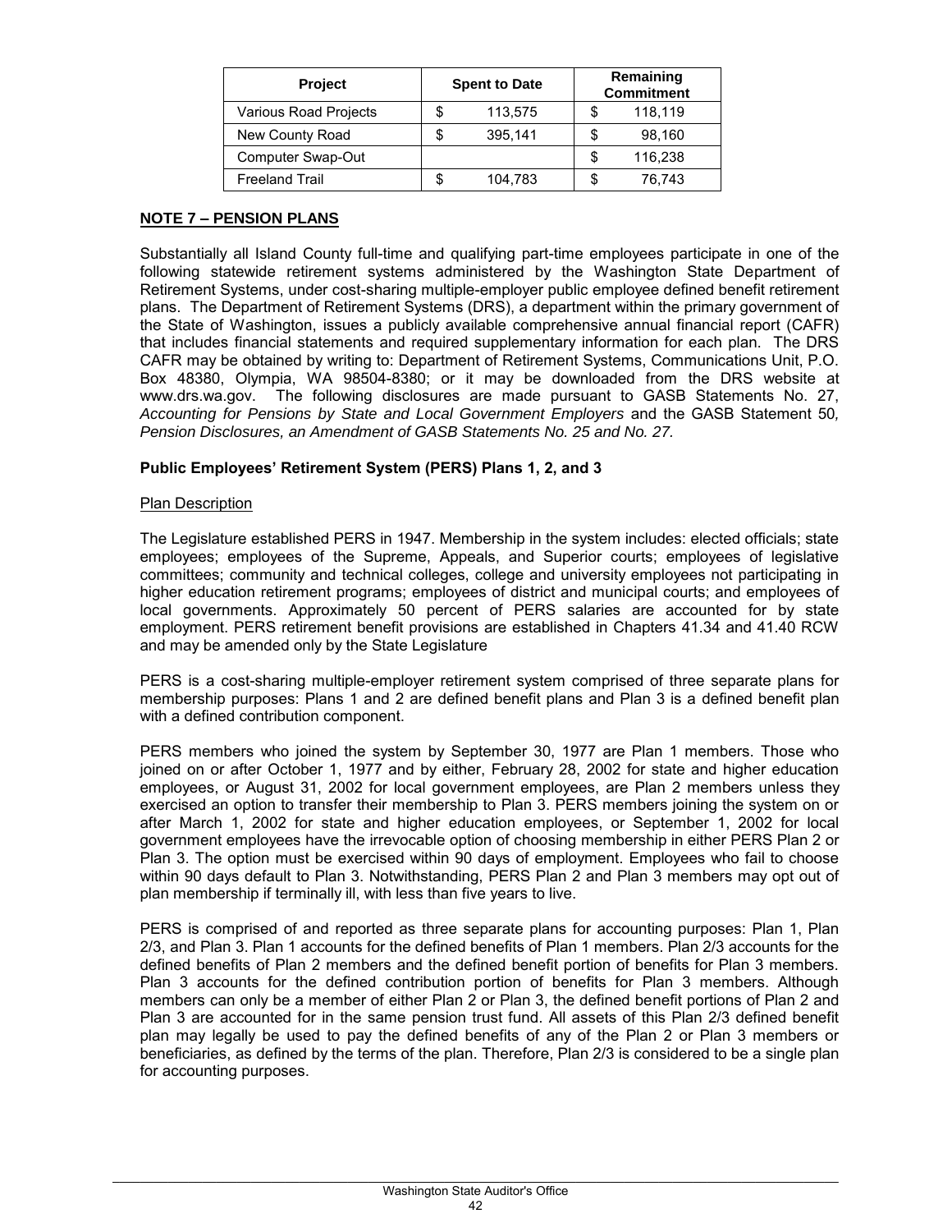| Project | Spent to Date | Remaining Commitment |
|---|---|---|
| Various Road Projects | $ 113,575 | $ 118,119 |
| New County Road | $ 395,141 | $ 98,160 |
| Computer Swap-Out | | $ 116,238 |
| Freeland Trail | $ 104,783 | $ 76,743 |

## NOTE 7 – PENSION PLANS

Substantially all Island County full-time and qualifying part-time employees participate in one of the following statewide retirement systems administered by the Washington State Department of Retirement Systems, under cost-sharing multiple-employer public employee defined benefit retirement plans. The Department of Retirement Systems (DRS), a department within the primary government of the State of Washington, issues a publicly available comprehensive annual financial report (CAFR) that includes financial statements and required supplementary information for each plan. The DRS CAFR may be obtained by writing to: Department of Retirement Systems, Communications Unit, P.O. Box 48380, Olympia, WA 98504-8380; or it may be downloaded from the DRS website at www.drs.wa.gov. The following disclosures are made pursuant to GASB Statements No. 27, *Accounting for Pensions by State and Local Government Employers* and the GASB Statement 50*, Pension Disclosures, an Amendment of GASB Statements No. 25 and No. 27.*

### Public Employees' Retirement System (PERS) Plans 1, 2, and 3

Plan Description

The Legislature established PERS in 1947. Membership in the system includes: elected officials; state employees; employees of the Supreme, Appeals, and Superior courts; employees of legislative committees; community and technical colleges, college and university employees not participating in higher education retirement programs; employees of district and municipal courts; and employees of local governments. Approximately 50 percent of PERS salaries are accounted for by state employment. PERS retirement benefit provisions are established in Chapters 41.34 and 41.40 RCW and may be amended only by the State Legislature

PERS is a cost-sharing multiple-employer retirement system comprised of three separate plans for membership purposes: Plans 1 and 2 are defined benefit plans and Plan 3 is a defined benefit plan with a defined contribution component.

PERS members who joined the system by September 30, 1977 are Plan 1 members. Those who joined on or after October 1, 1977 and by either, February 28, 2002 for state and higher education employees, or August 31, 2002 for local government employees, are Plan 2 members unless they exercised an option to transfer their membership to Plan 3. PERS members joining the system on or after March 1, 2002 for state and higher education employees, or September 1, 2002 for local government employees have the irrevocable option of choosing membership in either PERS Plan 2 or Plan 3. The option must be exercised within 90 days of employment. Employees who fail to choose within 90 days default to Plan 3. Notwithstanding, PERS Plan 2 and Plan 3 members may opt out of plan membership if terminally ill, with less than five years to live.

PERS is comprised of and reported as three separate plans for accounting purposes: Plan 1, Plan 2/3, and Plan 3. Plan 1 accounts for the defined benefits of Plan 1 members. Plan 2/3 accounts for the defined benefits of Plan 2 members and the defined benefit portion of benefits for Plan 3 members. Plan 3 accounts for the defined contribution portion of benefits for Plan 3 members. Although members can only be a member of either Plan 2 or Plan 3, the defined benefit portions of Plan 2 and Plan 3 are accounted for in the same pension trust fund. All assets of this Plan 2/3 defined benefit plan may legally be used to pay the defined benefits of any of the Plan 2 or Plan 3 members or beneficiaries, as defined by the terms of the plan. Therefore, Plan 2/3 is considered to be a single plan for accounting purposes.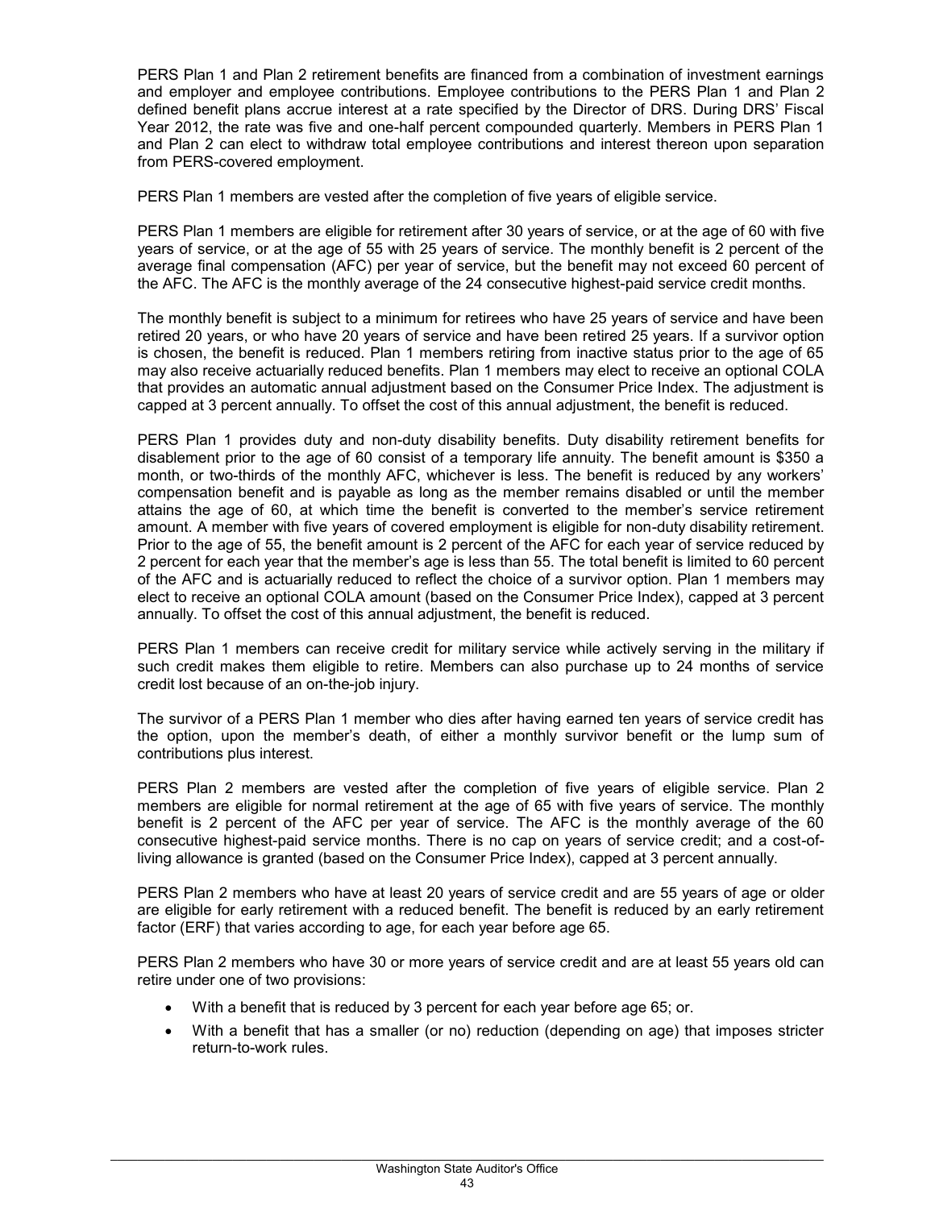PERS Plan 1 and Plan 2 retirement benefits are financed from a combination of investment earnings and employer and employee contributions. Employee contributions to the PERS Plan 1 and Plan 2 defined benefit plans accrue interest at a rate specified by the Director of DRS. During DRS' Fiscal Year 2012, the rate was five and one-half percent compounded quarterly. Members in PERS Plan 1 and Plan 2 can elect to withdraw total employee contributions and interest thereon upon separation from PERS-covered employment.

PERS Plan 1 members are vested after the completion of five years of eligible service.

PERS Plan 1 members are eligible for retirement after 30 years of service, or at the age of 60 with five years of service, or at the age of 55 with 25 years of service. The monthly benefit is 2 percent of the average final compensation (AFC) per year of service, but the benefit may not exceed 60 percent of the AFC. The AFC is the monthly average of the 24 consecutive highest-paid service credit months.

The monthly benefit is subject to a minimum for retirees who have 25 years of service and have been retired 20 years, or who have 20 years of service and have been retired 25 years. If a survivor option is chosen, the benefit is reduced. Plan 1 members retiring from inactive status prior to the age of 65 may also receive actuarially reduced benefits. Plan 1 members may elect to receive an optional COLA that provides an automatic annual adjustment based on the Consumer Price Index. The adjustment is capped at 3 percent annually. To offset the cost of this annual adjustment, the benefit is reduced.

PERS Plan 1 provides duty and non-duty disability benefits. Duty disability retirement benefits for disablement prior to the age of 60 consist of a temporary life annuity. The benefit amount is $350 a month, or two-thirds of the monthly AFC, whichever is less. The benefit is reduced by any workers' compensation benefit and is payable as long as the member remains disabled or until the member attains the age of 60, at which time the benefit is converted to the member's service retirement amount. A member with five years of covered employment is eligible for non-duty disability retirement. Prior to the age of 55, the benefit amount is 2 percent of the AFC for each year of service reduced by 2 percent for each year that the member's age is less than 55. The total benefit is limited to 60 percent of the AFC and is actuarially reduced to reflect the choice of a survivor option. Plan 1 members may elect to receive an optional COLA amount (based on the Consumer Price Index), capped at 3 percent annually. To offset the cost of this annual adjustment, the benefit is reduced.

PERS Plan 1 members can receive credit for military service while actively serving in the military if such credit makes them eligible to retire. Members can also purchase up to 24 months of service credit lost because of an on-the-job injury.

The survivor of a PERS Plan 1 member who dies after having earned ten years of service credit has the option, upon the member's death, of either a monthly survivor benefit or the lump sum of contributions plus interest.

PERS Plan 2 members are vested after the completion of five years of eligible service. Plan 2 members are eligible for normal retirement at the age of 65 with five years of service. The monthly benefit is 2 percent of the AFC per year of service. The AFC is the monthly average of the 60 consecutive highest-paid service months. There is no cap on years of service credit; and a cost-of-living allowance is granted (based on the Consumer Price Index), capped at 3 percent annually.

PERS Plan 2 members who have at least 20 years of service credit and are 55 years of age or older are eligible for early retirement with a reduced benefit. The benefit is reduced by an early retirement factor (ERF) that varies according to age, for each year before age 65.

PERS Plan 2 members who have 30 or more years of service credit and are at least 55 years old can retire under one of two provisions:

- With a benefit that is reduced by 3 percent for each year before age 65; or.
- With a benefit that has a smaller (or no) reduction (depending on age) that imposes stricter return-to-work rules.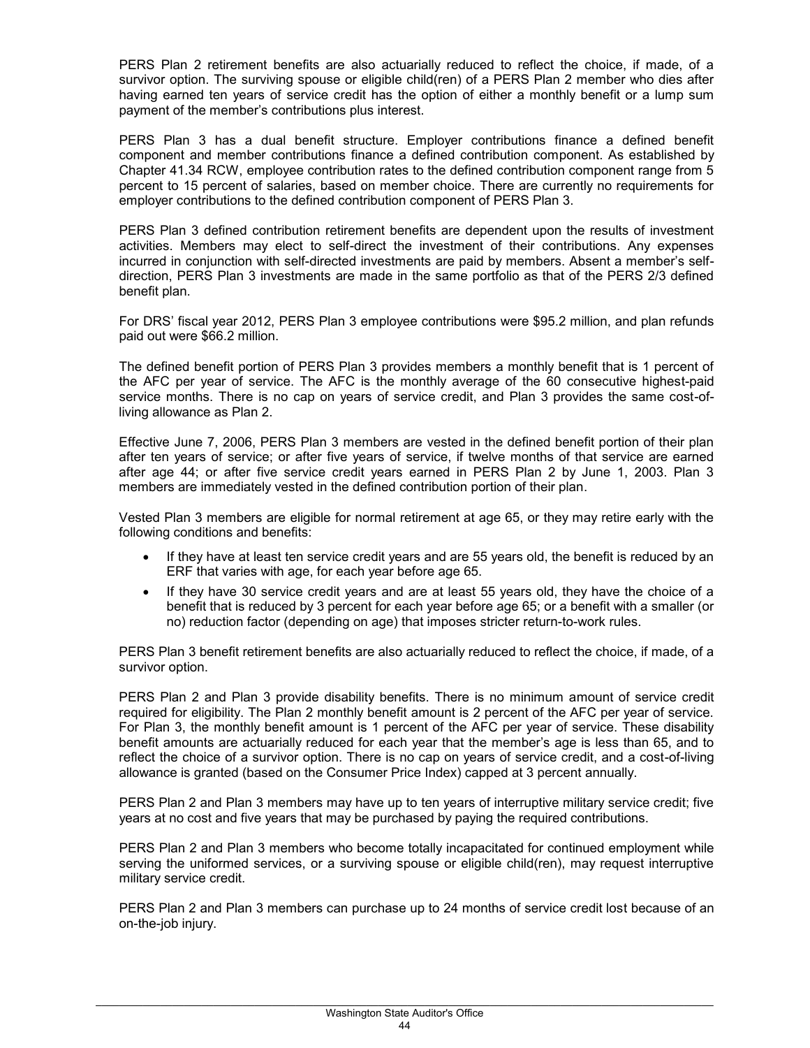PERS Plan 2 retirement benefits are also actuarially reduced to reflect the choice, if made, of a survivor option. The surviving spouse or eligible child(ren) of a PERS Plan 2 member who dies after having earned ten years of service credit has the option of either a monthly benefit or a lump sum payment of the member's contributions plus interest.

PERS Plan 3 has a dual benefit structure. Employer contributions finance a defined benefit component and member contributions finance a defined contribution component. As established by Chapter 41.34 RCW, employee contribution rates to the defined contribution component range from 5 percent to 15 percent of salaries, based on member choice. There are currently no requirements for employer contributions to the defined contribution component of PERS Plan 3.

PERS Plan 3 defined contribution retirement benefits are dependent upon the results of investment activities. Members may elect to self-direct the investment of their contributions. Any expenses incurred in conjunction with self-directed investments are paid by members. Absent a member's self-direction, PERS Plan 3 investments are made in the same portfolio as that of the PERS 2/3 defined benefit plan.

For DRS' fiscal year 2012, PERS Plan 3 employee contributions were $95.2 million, and plan refunds paid out were $66.2 million.

The defined benefit portion of PERS Plan 3 provides members a monthly benefit that is 1 percent of the AFC per year of service. The AFC is the monthly average of the 60 consecutive highest-paid service months. There is no cap on years of service credit, and Plan 3 provides the same cost-of-living allowance as Plan 2.

Effective June 7, 2006, PERS Plan 3 members are vested in the defined benefit portion of their plan after ten years of service; or after five years of service, if twelve months of that service are earned after age 44; or after five service credit years earned in PERS Plan 2 by June 1, 2003. Plan 3 members are immediately vested in the defined contribution portion of their plan.

Vested Plan 3 members are eligible for normal retirement at age 65, or they may retire early with the following conditions and benefits:

- If they have at least ten service credit years and are 55 years old, the benefit is reduced by an ERF that varies with age, for each year before age 65.
- If they have 30 service credit years and are at least 55 years old, they have the choice of a benefit that is reduced by 3 percent for each year before age 65; or a benefit with a smaller (or no) reduction factor (depending on age) that imposes stricter return-to-work rules.

PERS Plan 3 benefit retirement benefits are also actuarially reduced to reflect the choice, if made, of a survivor option.

PERS Plan 2 and Plan 3 provide disability benefits. There is no minimum amount of service credit required for eligibility. The Plan 2 monthly benefit amount is 2 percent of the AFC per year of service. For Plan 3, the monthly benefit amount is 1 percent of the AFC per year of service. These disability benefit amounts are actuarially reduced for each year that the member's age is less than 65, and to reflect the choice of a survivor option. There is no cap on years of service credit, and a cost-of-living allowance is granted (based on the Consumer Price Index) capped at 3 percent annually.

PERS Plan 2 and Plan 3 members may have up to ten years of interruptive military service credit; five years at no cost and five years that may be purchased by paying the required contributions.

PERS Plan 2 and Plan 3 members who become totally incapacitated for continued employment while serving the uniformed services, or a surviving spouse or eligible child(ren), may request interruptive military service credit.

PERS Plan 2 and Plan 3 members can purchase up to 24 months of service credit lost because of an on-the-job injury.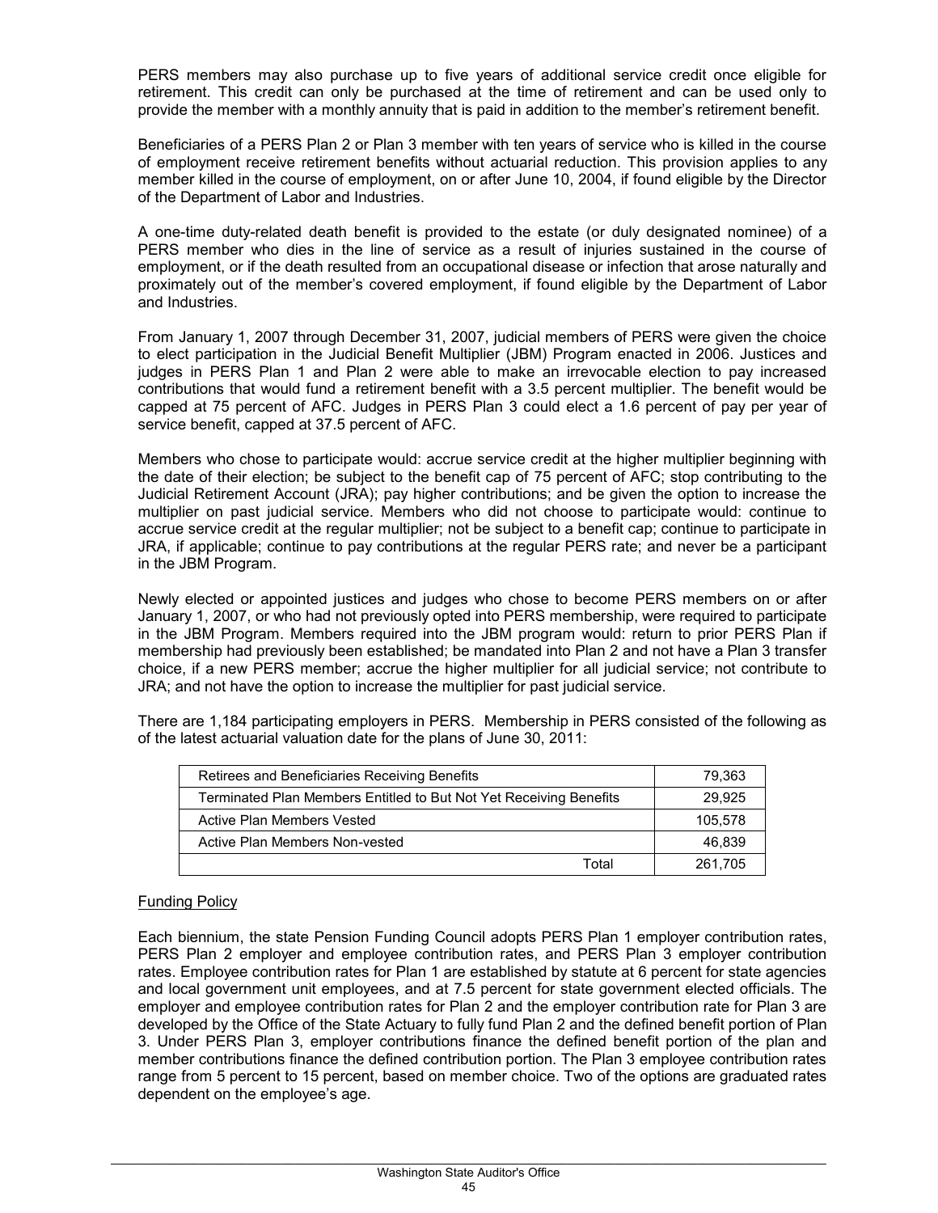PERS members may also purchase up to five years of additional service credit once eligible for retirement. This credit can only be purchased at the time of retirement and can be used only to provide the member with a monthly annuity that is paid in addition to the member's retirement benefit.

Beneficiaries of a PERS Plan 2 or Plan 3 member with ten years of service who is killed in the course of employment receive retirement benefits without actuarial reduction. This provision applies to any member killed in the course of employment, on or after June 10, 2004, if found eligible by the Director of the Department of Labor and Industries.

A one-time duty-related death benefit is provided to the estate (or duly designated nominee) of a PERS member who dies in the line of service as a result of injuries sustained in the course of employment, or if the death resulted from an occupational disease or infection that arose naturally and proximately out of the member's covered employment, if found eligible by the Department of Labor and Industries.

From January 1, 2007 through December 31, 2007, judicial members of PERS were given the choice to elect participation in the Judicial Benefit Multiplier (JBM) Program enacted in 2006. Justices and judges in PERS Plan 1 and Plan 2 were able to make an irrevocable election to pay increased contributions that would fund a retirement benefit with a 3.5 percent multiplier. The benefit would be capped at 75 percent of AFC. Judges in PERS Plan 3 could elect a 1.6 percent of pay per year of service benefit, capped at 37.5 percent of AFC.

Members who chose to participate would: accrue service credit at the higher multiplier beginning with the date of their election; be subject to the benefit cap of 75 percent of AFC; stop contributing to the Judicial Retirement Account (JRA); pay higher contributions; and be given the option to increase the multiplier on past judicial service. Members who did not choose to participate would: continue to accrue service credit at the regular multiplier; not be subject to a benefit cap; continue to participate in JRA, if applicable; continue to pay contributions at the regular PERS rate; and never be a participant in the JBM Program.

Newly elected or appointed justices and judges who chose to become PERS members on or after January 1, 2007, or who had not previously opted into PERS membership, were required to participate in the JBM Program. Members required into the JBM program would: return to prior PERS Plan if membership had previously been established; be mandated into Plan 2 and not have a Plan 3 transfer choice, if a new PERS member; accrue the higher multiplier for all judicial service; not contribute to JRA; and not have the option to increase the multiplier for past judicial service.

There are 1,184 participating employers in PERS. Membership in PERS consisted of the following as of the latest actuarial valuation date for the plans of June 30, 2011:

| | |
|---|---|
| Retirees and Beneficiaries Receiving Benefits | 79,363 |
| Terminated Plan Members Entitled to But Not Yet Receiving Benefits | 29,925 |
| Active Plan Members Vested | 105,578 |
| Active Plan Members Non-vested | 46,839 |
| Total | 261,705 |

Funding Policy

Each biennium, the state Pension Funding Council adopts PERS Plan 1 employer contribution rates, PERS Plan 2 employer and employee contribution rates, and PERS Plan 3 employer contribution rates. Employee contribution rates for Plan 1 are established by statute at 6 percent for state agencies and local government unit employees, and at 7.5 percent for state government elected officials. The employer and employee contribution rates for Plan 2 and the employer contribution rate for Plan 3 are developed by the Office of the State Actuary to fully fund Plan 2 and the defined benefit portion of Plan 3. Under PERS Plan 3, employer contributions finance the defined benefit portion of the plan and member contributions finance the defined contribution portion. The Plan 3 employee contribution rates range from 5 percent to 15 percent, based on member choice. Two of the options are graduated rates dependent on the employee's age.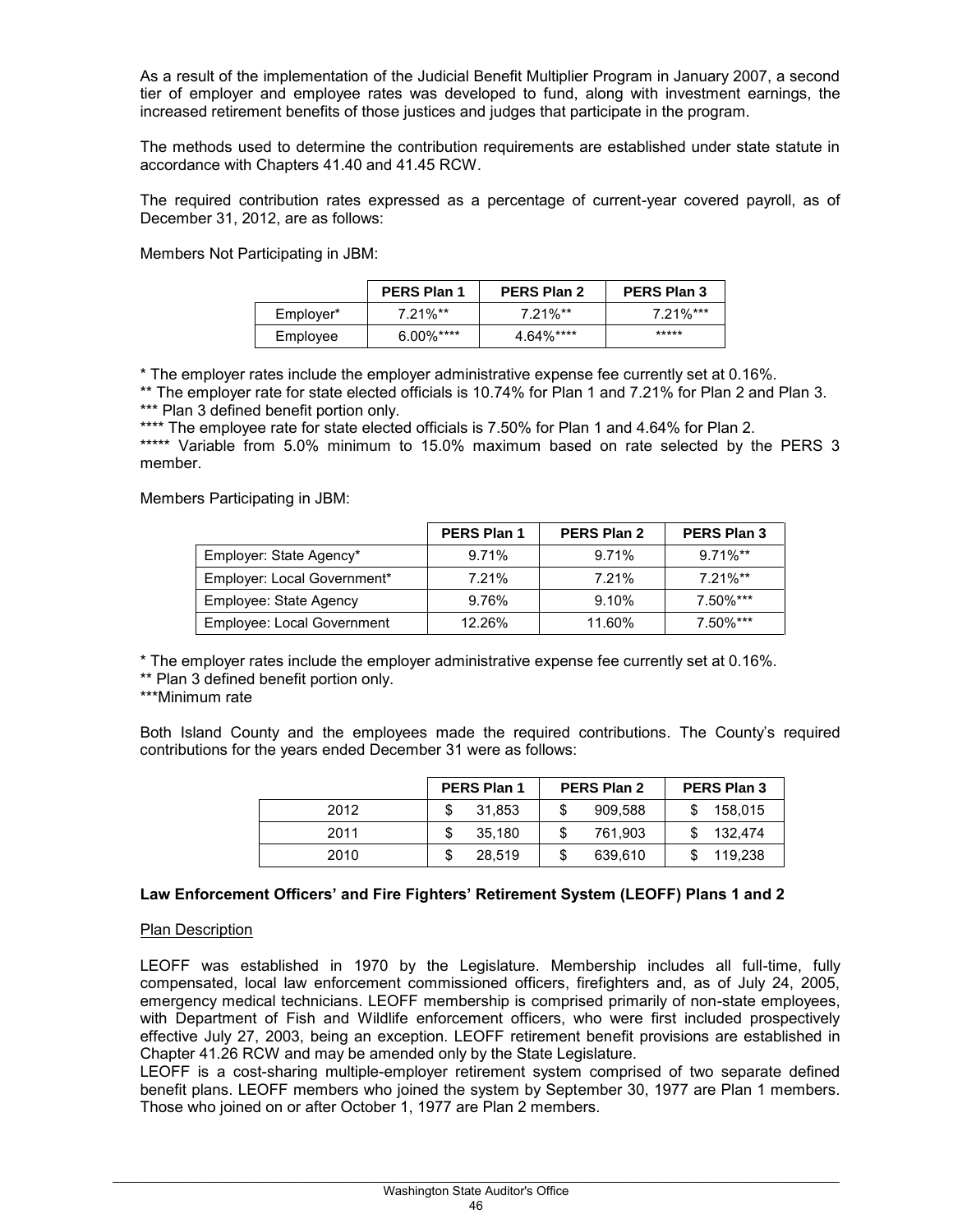As a result of the implementation of the Judicial Benefit Multiplier Program in January 2007, a second tier of employer and employee rates was developed to fund, along with investment earnings, the increased retirement benefits of those justices and judges that participate in the program.

The methods used to determine the contribution requirements are established under state statute in accordance with Chapters 41.40 and 41.45 RCW.

The required contribution rates expressed as a percentage of current-year covered payroll, as of December 31, 2012, are as follows:

Members Not Participating in JBM:

| | PERS Plan 1 | PERS Plan 2 | PERS Plan 3 |
|---|---|---|---|
| Employer* | 7.21%** | 7.21%** | 7.21%*** |
| Employee | 6.00%**** | 4.64%**** | ***** |

\* The employer rates include the employer administrative expense fee currently set at 0.16%.

** The employer rate for state elected officials is 10.74% for Plan 1 and 7.21% for Plan 2 and Plan 3.

*** Plan 3 defined benefit portion only.

**** The employee rate for state elected officials is 7.50% for Plan 1 and 4.64% for Plan 2.

***** Variable from 5.0% minimum to 15.0% maximum based on rate selected by the PERS 3 member.

Members Participating in JBM:

| | PERS Plan 1 | PERS Plan 2 | PERS Plan 3 |
|---|---|---|---|
| Employer: State Agency* | 9.71% | 9.71% | 9.71%** |
| Employer: Local Government* | 7.21% | 7.21% | 7.21%** |
| Employee: State Agency | 9.76% | 9.10% | 7.50%*** |
| Employee: Local Government | 12.26% | 11.60% | 7.50%*** |

\* The employer rates include the employer administrative expense fee currently set at 0.16%.

** Plan 3 defined benefit portion only.

***Minimum rate

Both Island County and the employees made the required contributions. The County's required contributions for the years ended December 31 were as follows:

| | PERS Plan 1 | PERS Plan 2 | PERS Plan 3 |
|---|---|---|---|
| 2012 | $ 31,853 | $ 909,588 | $ 158,015 |
| 2011 | $ 35,180 | $ 761,903 | $ 132,474 |
| 2010 | $ 28,519 | $ 639,610 | $ 119,238 |

**Law Enforcement Officers' and Fire Fighters' Retirement System (LEOFF) Plans 1 and 2**

Plan Description

LEOFF was established in 1970 by the Legislature. Membership includes all full-time, fully compensated, local law enforcement commissioned officers, firefighters and, as of July 24, 2005, emergency medical technicians. LEOFF membership is comprised primarily of non-state employees, with Department of Fish and Wildlife enforcement officers, who were first included prospectively effective July 27, 2003, being an exception. LEOFF retirement benefit provisions are established in Chapter 41.26 RCW and may be amended only by the State Legislature.

LEOFF is a cost-sharing multiple-employer retirement system comprised of two separate defined benefit plans. LEOFF members who joined the system by September 30, 1977 are Plan 1 members. Those who joined on or after October 1, 1977 are Plan 2 members.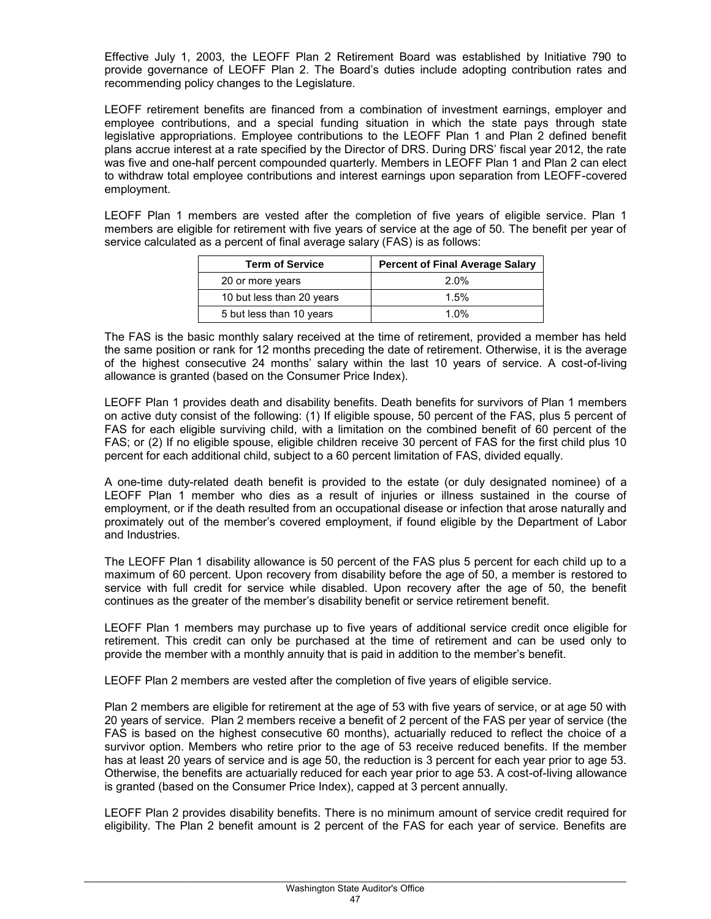Effective July 1, 2003, the LEOFF Plan 2 Retirement Board was established by Initiative 790 to provide governance of LEOFF Plan 2. The Board's duties include adopting contribution rates and recommending policy changes to the Legislature.

LEOFF retirement benefits are financed from a combination of investment earnings, employer and employee contributions, and a special funding situation in which the state pays through state legislative appropriations. Employee contributions to the LEOFF Plan 1 and Plan 2 defined benefit plans accrue interest at a rate specified by the Director of DRS. During DRS' fiscal year 2012, the rate was five and one-half percent compounded quarterly. Members in LEOFF Plan 1 and Plan 2 can elect to withdraw total employee contributions and interest earnings upon separation from LEOFF-covered employment.

LEOFF Plan 1 members are vested after the completion of five years of eligible service. Plan 1 members are eligible for retirement with five years of service at the age of 50. The benefit per year of service calculated as a percent of final average salary (FAS) is as follows:

| Term of Service | Percent of Final Average Salary |
|---|---|
| 20 or more years | 2.0% |
| 10 but less than 20 years | 1.5% |
| 5 but less than 10 years | 1.0% |

The FAS is the basic monthly salary received at the time of retirement, provided a member has held the same position or rank for 12 months preceding the date of retirement. Otherwise, it is the average of the highest consecutive 24 months' salary within the last 10 years of service. A cost-of-living allowance is granted (based on the Consumer Price Index).

LEOFF Plan 1 provides death and disability benefits. Death benefits for survivors of Plan 1 members on active duty consist of the following: (1) If eligible spouse, 50 percent of the FAS, plus 5 percent of FAS for each eligible surviving child, with a limitation on the combined benefit of 60 percent of the FAS; or (2) If no eligible spouse, eligible children receive 30 percent of FAS for the first child plus 10 percent for each additional child, subject to a 60 percent limitation of FAS, divided equally.

A one-time duty-related death benefit is provided to the estate (or duly designated nominee) of a LEOFF Plan 1 member who dies as a result of injuries or illness sustained in the course of employment, or if the death resulted from an occupational disease or infection that arose naturally and proximately out of the member's covered employment, if found eligible by the Department of Labor and Industries.

The LEOFF Plan 1 disability allowance is 50 percent of the FAS plus 5 percent for each child up to a maximum of 60 percent. Upon recovery from disability before the age of 50, a member is restored to service with full credit for service while disabled. Upon recovery after the age of 50, the benefit continues as the greater of the member's disability benefit or service retirement benefit.

LEOFF Plan 1 members may purchase up to five years of additional service credit once eligible for retirement. This credit can only be purchased at the time of retirement and can be used only to provide the member with a monthly annuity that is paid in addition to the member's benefit.

LEOFF Plan 2 members are vested after the completion of five years of eligible service.

Plan 2 members are eligible for retirement at the age of 53 with five years of service, or at age 50 with 20 years of service. Plan 2 members receive a benefit of 2 percent of the FAS per year of service (the FAS is based on the highest consecutive 60 months), actuarially reduced to reflect the choice of a survivor option. Members who retire prior to the age of 53 receive reduced benefits. If the member has at least 20 years of service and is age 50, the reduction is 3 percent for each year prior to age 53. Otherwise, the benefits are actuarially reduced for each year prior to age 53. A cost-of-living allowance is granted (based on the Consumer Price Index), capped at 3 percent annually.

LEOFF Plan 2 provides disability benefits. There is no minimum amount of service credit required for eligibility. The Plan 2 benefit amount is 2 percent of the FAS for each year of service. Benefits are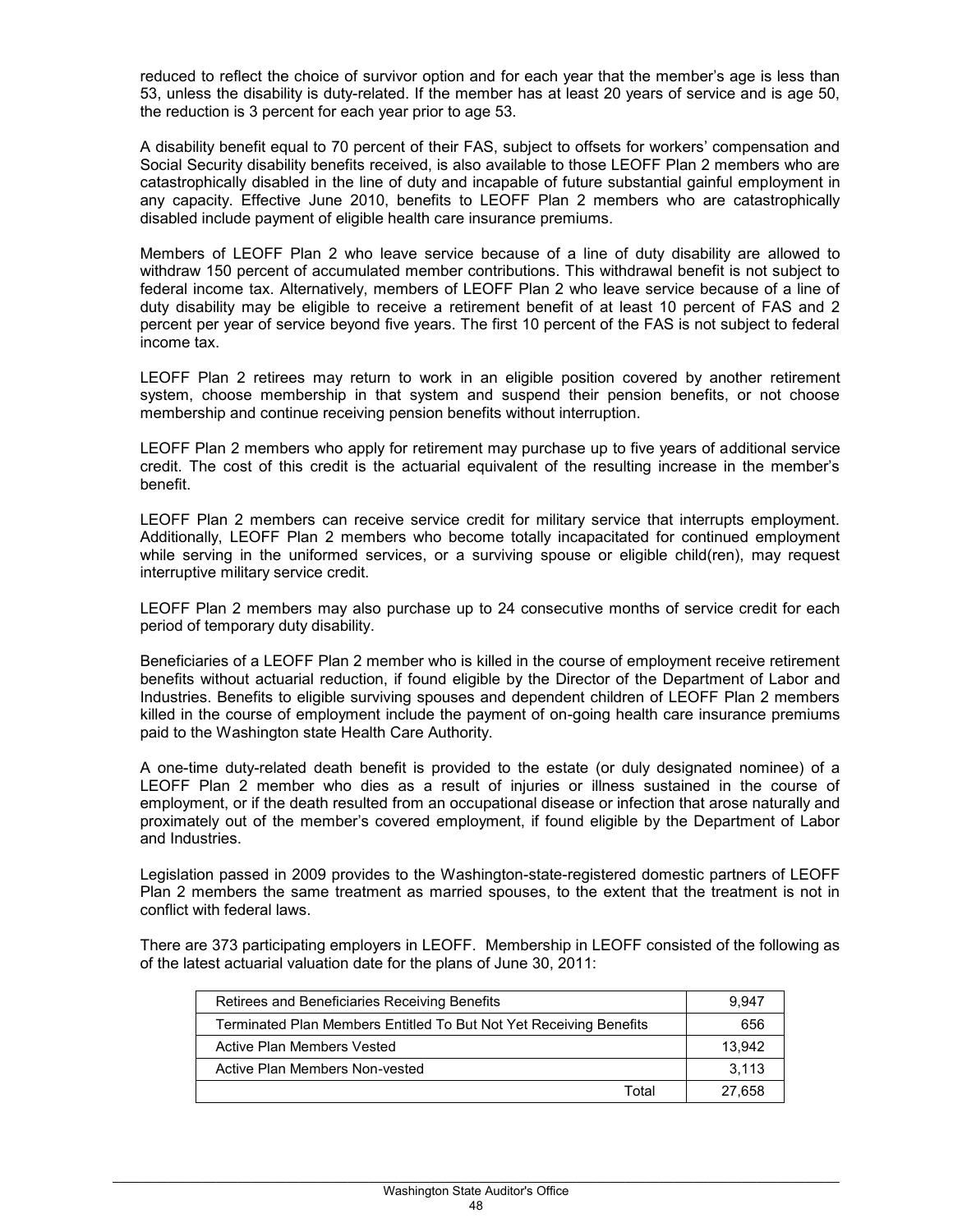reduced to reflect the choice of survivor option and for each year that the member's age is less than 53, unless the disability is duty-related. If the member has at least 20 years of service and is age 50, the reduction is 3 percent for each year prior to age 53.

A disability benefit equal to 70 percent of their FAS, subject to offsets for workers' compensation and Social Security disability benefits received, is also available to those LEOFF Plan 2 members who are catastrophically disabled in the line of duty and incapable of future substantial gainful employment in any capacity. Effective June 2010, benefits to LEOFF Plan 2 members who are catastrophically disabled include payment of eligible health care insurance premiums.

Members of LEOFF Plan 2 who leave service because of a line of duty disability are allowed to withdraw 150 percent of accumulated member contributions. This withdrawal benefit is not subject to federal income tax. Alternatively, members of LEOFF Plan 2 who leave service because of a line of duty disability may be eligible to receive a retirement benefit of at least 10 percent of FAS and 2 percent per year of service beyond five years. The first 10 percent of the FAS is not subject to federal income tax.

LEOFF Plan 2 retirees may return to work in an eligible position covered by another retirement system, choose membership in that system and suspend their pension benefits, or not choose membership and continue receiving pension benefits without interruption.

LEOFF Plan 2 members who apply for retirement may purchase up to five years of additional service credit. The cost of this credit is the actuarial equivalent of the resulting increase in the member's benefit.

LEOFF Plan 2 members can receive service credit for military service that interrupts employment. Additionally, LEOFF Plan 2 members who become totally incapacitated for continued employment while serving in the uniformed services, or a surviving spouse or eligible child(ren), may request interruptive military service credit.

LEOFF Plan 2 members may also purchase up to 24 consecutive months of service credit for each period of temporary duty disability.

Beneficiaries of a LEOFF Plan 2 member who is killed in the course of employment receive retirement benefits without actuarial reduction, if found eligible by the Director of the Department of Labor and Industries. Benefits to eligible surviving spouses and dependent children of LEOFF Plan 2 members killed in the course of employment include the payment of on-going health care insurance premiums paid to the Washington state Health Care Authority.

A one-time duty-related death benefit is provided to the estate (or duly designated nominee) of a LEOFF Plan 2 member who dies as a result of injuries or illness sustained in the course of employment, or if the death resulted from an occupational disease or infection that arose naturally and proximately out of the member's covered employment, if found eligible by the Department of Labor and Industries.

Legislation passed in 2009 provides to the Washington-state-registered domestic partners of LEOFF Plan 2 members the same treatment as married spouses, to the extent that the treatment is not in conflict with federal laws.

There are 373 participating employers in LEOFF. Membership in LEOFF consisted of the following as of the latest actuarial valuation date for the plans of June 30, 2011:

| | |
|---|---|
| Retirees and Beneficiaries Receiving Benefits | 9,947 |
| Terminated Plan Members Entitled To But Not Yet Receiving Benefits | 656 |
| Active Plan Members Vested | 13,942 |
| Active Plan Members Non-vested | 3,113 |
| Total | 27,658 |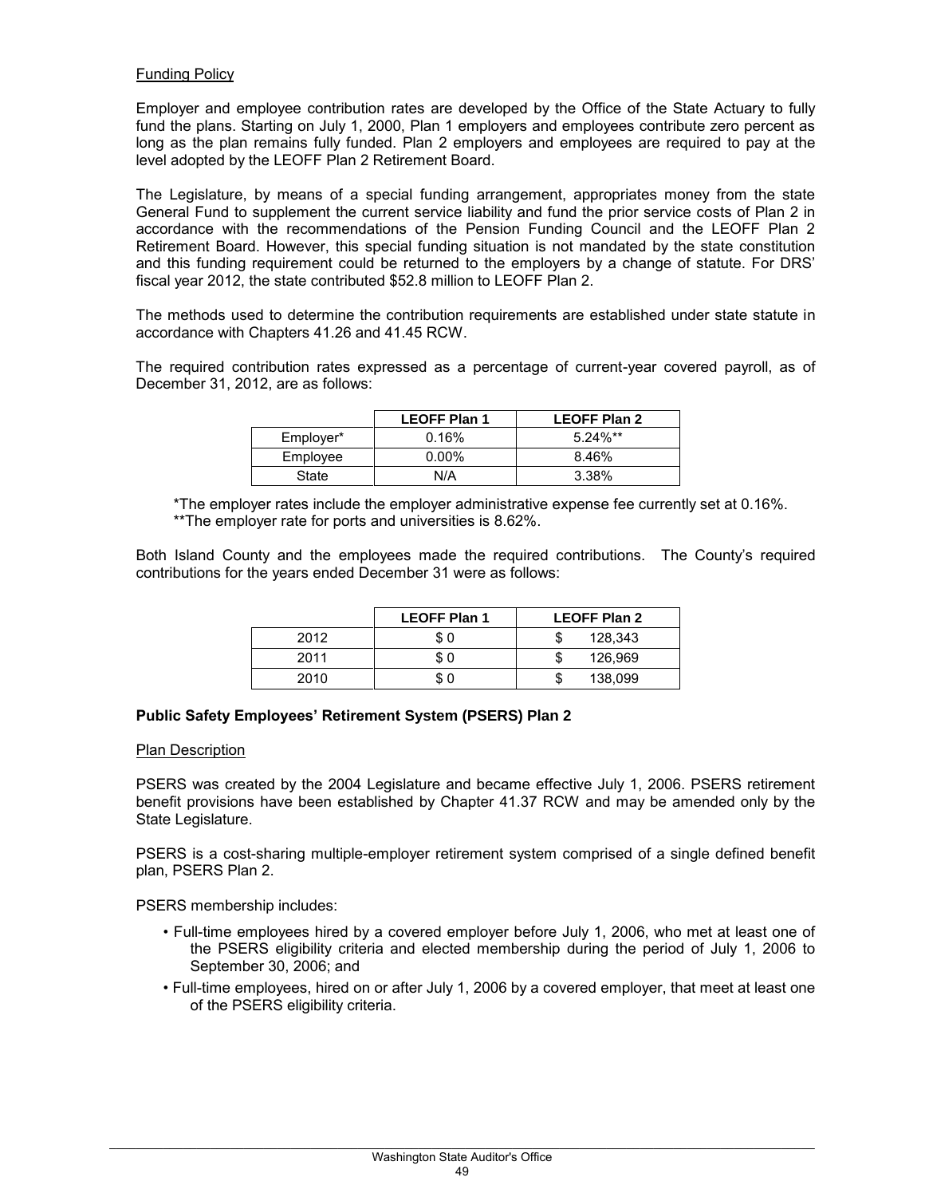Funding Policy

Employer and employee contribution rates are developed by the Office of the State Actuary to fully fund the plans. Starting on July 1, 2000, Plan 1 employers and employees contribute zero percent as long as the plan remains fully funded. Plan 2 employers and employees are required to pay at the level adopted by the LEOFF Plan 2 Retirement Board.

The Legislature, by means of a special funding arrangement, appropriates money from the state General Fund to supplement the current service liability and fund the prior service costs of Plan 2 in accordance with the recommendations of the Pension Funding Council and the LEOFF Plan 2 Retirement Board. However, this special funding situation is not mandated by the state constitution and this funding requirement could be returned to the employers by a change of statute. For DRS' fiscal year 2012, the state contributed $52.8 million to LEOFF Plan 2.

The methods used to determine the contribution requirements are established under state statute in accordance with Chapters 41.26 and 41.45 RCW.

The required contribution rates expressed as a percentage of current-year covered payroll, as of December 31, 2012, are as follows:

| | LEOFF Plan 1 | LEOFF Plan 2 |
|---|---|---|
| Employer* | 0.16% | 5.24%** |
| Employee | 0.00% | 8.46% |
| State | N/A | 3.38% |

*The employer rates include the employer administrative expense fee currently set at 0.16%.
**The employer rate for ports and universities is 8.62%.

Both Island County and the employees made the required contributions. The County's required contributions for the years ended December 31 were as follows:

| | LEOFF Plan 1 | LEOFF Plan 2 |
|---|---|---|
| 2012 | $ 0 | $ 128,343 |
| 2011 | $ 0 | $ 126,969 |
| 2010 | $ 0 | $ 138,099 |

**Public Safety Employees' Retirement System (PSERS) Plan 2**

Plan Description

PSERS was created by the 2004 Legislature and became effective July 1, 2006. PSERS retirement benefit provisions have been established by Chapter 41.37 RCW and may be amended only by the State Legislature.

PSERS is a cost-sharing multiple-employer retirement system comprised of a single defined benefit plan, PSERS Plan 2.

PSERS membership includes:

- Full-time employees hired by a covered employer before July 1, 2006, who met at least one of the PSERS eligibility criteria and elected membership during the period of July 1, 2006 to September 30, 2006; and
- Full-time employees, hired on or after July 1, 2006 by a covered employer, that meet at least one of the PSERS eligibility criteria.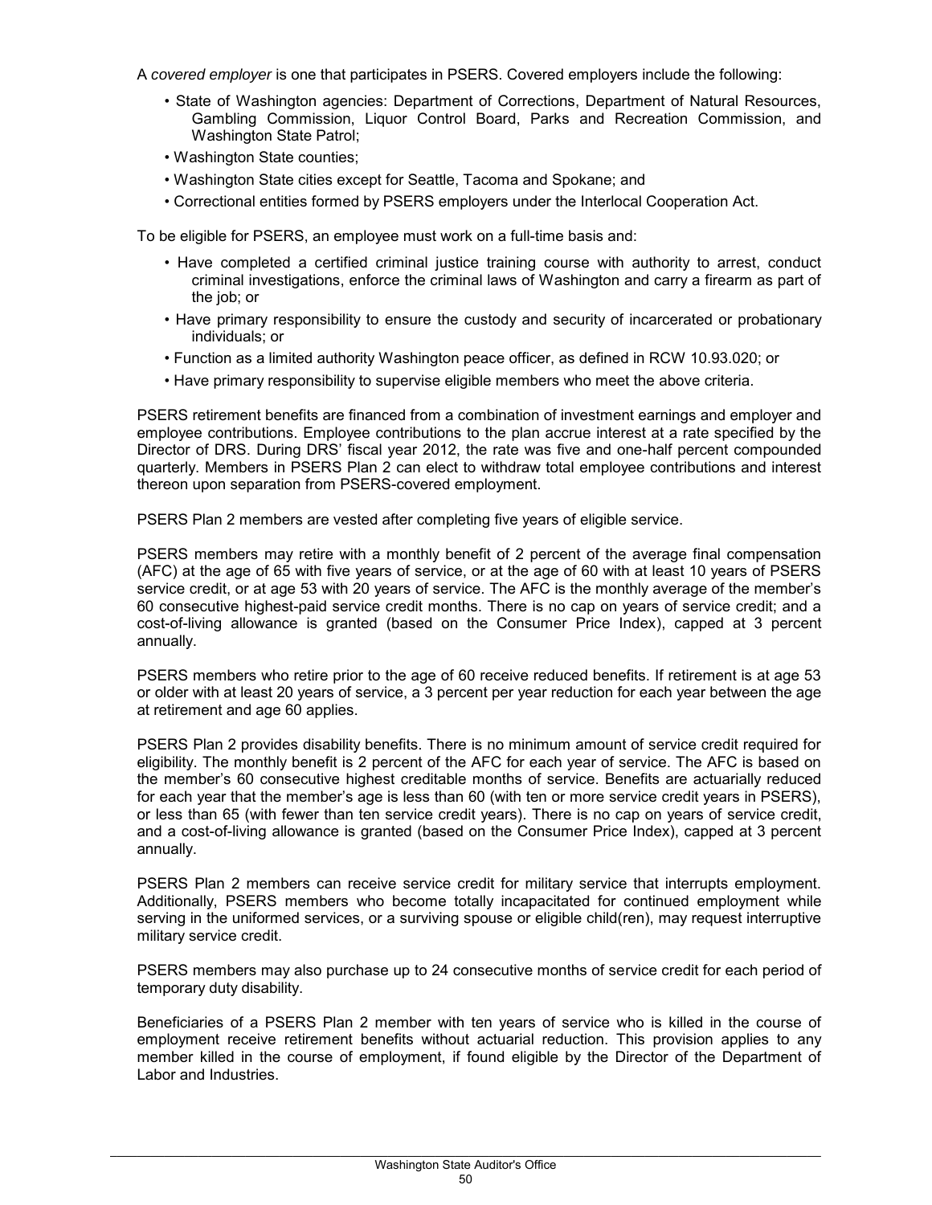A *covered employer* is one that participates in PSERS. Covered employers include the following:

- State of Washington agencies: Department of Corrections, Department of Natural Resources, Gambling Commission, Liquor Control Board, Parks and Recreation Commission, and Washington State Patrol;
- Washington State counties;
- Washington State cities except for Seattle, Tacoma and Spokane; and
- Correctional entities formed by PSERS employers under the Interlocal Cooperation Act.

To be eligible for PSERS, an employee must work on a full-time basis and:

- Have completed a certified criminal justice training course with authority to arrest, conduct criminal investigations, enforce the criminal laws of Washington and carry a firearm as part of the job; or
- Have primary responsibility to ensure the custody and security of incarcerated or probationary individuals; or
- Function as a limited authority Washington peace officer, as defined in RCW 10.93.020; or
- Have primary responsibility to supervise eligible members who meet the above criteria.

PSERS retirement benefits are financed from a combination of investment earnings and employer and employee contributions. Employee contributions to the plan accrue interest at a rate specified by the Director of DRS. During DRS' fiscal year 2012, the rate was five and one-half percent compounded quarterly. Members in PSERS Plan 2 can elect to withdraw total employee contributions and interest thereon upon separation from PSERS-covered employment.

PSERS Plan 2 members are vested after completing five years of eligible service.

PSERS members may retire with a monthly benefit of 2 percent of the average final compensation (AFC) at the age of 65 with five years of service, or at the age of 60 with at least 10 years of PSERS service credit, or at age 53 with 20 years of service. The AFC is the monthly average of the member's 60 consecutive highest-paid service credit months. There is no cap on years of service credit; and a cost-of-living allowance is granted (based on the Consumer Price Index), capped at 3 percent annually.

PSERS members who retire prior to the age of 60 receive reduced benefits. If retirement is at age 53 or older with at least 20 years of service, a 3 percent per year reduction for each year between the age at retirement and age 60 applies.

PSERS Plan 2 provides disability benefits. There is no minimum amount of service credit required for eligibility. The monthly benefit is 2 percent of the AFC for each year of service. The AFC is based on the member's 60 consecutive highest creditable months of service. Benefits are actuarially reduced for each year that the member's age is less than 60 (with ten or more service credit years in PSERS), or less than 65 (with fewer than ten service credit years). There is no cap on years of service credit, and a cost-of-living allowance is granted (based on the Consumer Price Index), capped at 3 percent annually.

PSERS Plan 2 members can receive service credit for military service that interrupts employment. Additionally, PSERS members who become totally incapacitated for continued employment while serving in the uniformed services, or a surviving spouse or eligible child(ren), may request interruptive military service credit.

PSERS members may also purchase up to 24 consecutive months of service credit for each period of temporary duty disability.

Beneficiaries of a PSERS Plan 2 member with ten years of service who is killed in the course of employment receive retirement benefits without actuarial reduction. This provision applies to any member killed in the course of employment, if found eligible by the Director of the Department of Labor and Industries.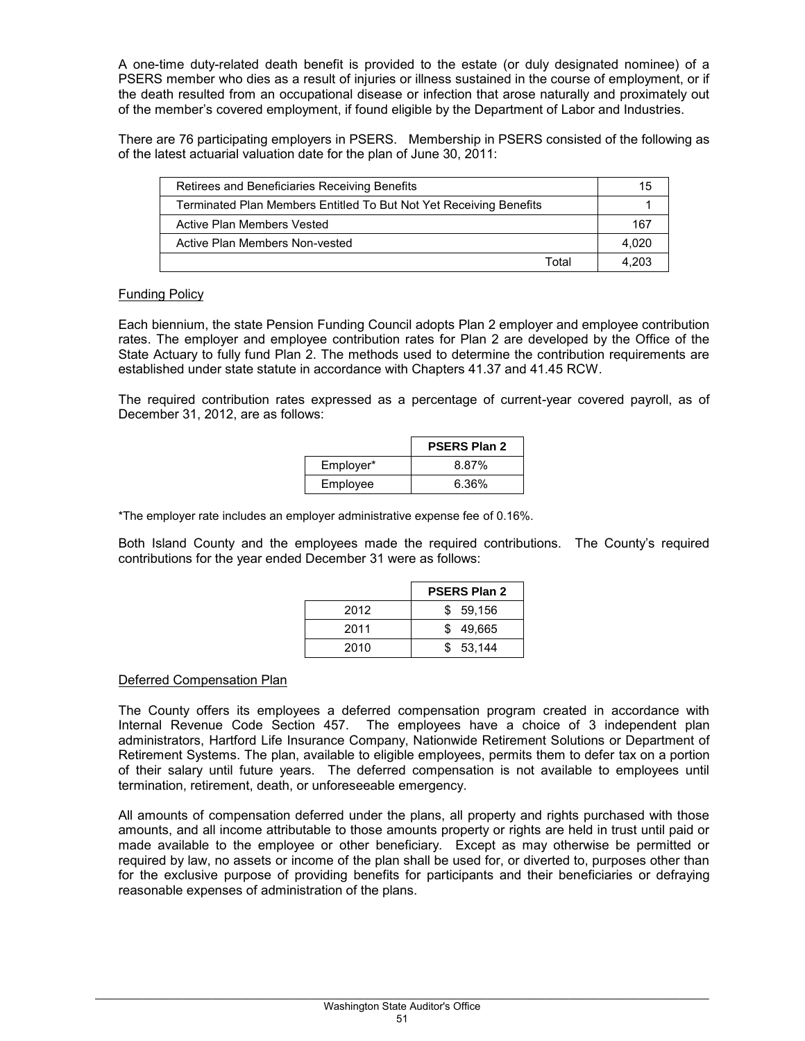A one-time duty-related death benefit is provided to the estate (or duly designated nominee) of a PSERS member who dies as a result of injuries or illness sustained in the course of employment, or if the death resulted from an occupational disease or infection that arose naturally and proximately out of the member's covered employment, if found eligible by the Department of Labor and Industries.

There are 76 participating employers in PSERS. Membership in PSERS consisted of the following as of the latest actuarial valuation date for the plan of June 30, 2011:

| | |
|---|---|
| Retirees and Beneficiaries Receiving Benefits | 15 |
| Terminated Plan Members Entitled To But Not Yet Receiving Benefits | 1 |
| Active Plan Members Vested | 167 |
| Active Plan Members Non-vested | 4,020 |
| Total | 4,203 |

Funding Policy

Each biennium, the state Pension Funding Council adopts Plan 2 employer and employee contribution rates. The employer and employee contribution rates for Plan 2 are developed by the Office of the State Actuary to fully fund Plan 2. The methods used to determine the contribution requirements are established under state statute in accordance with Chapters 41.37 and 41.45 RCW.

The required contribution rates expressed as a percentage of current-year covered payroll, as of December 31, 2012, are as follows:

| | PSERS Plan 2 |
|---|---|
| Employer* | 8.87% |
| Employee | 6.36% |

*The employer rate includes an employer administrative expense fee of 0.16%.

Both Island County and the employees made the required contributions. The County's required contributions for the year ended December 31 were as follows:

| | PSERS Plan 2 |
|---|---|
| 2012 | $ 59,156 |
| 2011 | $ 49,665 |
| 2010 | $ 53,144 |

Deferred Compensation Plan

The County offers its employees a deferred compensation program created in accordance with Internal Revenue Code Section 457. The employees have a choice of 3 independent plan administrators, Hartford Life Insurance Company, Nationwide Retirement Solutions or Department of Retirement Systems. The plan, available to eligible employees, permits them to defer tax on a portion of their salary until future years. The deferred compensation is not available to employees until termination, retirement, death, or unforeseeable emergency.

All amounts of compensation deferred under the plans, all property and rights purchased with those amounts, and all income attributable to those amounts property or rights are held in trust until paid or made available to the employee or other beneficiary. Except as may otherwise be permitted or required by law, no assets or income of the plan shall be used for, or diverted to, purposes other than for the exclusive purpose of providing benefits for participants and their beneficiaries or defraying reasonable expenses of administration of the plans.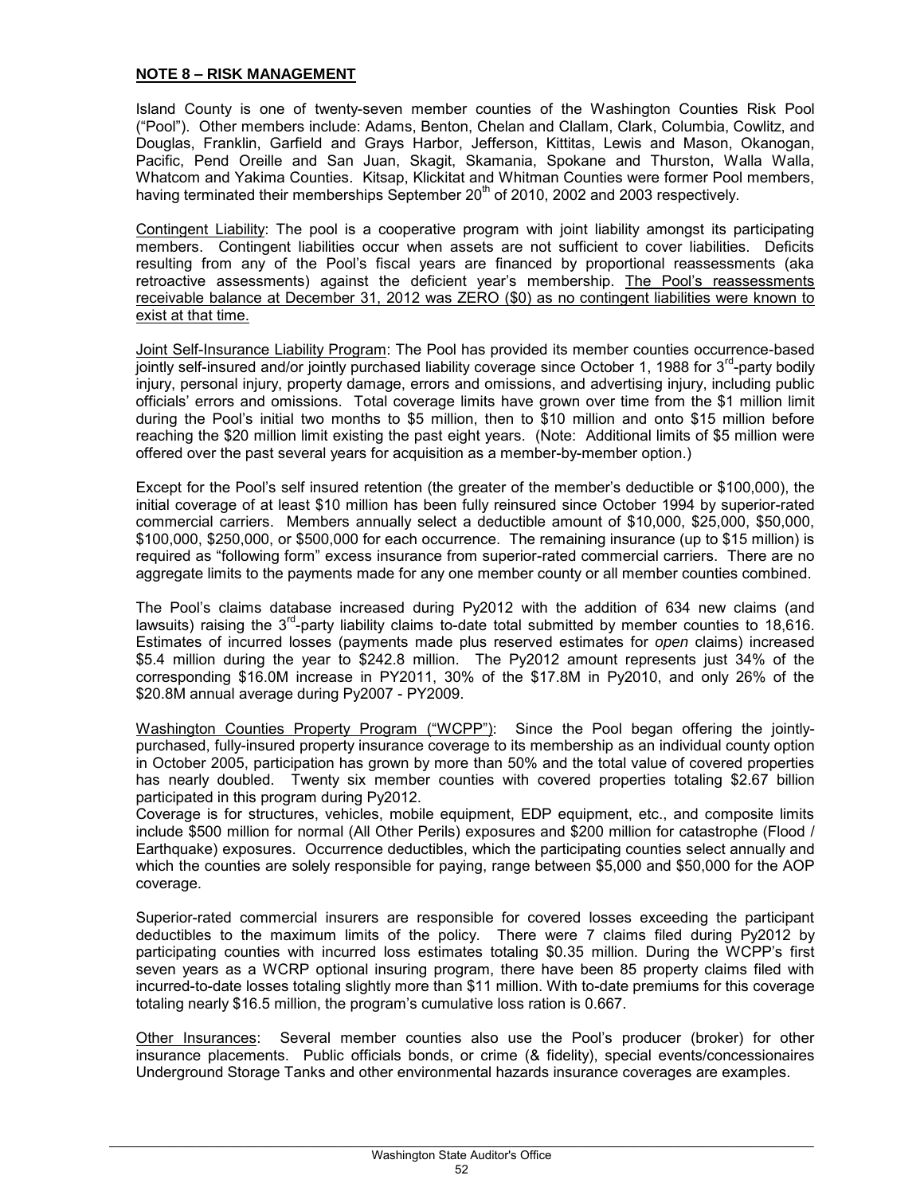**NOTE 8 – RISK MANAGEMENT**

Island County is one of twenty-seven member counties of the Washington Counties Risk Pool ("Pool"). Other members include: Adams, Benton, Chelan and Clallam, Clark, Columbia, Cowlitz, and Douglas, Franklin, Garfield and Grays Harbor, Jefferson, Kittitas, Lewis and Mason, Okanogan, Pacific, Pend Oreille and San Juan, Skagit, Skamania, Spokane and Thurston, Walla Walla, Whatcom and Yakima Counties. Kitsap, Klickitat and Whitman Counties were former Pool members, having terminated their memberships September 20th of 2010, 2002 and 2003 respectively.

Contingent Liability: The pool is a cooperative program with joint liability amongst its participating members. Contingent liabilities occur when assets are not sufficient to cover liabilities. Deficits resulting from any of the Pool's fiscal years are financed by proportional reassessments (aka retroactive assessments) against the deficient year's membership. The Pool's reassessments receivable balance at December 31, 2012 was ZERO ($0) as no contingent liabilities were known to exist at that time.

Joint Self-Insurance Liability Program: The Pool has provided its member counties occurrence-based jointly self-insured and/or jointly purchased liability coverage since October 1, 1988 for 3rd-party bodily injury, personal injury, property damage, errors and omissions, and advertising injury, including public officials' errors and omissions. Total coverage limits have grown over time from the $1 million limit during the Pool's initial two months to $5 million, then to $10 million and onto $15 million before reaching the $20 million limit existing the past eight years. (Note: Additional limits of $5 million were offered over the past several years for acquisition as a member-by-member option.)

Except for the Pool's self insured retention (the greater of the member's deductible or $100,000), the initial coverage of at least $10 million has been fully reinsured since October 1994 by superior-rated commercial carriers. Members annually select a deductible amount of $10,000, $25,000, $50,000, $100,000, $250,000, or $500,000 for each occurrence. The remaining insurance (up to $15 million) is required as "following form" excess insurance from superior-rated commercial carriers. There are no aggregate limits to the payments made for any one member county or all member counties combined.

The Pool's claims database increased during Py2012 with the addition of 634 new claims (and lawsuits) raising the 3rd-party liability claims to-date total submitted by member counties to 18,616. Estimates of incurred losses (payments made plus reserved estimates for *open* claims) increased $5.4 million during the year to $242.8 million. The Py2012 amount represents just 34% of the corresponding $16.0M increase in PY2011, 30% of the $17.8M in Py2010, and only 26% of the $20.8M annual average during Py2007 - PY2009.

Washington Counties Property Program ("WCPP"): Since the Pool began offering the jointly-purchased, fully-insured property insurance coverage to its membership as an individual county option in October 2005, participation has grown by more than 50% and the total value of covered properties has nearly doubled. Twenty six member counties with covered properties totaling $2.67 billion participated in this program during Py2012.

Coverage is for structures, vehicles, mobile equipment, EDP equipment, etc., and composite limits include $500 million for normal (All Other Perils) exposures and $200 million for catastrophe (Flood / Earthquake) exposures. Occurrence deductibles, which the participating counties select annually and which the counties are solely responsible for paying, range between $5,000 and $50,000 for the AOP coverage.

Superior-rated commercial insurers are responsible for covered losses exceeding the participant deductibles to the maximum limits of the policy. There were 7 claims filed during Py2012 by participating counties with incurred loss estimates totaling $0.35 million. During the WCPP's first seven years as a WCRP optional insuring program, there have been 85 property claims filed with incurred-to-date losses totaling slightly more than $11 million. With to-date premiums for this coverage totaling nearly $16.5 million, the program's cumulative loss ration is 0.667.

Other Insurances: Several member counties also use the Pool's producer (broker) for other insurance placements. Public officials bonds, or crime (& fidelity), special events/concessionaires Underground Storage Tanks and other environmental hazards insurance coverages are examples.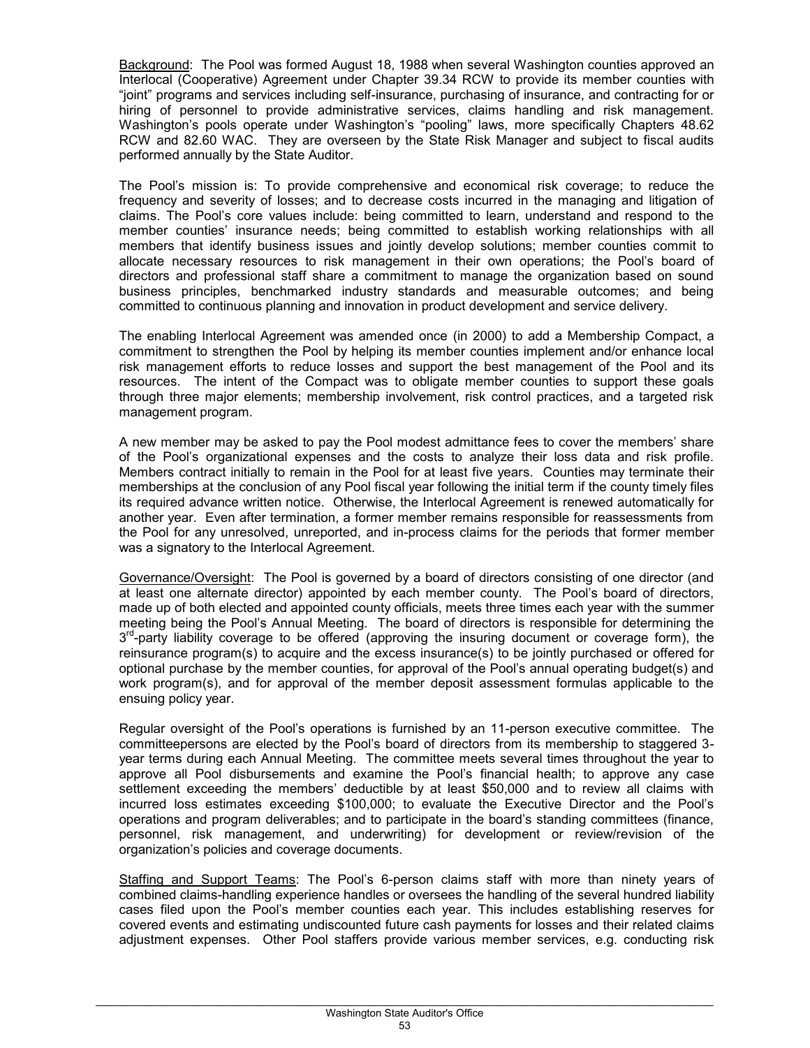Background: The Pool was formed August 18, 1988 when several Washington counties approved an Interlocal (Cooperative) Agreement under Chapter 39.34 RCW to provide its member counties with "joint" programs and services including self-insurance, purchasing of insurance, and contracting for or hiring of personnel to provide administrative services, claims handling and risk management. Washington's pools operate under Washington's "pooling" laws, more specifically Chapters 48.62 RCW and 82.60 WAC. They are overseen by the State Risk Manager and subject to fiscal audits performed annually by the State Auditor.

The Pool's mission is: To provide comprehensive and economical risk coverage; to reduce the frequency and severity of losses; and to decrease costs incurred in the managing and litigation of claims. The Pool's core values include: being committed to learn, understand and respond to the member counties' insurance needs; being committed to establish working relationships with all members that identify business issues and jointly develop solutions; member counties commit to allocate necessary resources to risk management in their own operations; the Pool's board of directors and professional staff share a commitment to manage the organization based on sound business principles, benchmarked industry standards and measurable outcomes; and being committed to continuous planning and innovation in product development and service delivery.

The enabling Interlocal Agreement was amended once (in 2000) to add a Membership Compact, a commitment to strengthen the Pool by helping its member counties implement and/or enhance local risk management efforts to reduce losses and support the best management of the Pool and its resources. The intent of the Compact was to obligate member counties to support these goals through three major elements; membership involvement, risk control practices, and a targeted risk management program.

A new member may be asked to pay the Pool modest admittance fees to cover the members' share of the Pool's organizational expenses and the costs to analyze their loss data and risk profile. Members contract initially to remain in the Pool for at least five years. Counties may terminate their memberships at the conclusion of any Pool fiscal year following the initial term if the county timely files its required advance written notice. Otherwise, the Interlocal Agreement is renewed automatically for another year. Even after termination, a former member remains responsible for reassessments from the Pool for any unresolved, unreported, and in-process claims for the periods that former member was a signatory to the Interlocal Agreement.

Governance/Oversight: The Pool is governed by a board of directors consisting of one director (and at least one alternate director) appointed by each member county. The Pool's board of directors, made up of both elected and appointed county officials, meets three times each year with the summer meeting being the Pool's Annual Meeting. The board of directors is responsible for determining the 3rd-party liability coverage to be offered (approving the insuring document or coverage form), the reinsurance program(s) to acquire and the excess insurance(s) to be jointly purchased or offered for optional purchase by the member counties, for approval of the Pool's annual operating budget(s) and work program(s), and for approval of the member deposit assessment formulas applicable to the ensuing policy year.

Regular oversight of the Pool's operations is furnished by an 11-person executive committee. The committeepersons are elected by the Pool's board of directors from its membership to staggered 3-year terms during each Annual Meeting. The committee meets several times throughout the year to approve all Pool disbursements and examine the Pool's financial health; to approve any case settlement exceeding the members' deductible by at least \$50,000 and to review all claims with incurred loss estimates exceeding \$100,000; to evaluate the Executive Director and the Pool's operations and program deliverables; and to participate in the board's standing committees (finance, personnel, risk management, and underwriting) for development or review/revision of the organization's policies and coverage documents.

Staffing and Support Teams: The Pool's 6-person claims staff with more than ninety years of combined claims-handling experience handles or oversees the handling of the several hundred liability cases filed upon the Pool's member counties each year. This includes establishing reserves for covered events and estimating undiscounted future cash payments for losses and their related claims adjustment expenses. Other Pool staffers provide various member services, e.g. conducting risk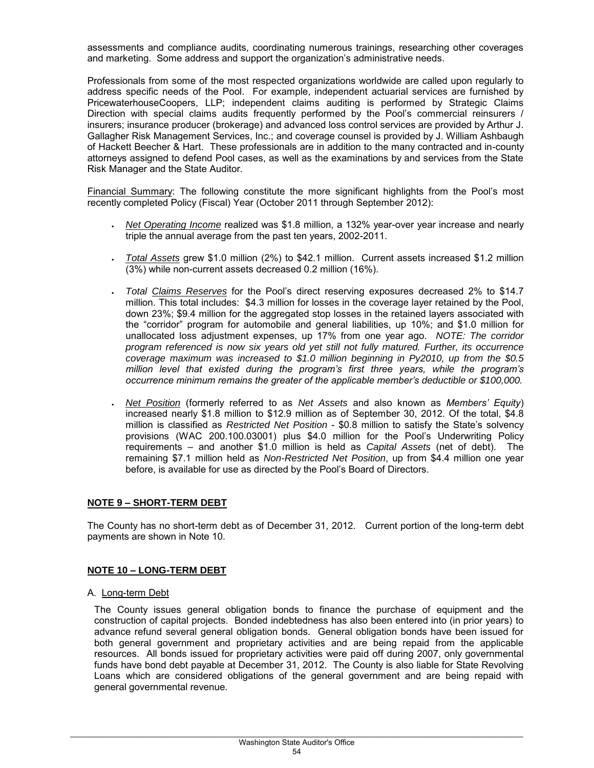assessments and compliance audits, coordinating numerous trainings, researching other coverages and marketing. Some address and support the organization's administrative needs.

Professionals from some of the most respected organizations worldwide are called upon regularly to address specific needs of the Pool. For example, independent actuarial services are furnished by PricewaterhouseCoopers, LLP; independent claims auditing is performed by Strategic Claims Direction with special claims audits frequently performed by the Pool's commercial reinsurers / insurers; insurance producer (brokerage) and advanced loss control services are provided by Arthur J. Gallagher Risk Management Services, Inc.; and coverage counsel is provided by J. William Ashbaugh of Hackett Beecher & Hart. These professionals are in addition to the many contracted and in-county attorneys assigned to defend Pool cases, as well as the examinations by and services from the State Risk Manager and the State Auditor.

Financial Summary: The following constitute the more significant highlights from the Pool's most recently completed Policy (Fiscal) Year (October 2011 through September 2012):

- *Net Operating Income* realized was $1.8 million, a 132% year-over year increase and nearly triple the annual average from the past ten years, 2002-2011.
- *Total Assets* grew $1.0 million (2%) to $42.1 million. Current assets increased $1.2 million (3%) while non-current assets decreased 0.2 million (16%).
- *Total Claims Reserves* for the Pool's direct reserving exposures decreased 2% to $14.7 million. This total includes: $4.3 million for losses in the coverage layer retained by the Pool, down 23%; $9.4 million for the aggregated stop losses in the retained layers associated with the "corridor" program for automobile and general liabilities, up 10%; and $1.0 million for unallocated loss adjustment expenses, up 17% from one year ago. *NOTE: The corridor program referenced is now six years old yet still not fully matured. Further, its occurrence coverage maximum was increased to $1.0 million beginning in Py2010, up from the $0.5 million level that existed during the program's first three years, while the program's occurrence minimum remains the greater of the applicable member's deductible or $100,000.*
- *Net Position* (formerly referred to as *Net Assets* and also known as *Members' Equity*) increased nearly $1.8 million to $12.9 million as of September 30, 2012. Of the total, $4.8 million is classified as *Restricted Net Position* - $0.8 million to satisfy the State's solvency provisions (WAC 200.100.03001) plus $4.0 million for the Pool's Underwriting Policy requirements – and another $1.0 million is held as *Capital Assets* (net of debt). The remaining $7.1 million held as *Non-Restricted Net Position*, up from $4.4 million one year before, is available for use as directed by the Pool's Board of Directors.

## NOTE 9 – SHORT-TERM DEBT

The County has no short-term debt as of December 31, 2012. Current portion of the long-term debt payments are shown in Note 10.

## NOTE 10 – LONG-TERM DEBT

A. Long-term Debt

The County issues general obligation bonds to finance the purchase of equipment and the construction of capital projects. Bonded indebtedness has also been entered into (in prior years) to advance refund several general obligation bonds. General obligation bonds have been issued for both general government and proprietary activities and are being repaid from the applicable resources. All bonds issued for proprietary activities were paid off during 2007, only governmental funds have bond debt payable at December 31, 2012. The County is also liable for State Revolving Loans which are considered obligations of the general government and are being repaid with general governmental revenue.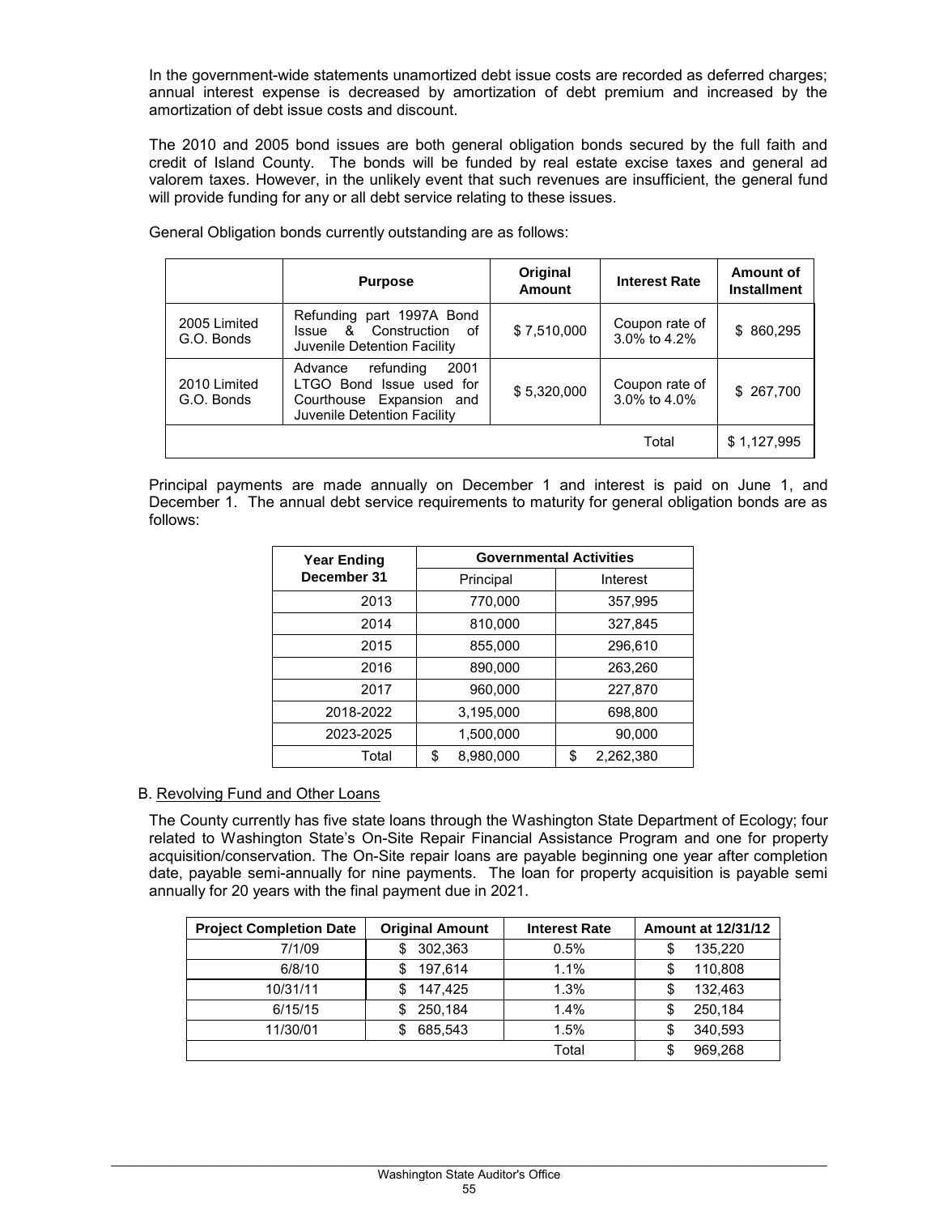In the government-wide statements unamortized debt issue costs are recorded as deferred charges; annual interest expense is decreased by amortization of debt premium and increased by the amortization of debt issue costs and discount.

The 2010 and 2005 bond issues are both general obligation bonds secured by the full faith and credit of Island County. The bonds will be funded by real estate excise taxes and general ad valorem taxes. However, in the unlikely event that such revenues are insufficient, the general fund will provide funding for any or all debt service relating to these issues.

General Obligation bonds currently outstanding are as follows:

| | Purpose | Original Amount | Interest Rate | Amount of Installment |
|---|---|---|---|---|
| 2005 Limited G.O. Bonds | Refunding part 1997A Bond Issue & Construction of Juvenile Detention Facility | $ 7,510,000 | Coupon rate of 3.0% to 4.2% | $ 860,295 |
| 2010 Limited G.O. Bonds | Advance refunding 2001 LTGO Bond Issue used for Courthouse Expansion and Juvenile Detention Facility | $ 5,320,000 | Coupon rate of 3.0% to 4.0% | $ 267,700 |
| | | | Total | $ 1,127,995 |

Principal payments are made annually on December 1 and interest is paid on June 1, and December 1. The annual debt service requirements to maturity for general obligation bonds are as follows:

| Year Ending December 31 | Governmental Activities | |
|---|---|---|
| | Principal | Interest |
| 2013 | 770,000 | 357,995 |
| 2014 | 810,000 | 327,845 |
| 2015 | 855,000 | 296,610 |
| 2016 | 890,000 | 263,260 |
| 2017 | 960,000 | 227,870 |
| 2018-2022 | 3,195,000 | 698,800 |
| 2023-2025 | 1,500,000 | 90,000 |
| Total | $ 8,980,000 | $ 2,262,380 |

B. Revolving Fund and Other Loans

The County currently has five state loans through the Washington State Department of Ecology; four related to Washington State's On-Site Repair Financial Assistance Program and one for property acquisition/conservation. The On-Site repair loans are payable beginning one year after completion date, payable semi-annually for nine payments. The loan for property acquisition is payable semi annually for 20 years with the final payment due in 2021.

| Project Completion Date | Original Amount | Interest Rate | Amount at 12/31/12 |
|---|---|---|---|
| 7/1/09 | $ 302,363 | 0.5% | $ 135,220 |
| 6/8/10 | $ 197,614 | 1.1% | $ 110,808 |
| 10/31/11 | $ 147,425 | 1.3% | $ 132,463 |
| 6/15/15 | $ 250,184 | 1.4% | $ 250,184 |
| 11/30/01 | $ 685,543 | 1.5% | $ 340,593 |
| | | Total | $ 969,268 |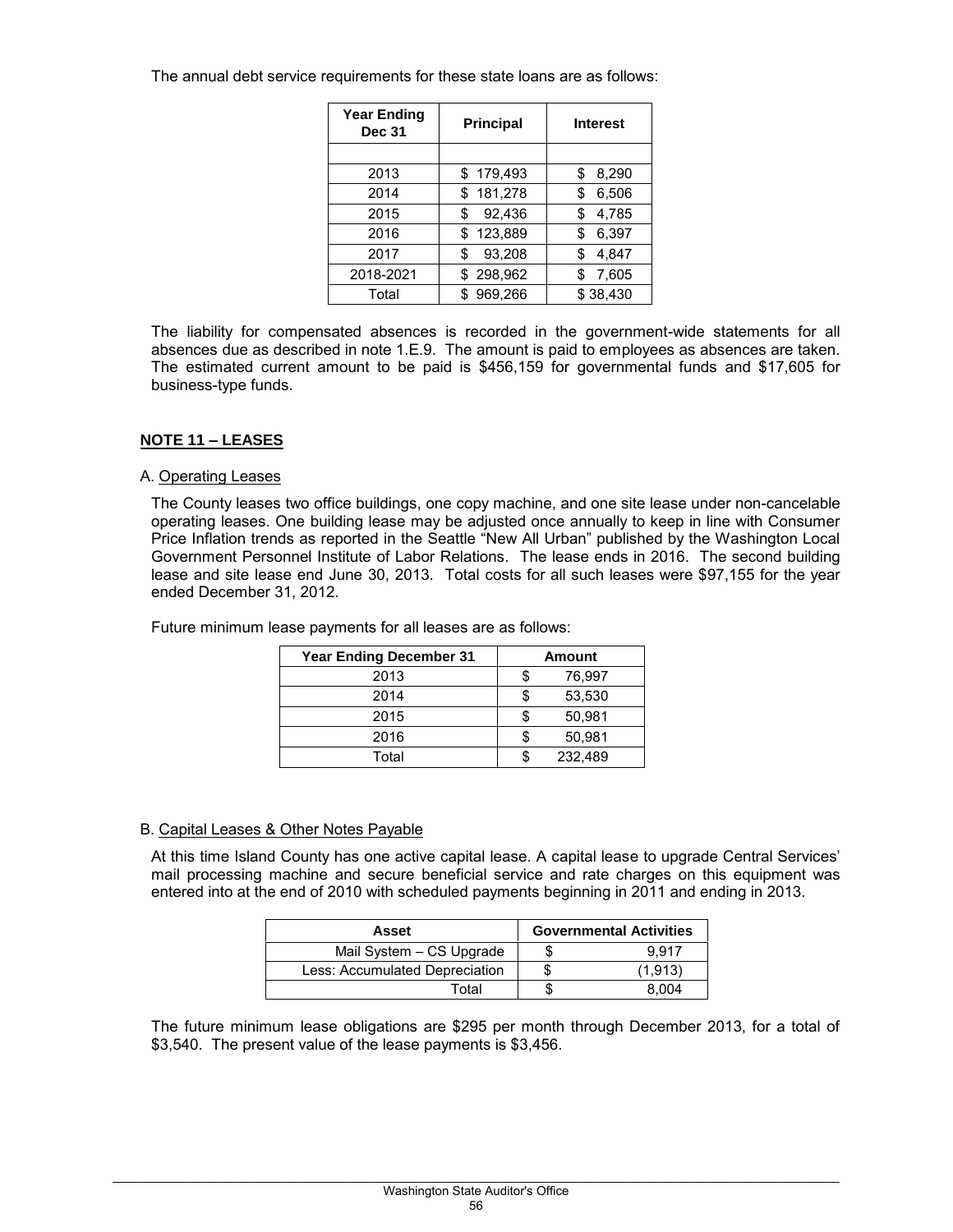The annual debt service requirements for these state loans are as follows:

| Year Ending Dec 31 | Principal | Interest |
|---|---|---|
| | | |
| 2013 | $ 179,493 | $ 8,290 |
| 2014 | $ 181,278 | $ 6,506 |
| 2015 | $ 92,436 | $ 4,785 |
| 2016 | $ 123,889 | $ 6,397 |
| 2017 | $ 93,208 | $ 4,847 |
| 2018-2021 | $ 298,962 | $ 7,605 |
| Total | $ 969,266 | $ 38,430 |

The liability for compensated absences is recorded in the government-wide statements for all absences due as described in note 1.E.9. The amount is paid to employees as absences are taken. The estimated current amount to be paid is $456,159 for governmental funds and $17,605 for business-type funds.

## NOTE 11 – LEASES

### A. Operating Leases

The County leases two office buildings, one copy machine, and one site lease under non-cancelable operating leases. One building lease may be adjusted once annually to keep in line with Consumer Price Inflation trends as reported in the Seattle "New All Urban" published by the Washington Local Government Personnel Institute of Labor Relations. The lease ends in 2016. The second building lease and site lease end June 30, 2013. Total costs for all such leases were $97,155 for the year ended December 31, 2012.

Future minimum lease payments for all leases are as follows:

| Year Ending December 31 | Amount |
|---|---|
| 2013 | $ 76,997 |
| 2014 | $ 53,530 |
| 2015 | $ 50,981 |
| 2016 | $ 50,981 |
| Total | $ 232,489 |

### B. Capital Leases & Other Notes Payable

At this time Island County has one active capital lease. A capital lease to upgrade Central Services' mail processing machine and secure beneficial service and rate charges on this equipment was entered into at the end of 2010 with scheduled payments beginning in 2011 and ending in 2013.

| Asset | Governmental Activities |
|---|---|
| Mail System – CS Upgrade | $ 9,917 |
| Less: Accumulated Depreciation | $ (1,913) |
| Total | $ 8,004 |

The future minimum lease obligations are $295 per month through December 2013, for a total of $3,540. The present value of the lease payments is $3,456.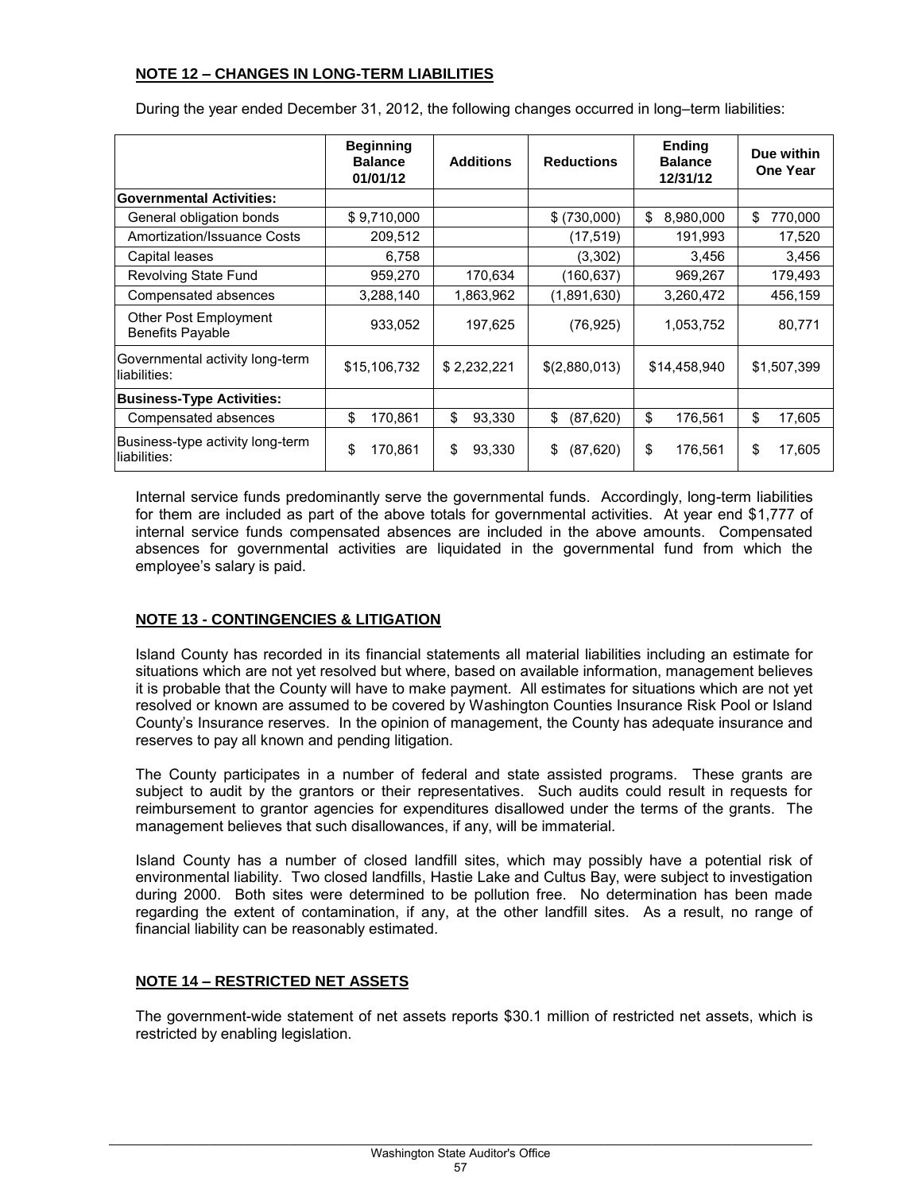**NOTE 12 – CHANGES IN LONG-TERM LIABILITIES**

During the year ended December 31, 2012, the following changes occurred in long–term liabilities:

| | Beginning Balance 01/01/12 | Additions | Reductions | Ending Balance 12/31/12 | Due within One Year |
|---|---|---|---|---|---|
| **Governmental Activities:** | | | | | |
| General obligation bonds | $ 9,710,000 | | $ (730,000) | $ 8,980,000 | $ 770,000 |
| Amortization/Issuance Costs | 209,512 | | (17,519) | 191,993 | 17,520 |
| Capital leases | 6,758 | | (3,302) | 3,456 | 3,456 |
| Revolving State Fund | 959,270 | 170,634 | (160,637) | 969,267 | 179,493 |
| Compensated absences | 3,288,140 | 1,863,962 | (1,891,630) | 3,260,472 | 456,159 |
| Other Post Employment Benefits Payable | 933,052 | 197,625 | (76,925) | 1,053,752 | 80,771 |
| Governmental activity long-term liabilities: | $15,106,732 | $ 2,232,221 | $(2,880,013) | $14,458,940 | $1,507,399 |
| **Business-Type Activities:** | | | | | |
| Compensated absences | $ 170,861 | $ 93,330 | $ (87,620) | $ 176,561 | $ 17,605 |
| Business-type activity long-term liabilities: | $ 170,861 | $ 93,330 | $ (87,620) | $ 176,561 | $ 17,605 |

Internal service funds predominantly serve the governmental funds. Accordingly, long-term liabilities for them are included as part of the above totals for governmental activities. At year end $1,777 of internal service funds compensated absences are included in the above amounts. Compensated absences for governmental activities are liquidated in the governmental fund from which the employee's salary is paid.

**NOTE 13 - CONTINGENCIES & LITIGATION**

Island County has recorded in its financial statements all material liabilities including an estimate for situations which are not yet resolved but where, based on available information, management believes it is probable that the County will have to make payment. All estimates for situations which are not yet resolved or known are assumed to be covered by Washington Counties Insurance Risk Pool or Island County's Insurance reserves. In the opinion of management, the County has adequate insurance and reserves to pay all known and pending litigation.

The County participates in a number of federal and state assisted programs. These grants are subject to audit by the grantors or their representatives. Such audits could result in requests for reimbursement to grantor agencies for expenditures disallowed under the terms of the grants. The management believes that such disallowances, if any, will be immaterial.

Island County has a number of closed landfill sites, which may possibly have a potential risk of environmental liability. Two closed landfills, Hastie Lake and Cultus Bay, were subject to investigation during 2000. Both sites were determined to be pollution free. No determination has been made regarding the extent of contamination, if any, at the other landfill sites. As a result, no range of financial liability can be reasonably estimated.

**NOTE 14 – RESTRICTED NET ASSETS**

The government-wide statement of net assets reports $30.1 million of restricted net assets, which is restricted by enabling legislation.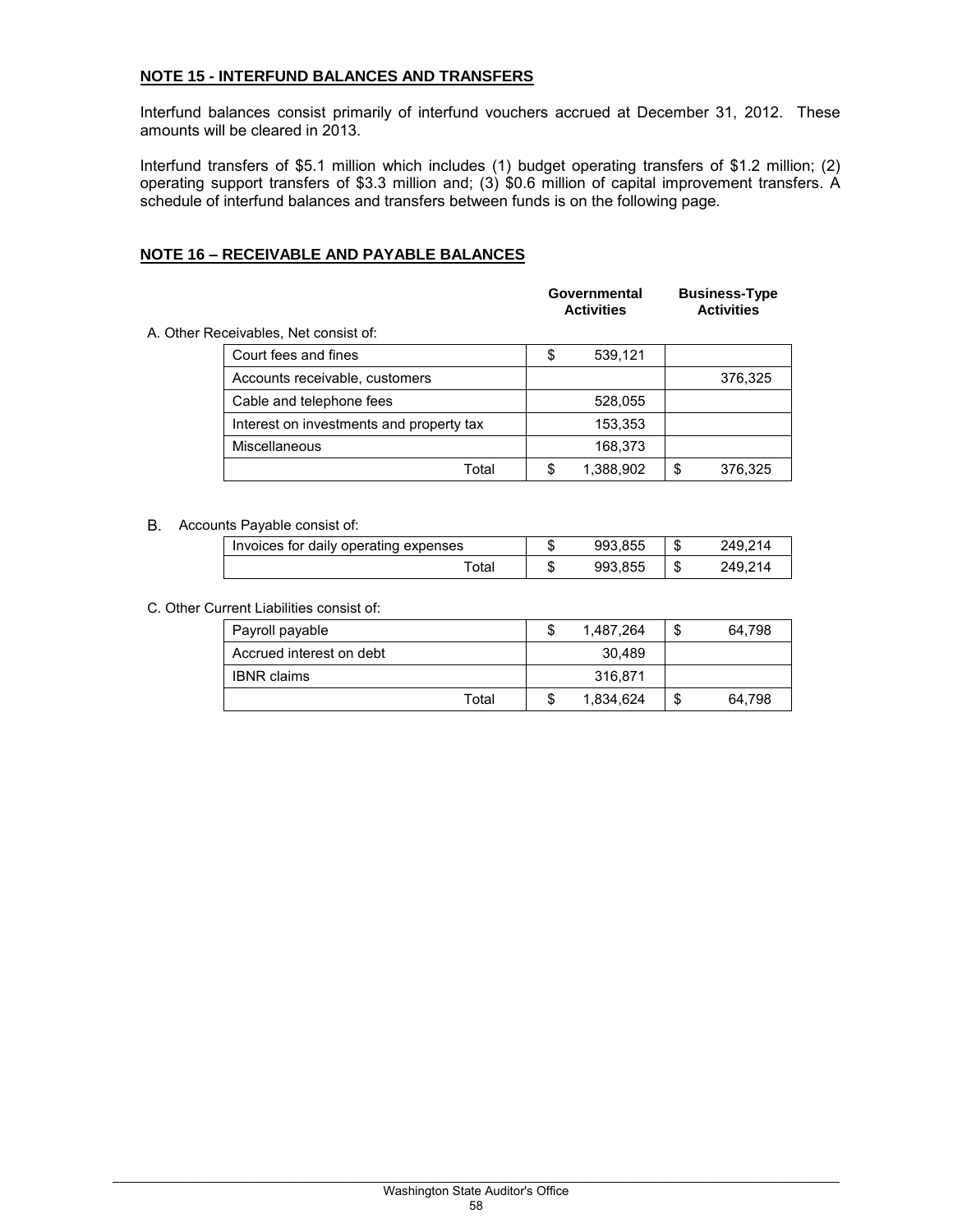## NOTE 15 - INTERFUND BALANCES AND TRANSFERS

Interfund balances consist primarily of interfund vouchers accrued at December 31, 2012. These amounts will be cleared in 2013.

Interfund transfers of $5.1 million which includes (1) budget operating transfers of $1.2 million; (2) operating support transfers of $3.3 million and; (3) $0.6 million of capital improvement transfers. A schedule of interfund balances and transfers between funds is on the following page.

## NOTE 16 – RECEIVABLE AND PAYABLE BALANCES

A. Other Receivables, Net consist of:

| | Governmental Activities | Business-Type Activities |
|---|---|---|
| Court fees and fines | $ 539,121 | |
| Accounts receivable, customers | | 376,325 |
| Cable and telephone fees | 528,055 | |
| Interest on investments and property tax | 153,353 | |
| Miscellaneous | 168,373 | |
| Total | $ 1,388,902 | $ 376,325 |

B. Accounts Payable consist of:

| | Governmental Activities | Business-Type Activities |
|---|---|---|
| Invoices for daily operating expenses | $ 993,855 | $ 249,214 |
| Total | $ 993,855 | $ 249,214 |

C. Other Current Liabilities consist of:

| | Governmental Activities | Business-Type Activities |
|---|---|---|
| Payroll payable | $ 1,487,264 | $ 64,798 |
| Accrued interest on debt | 30,489 | |
| IBNR claims | 316,871 | |
| Total | $ 1,834,624 | $ 64,798 |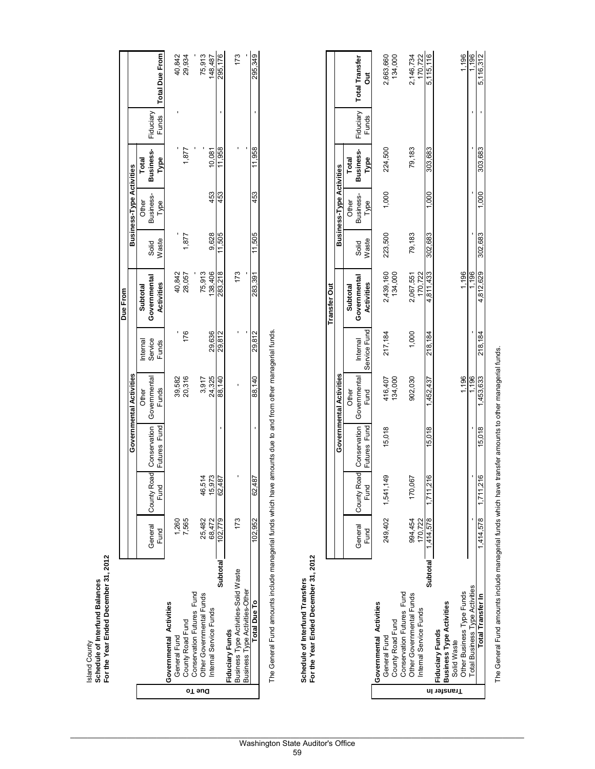Island County
**Schedule of Interfund Balances**
**For the Year Ended December 31, 2012**

| Due To | Due From | | | | | | | | | | |
|---|---|---|---|---|---|---|---|---|---|---|---|
| | Governmental Activities | | | | | | Business-Type Activities | | | | |
| | General Fund | County Road Fund | Conservation Futures Fund | Other Governmental Funds | Internal Service Funds | Subtotal Governmental Activities | Solid Waste | Other Business-Type | Total Business-Type | Fiduciary Funds | Total Due From |
| **Governmental Activities** | | | | | | | | | | | |
| General Fund | 1,260 | | | 39,582 | - | 40,842 | - | | - | - | 40,842 |
| County Road Fund | 7,565 | | | 20,316 | 176 | 28,057 | 1,877 | | 1,877 | | 29,934 |
| Conservation Futures Fund | | | | | | - | | | - | | - |
| Other Governmental Funds | 25,482 | 46,514 | | 3,917 | | 75,913 | | | - | | 75,913 |
| Internal Service Funds | 68,472 | 15,973 | | 24,325 | 29,636 | 138,406 | 9,628 | 453 | 10,081 | | 148,487 |
| **Subtotal** | 102,779 | 62,487 | - | 88,140 | 29,812 | 283,218 | 11,505 | 453 | 11,958 | - | 295,176 |
| **Fiduciary Funds** | | | | | | | | | | | |
| Business Type Activities-Solid Waste | 173 | - | | - | - | 173 | | | - | | 173 |
| Business Type Activities-Other | | | | | - | - | | | - | | - |
| **Total Due To** | 102,952 | 62,487 | - | 88,140 | 29,812 | 283,391 | 11,505 | 453 | 11,958 | - | 295,349 |

The General Fund amounts include managerial funds which have amounts due to and from other managerial funds.

**Schedule of Interfund Transfers**
**For the Year Ended December 31, 2012**

| Transfer In | Transfer Out | | | | | | | | | | |
|---|---|---|---|---|---|---|---|---|---|---|---|
| | Governmental Activities | | | | | | Business-Type Activities | | | | |
| | General Fund | County Road Fund | Conservation Futures Fund | Other Governmental Fund | Internal Service Fund | Subtotal Governmental Activities | Solid Waste | Other Business-Type | Total Business-Type | Fiduciary Funds | Total Transfer Out |
| **Governmental Activities** | | | | | | | | | | | |
| General Fund | 249,402 | 1,541,149 | 15,018 | 416,407 | 217,184 | 2,439,160 | 223,500 | 1,000 | 224,500 | | 2,663,660 |
| County Road Fund | | | | 134,000 | | 134,000 | | | | | 134,000 |
| Conservation Futures Fund | | | | | | | | | | | |
| Other Governmental Funds | 994,454 | 170,067 | | 902,030 | 1,000 | 2,067,551 | 79,183 | | 79,183 | | 2,146,734 |
| Internal Service Funds | 170,722 | | | | | 170,722 | | | | | 170,722 |
| **Subtotal** | 1,414,578 | 1,711,216 | 15,018 | 1,452,437 | 218,184 | 4,811,433 | 302,683 | 1,000 | 303,683 | | 5,115,116 |
| **Fiduciary Funds** | | | | | | | | | | | |
| **Business Type Activities** | | | | | | | | | | | |
| Solid Waste | | | | | | | | | | | |
| Other Business Type Funds | | | | 1,196 | | 1,196 | | | | | 1,196 |
| Total Business Type Activities | - | - | - | 1,196 | - | 1,196 | - | - | - | - | 1,196 |
| **Total Transfer In** | 1,414,578 | 1,711,216 | 15,018 | 1,453,633 | 218,184 | 4,812,629 | 302,683 | 1,000 | 303,683 | - | 5,116,312 |

The General Fund amounts include managerial funds which have transfer amounts to other managerial funds.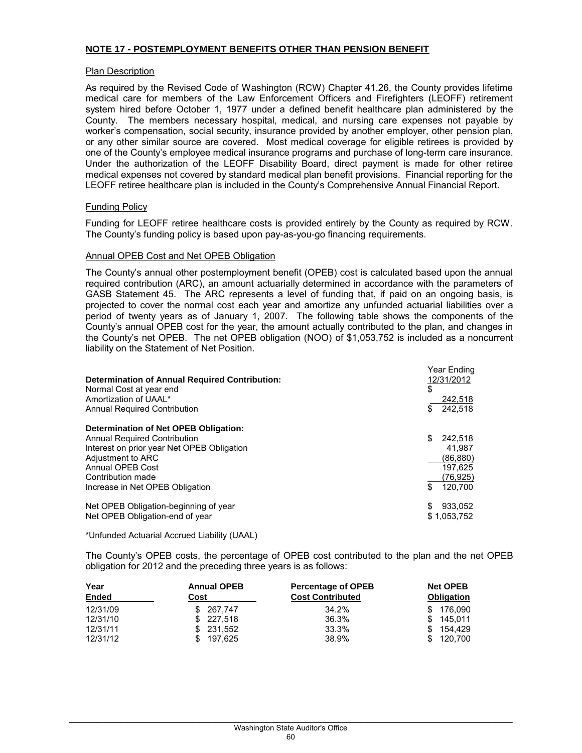## NOTE 17 - POSTEMPLOYMENT BENEFITS OTHER THAN PENSION BENEFIT

### Plan Description

As required by the Revised Code of Washington (RCW) Chapter 41.26, the County provides lifetime medical care for members of the Law Enforcement Officers and Firefighters (LEOFF) retirement system hired before October 1, 1977 under a defined benefit healthcare plan administered by the County. The members necessary hospital, medical, and nursing care expenses not payable by worker's compensation, social security, insurance provided by another employer, other pension plan, or any other similar source are covered. Most medical coverage for eligible retirees is provided by one of the County's employee medical insurance programs and purchase of long-term care insurance. Under the authorization of the LEOFF Disability Board, direct payment is made for other retiree medical expenses not covered by standard medical plan benefit provisions. Financial reporting for the LEOFF retiree healthcare plan is included in the County's Comprehensive Annual Financial Report.

### Funding Policy

Funding for LEOFF retiree healthcare costs is provided entirely by the County as required by RCW. The County's funding policy is based upon pay-as-you-go financing requirements.

### Annual OPEB Cost and Net OPEB Obligation

The County's annual other postemployment benefit (OPEB) cost is calculated based upon the annual required contribution (ARC), an amount actuarially determined in accordance with the parameters of GASB Statement 45. The ARC represents a level of funding that, if paid on an ongoing basis, is projected to cover the normal cost each year and amortize any unfunded actuarial liabilities over a period of twenty years as of January 1, 2007. The following table shows the components of the County's annual OPEB cost for the year, the amount actually contributed to the plan, and changes in the County's net OPEB. The net OPEB obligation (NOO) of $1,053,752 is included as a noncurrent liability on the Statement of Net Position.

| | Year Ending 12/31/2012 |
|---|---|
| **Determination of Annual Required Contribution:** | |
| Normal Cost at year end | $ |
| Amortization of UAAL* | 242,518 |
| Annual Required Contribution | $ 242,518 |
| | |
| **Determination of Net OPEB Obligation:** | |
| Annual Required Contribution | $ 242,518 |
| Interest on prior year Net OPEB Obligation | 41,987 |
| Adjustment to ARC | (86,880) |
| Annual OPEB Cost | 197,625 |
| Contribution made | (76,925) |
| Increase in Net OPEB Obligation | $ 120,700 |
| | |
| Net OPEB Obligation-beginning of year | $ 933,052 |
| Net OPEB Obligation-end of year | $ 1,053,752 |

*Unfunded Actuarial Accrued Liability (UAAL)

The County's OPEB costs, the percentage of OPEB cost contributed to the plan and the net OPEB obligation for 2012 and the preceding three years is as follows:

| Year Ended | Annual OPEB Cost | Percentage of OPEB Cost Contributed | Net OPEB Obligation |
|---|---|---|---|
| 12/31/09 | $ 267,747 | 34.2% | $ 176,090 |
| 12/31/10 | $ 227,518 | 36.3% | $ 145,011 |
| 12/31/11 | $ 231,552 | 33.3% | $ 154,429 |
| 12/31/12 | $ 197,625 | 38.9% | $ 120,700 |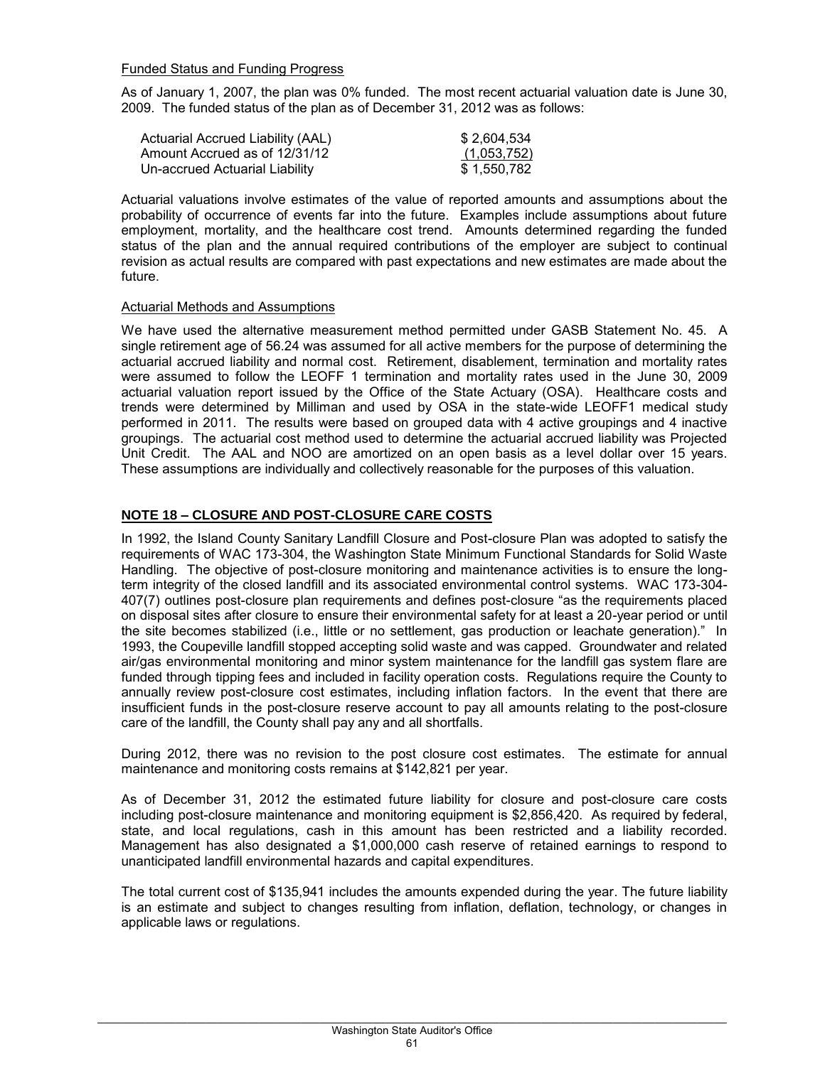Funded Status and Funding Progress

As of January 1, 2007, the plan was 0% funded. The most recent actuarial valuation date is June 30, 2009. The funded status of the plan as of December 31, 2012 was as follows:

| | |
|---|---|
| Actuarial Accrued Liability (AAL) | $ 2,604,534 |
| Amount Accrued as of 12/31/12 | (1,053,752) |
| Un-accrued Actuarial Liability | $ 1,550,782 |

Actuarial valuations involve estimates of the value of reported amounts and assumptions about the probability of occurrence of events far into the future. Examples include assumptions about future employment, mortality, and the healthcare cost trend. Amounts determined regarding the funded status of the plan and the annual required contributions of the employer are subject to continual revision as actual results are compared with past expectations and new estimates are made about the future.

Actuarial Methods and Assumptions

We have used the alternative measurement method permitted under GASB Statement No. 45. A single retirement age of 56.24 was assumed for all active members for the purpose of determining the actuarial accrued liability and normal cost. Retirement, disablement, termination and mortality rates were assumed to follow the LEOFF 1 termination and mortality rates used in the June 30, 2009 actuarial valuation report issued by the Office of the State Actuary (OSA). Healthcare costs and trends were determined by Milliman and used by OSA in the state-wide LEOFF1 medical study performed in 2011. The results were based on grouped data with 4 active groupings and 4 inactive groupings. The actuarial cost method used to determine the actuarial accrued liability was Projected Unit Credit. The AAL and NOO are amortized on an open basis as a level dollar over 15 years. These assumptions are individually and collectively reasonable for the purposes of this valuation.

## NOTE 18 – CLOSURE AND POST-CLOSURE CARE COSTS

In 1992, the Island County Sanitary Landfill Closure and Post-closure Plan was adopted to satisfy the requirements of WAC 173-304, the Washington State Minimum Functional Standards for Solid Waste Handling. The objective of post-closure monitoring and maintenance activities is to ensure the long-term integrity of the closed landfill and its associated environmental control systems. WAC 173-304-407(7) outlines post-closure plan requirements and defines post-closure "as the requirements placed on disposal sites after closure to ensure their environmental safety for at least a 20-year period or until the site becomes stabilized (i.e., little or no settlement, gas production or leachate generation)." In 1993, the Coupeville landfill stopped accepting solid waste and was capped. Groundwater and related air/gas environmental monitoring and minor system maintenance for the landfill gas system flare are funded through tipping fees and included in facility operation costs. Regulations require the County to annually review post-closure cost estimates, including inflation factors. In the event that there are insufficient funds in the post-closure reserve account to pay all amounts relating to the post-closure care of the landfill, the County shall pay any and all shortfalls.

During 2012, there was no revision to the post closure cost estimates. The estimate for annual maintenance and monitoring costs remains at $142,821 per year.

As of December 31, 2012 the estimated future liability for closure and post-closure care costs including post-closure maintenance and monitoring equipment is $2,856,420. As required by federal, state, and local regulations, cash in this amount has been restricted and a liability recorded. Management has also designated a $1,000,000 cash reserve of retained earnings to respond to unanticipated landfill environmental hazards and capital expenditures.

The total current cost of $135,941 includes the amounts expended during the year. The future liability is an estimate and subject to changes resulting from inflation, deflation, technology, or changes in applicable laws or regulations.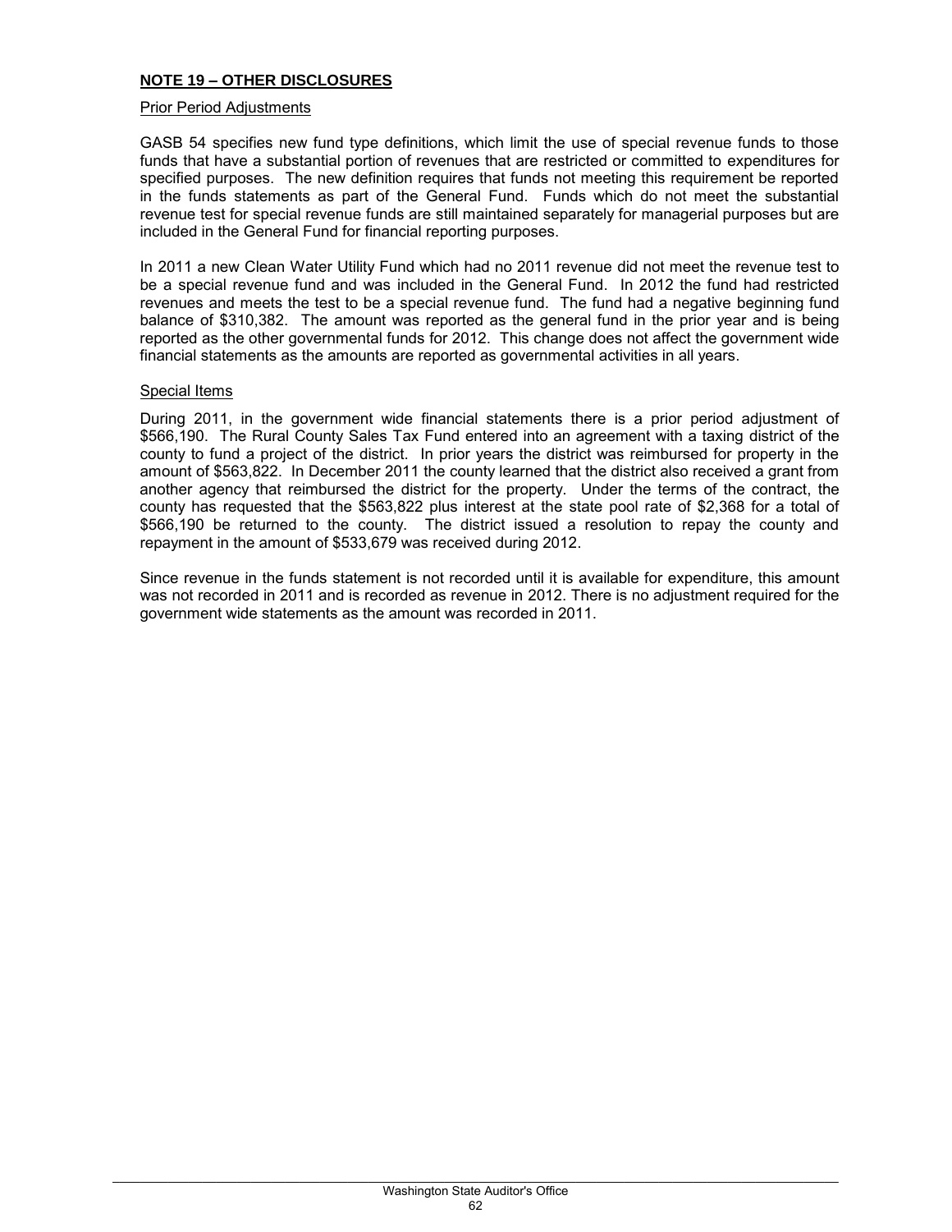**NOTE 19 – OTHER DISCLOSURES**

Prior Period Adjustments

GASB 54 specifies new fund type definitions, which limit the use of special revenue funds to those funds that have a substantial portion of revenues that are restricted or committed to expenditures for specified purposes. The new definition requires that funds not meeting this requirement be reported in the funds statements as part of the General Fund. Funds which do not meet the substantial revenue test for special revenue funds are still maintained separately for managerial purposes but are included in the General Fund for financial reporting purposes.

In 2011 a new Clean Water Utility Fund which had no 2011 revenue did not meet the revenue test to be a special revenue fund and was included in the General Fund. In 2012 the fund had restricted revenues and meets the test to be a special revenue fund. The fund had a negative beginning fund balance of $310,382. The amount was reported as the general fund in the prior year and is being reported as the other governmental funds for 2012. This change does not affect the government wide financial statements as the amounts are reported as governmental activities in all years.

Special Items

During 2011, in the government wide financial statements there is a prior period adjustment of $566,190. The Rural County Sales Tax Fund entered into an agreement with a taxing district of the county to fund a project of the district. In prior years the district was reimbursed for property in the amount of $563,822. In December 2011 the county learned that the district also received a grant from another agency that reimbursed the district for the property. Under the terms of the contract, the county has requested that the $563,822 plus interest at the state pool rate of $2,368 for a total of $566,190 be returned to the county. The district issued a resolution to repay the county and repayment in the amount of $533,679 was received during 2012.

Since revenue in the funds statement is not recorded until it is available for expenditure, this amount was not recorded in 2011 and is recorded as revenue in 2012. There is no adjustment required for the government wide statements as the amount was recorded in 2011.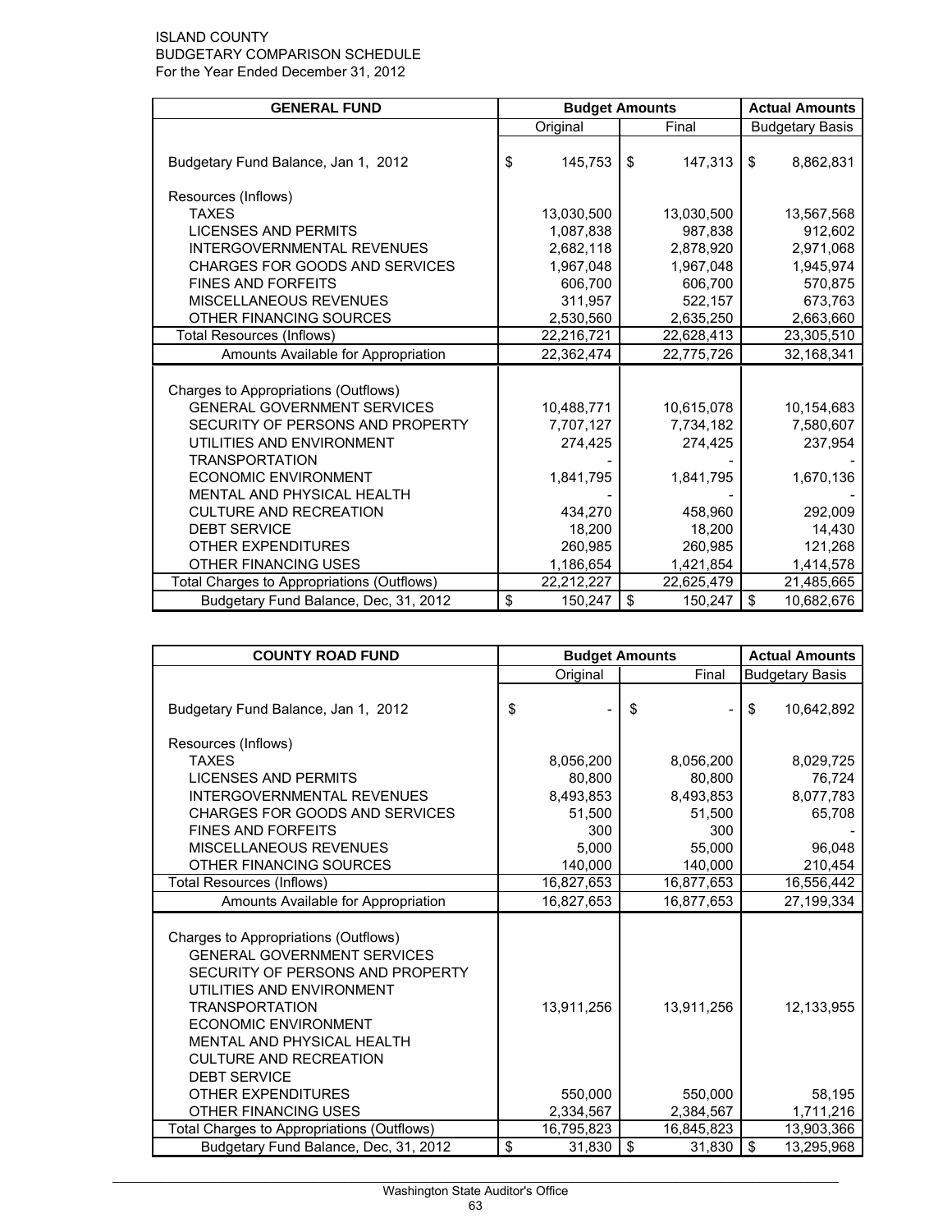ISLAND COUNTY
BUDGETARY COMPARISON SCHEDULE
For the Year Ended December 31, 2012

| GENERAL FUND | Budget Amounts | | Actual Amounts |
|---|---|---|---|
| | Original | Final | Budgetary Basis |
| Budgetary Fund Balance, Jan 1, 2012 | $ 145,753 | $ 147,313 | $ 8,862,831 |
| Resources (Inflows) | | | |
| TAXES | 13,030,500 | 13,030,500 | 13,567,568 |
| LICENSES AND PERMITS | 1,087,838 | 987,838 | 912,602 |
| INTERGOVERNMENTAL REVENUES | 2,682,118 | 2,878,920 | 2,971,068 |
| CHARGES FOR GOODS AND SERVICES | 1,967,048 | 1,967,048 | 1,945,974 |
| FINES AND FORFEITS | 606,700 | 606,700 | 570,875 |
| MISCELLANEOUS REVENUES | 311,957 | 522,157 | 673,763 |
| OTHER FINANCING SOURCES | 2,530,560 | 2,635,250 | 2,663,660 |
| Total Resources (Inflows) | 22,216,721 | 22,628,413 | 23,305,510 |
| Amounts Available for Appropriation | 22,362,474 | 22,775,726 | 32,168,341 |
| Charges to Appropriations (Outflows) | | | |
| GENERAL GOVERNMENT SERVICES | 10,488,771 | 10,615,078 | 10,154,683 |
| SECURITY OF PERSONS AND PROPERTY | 7,707,127 | 7,734,182 | 7,580,607 |
| UTILITIES AND ENVIRONMENT | 274,425 | 274,425 | 237,954 |
| TRANSPORTATION | - | - | - |
| ECONOMIC ENVIRONMENT | 1,841,795 | 1,841,795 | 1,670,136 |
| MENTAL AND PHYSICAL HEALTH | - | - | - |
| CULTURE AND RECREATION | 434,270 | 458,960 | 292,009 |
| DEBT SERVICE | 18,200 | 18,200 | 14,430 |
| OTHER EXPENDITURES | 260,985 | 260,985 | 121,268 |
| OTHER FINANCING USES | 1,186,654 | 1,421,854 | 1,414,578 |
| Total Charges to Appropriations (Outflows) | 22,212,227 | 22,625,479 | 21,485,665 |
| Budgetary Fund Balance, Dec, 31, 2012 | $ 150,247 | $ 150,247 | $ 10,682,676 |

| COUNTY ROAD FUND | Budget Amounts | | Actual Amounts |
|---|---|---|---|
| | Original | Final | Budgetary Basis |
| Budgetary Fund Balance, Jan 1, 2012 | $ - | $ - | $ 10,642,892 |
| Resources (Inflows) | | | |
| TAXES | 8,056,200 | 8,056,200 | 8,029,725 |
| LICENSES AND PERMITS | 80,800 | 80,800 | 76,724 |
| INTERGOVERNMENTAL REVENUES | 8,493,853 | 8,493,853 | 8,077,783 |
| CHARGES FOR GOODS AND SERVICES | 51,500 | 51,500 | 65,708 |
| FINES AND FORFEITS | 300 | 300 | - |
| MISCELLANEOUS REVENUES | 5,000 | 55,000 | 96,048 |
| OTHER FINANCING SOURCES | 140,000 | 140,000 | 210,454 |
| Total Resources (Inflows) | 16,827,653 | 16,877,653 | 16,556,442 |
| Amounts Available for Appropriation | 16,827,653 | 16,877,653 | 27,199,334 |
| Charges to Appropriations (Outflows) | | | |
| GENERAL GOVERNMENT SERVICES | | | |
| SECURITY OF PERSONS AND PROPERTY | | | |
| UTILITIES AND ENVIRONMENT | | | |
| TRANSPORTATION | 13,911,256 | 13,911,256 | 12,133,955 |
| ECONOMIC ENVIRONMENT | | | |
| MENTAL AND PHYSICAL HEALTH | | | |
| CULTURE AND RECREATION | | | |
| DEBT SERVICE | | | |
| OTHER EXPENDITURES | 550,000 | 550,000 | 58,195 |
| OTHER FINANCING USES | 2,334,567 | 2,384,567 | 1,711,216 |
| Total Charges to Appropriations (Outflows) | 16,795,823 | 16,845,823 | 13,903,366 |
| Budgetary Fund Balance, Dec, 31, 2012 | $ 31,830 | $ 31,830 | $ 13,295,968 |

Washington State Auditor's Office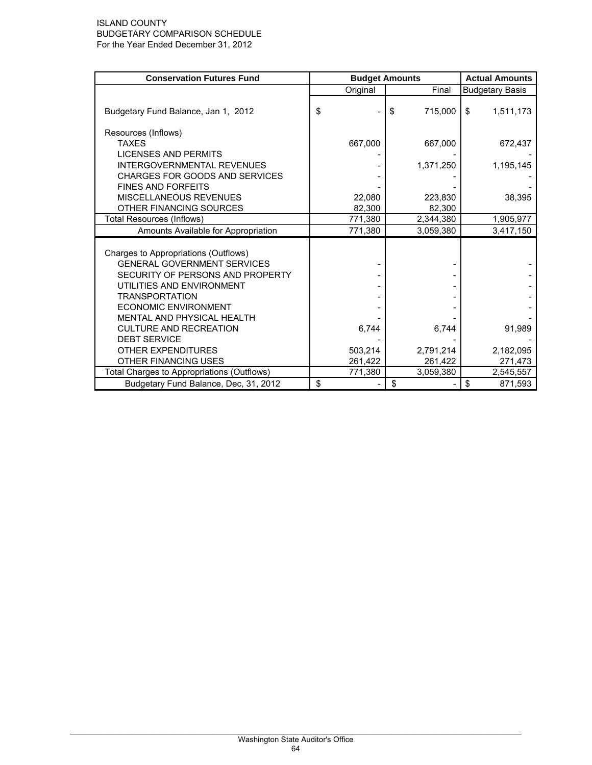ISLAND COUNTY
BUDGETARY COMPARISON SCHEDULE
For the Year Ended December 31, 2012

| Conservation Futures Fund | Budget Amounts | | Actual Amounts |
|---|---|---|---|
| | Original | Final | Budgetary Basis |
| Budgetary Fund Balance, Jan 1, 2012 | $ - | $ 715,000 | $ 1,511,173 |
| Resources (Inflows) | | | |
| TAXES | 667,000 | 667,000 | 672,437 |
| LICENSES AND PERMITS | - | - | - |
| INTERGOVERNMENTAL REVENUES | - | 1,371,250 | 1,195,145 |
| CHARGES FOR GOODS AND SERVICES | - | - | - |
| FINES AND FORFEITS | - | - | - |
| MISCELLANEOUS REVENUES | 22,080 | 223,830 | 38,395 |
| OTHER FINANCING SOURCES | 82,300 | 82,300 | |
| Total Resources (Inflows) | 771,380 | 2,344,380 | 1,905,977 |
| Amounts Available for Appropriation | 771,380 | 3,059,380 | 3,417,150 |
| Charges to Appropriations (Outflows) | | | |
| GENERAL GOVERNMENT SERVICES | - | - | - |
| SECURITY OF PERSONS AND PROPERTY | - | - | - |
| UTILITIES AND ENVIRONMENT | - | - | - |
| TRANSPORTATION | - | - | - |
| ECONOMIC ENVIRONMENT | - | - | - |
| MENTAL AND PHYSICAL HEALTH | - | - | - |
| CULTURE AND RECREATION | 6,744 | 6,744 | 91,989 |
| DEBT SERVICE | - | - | - |
| OTHER EXPENDITURES | 503,214 | 2,791,214 | 2,182,095 |
| OTHER FINANCING USES | 261,422 | 261,422 | 271,473 |
| Total Charges to Appropriations (Outflows) | 771,380 | 3,059,380 | 2,545,557 |
| Budgetary Fund Balance, Dec, 31, 2012 | $ - | $ - | $ 871,593 |

Washington State Auditor's Office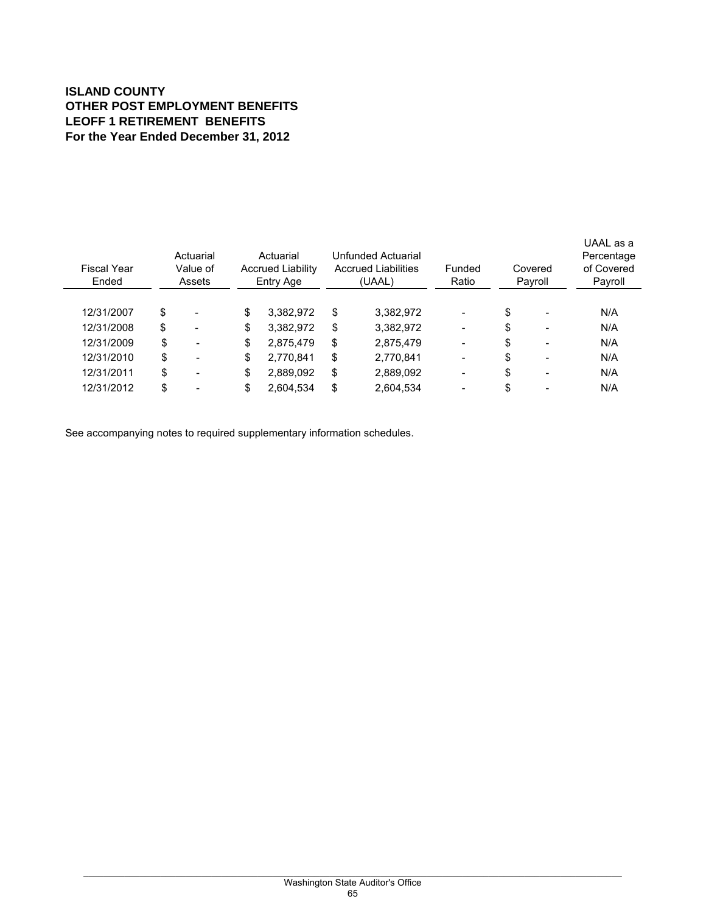**ISLAND COUNTY**
**OTHER POST EMPLOYMENT BENEFITS**
**LEOFF 1 RETIREMENT BENEFITS**
**For the Year Ended December 31, 2012**

| Fiscal Year Ended | Actuarial Value of Assets | Actuarial Accrued Liability Entry Age | Unfunded Actuarial Accrued Liabilities (UAAL) | Funded Ratio | Covered Payroll | UAAL as a Percentage of Covered Payroll |
|---|---|---|---|---|---|---|
| 12/31/2007 | $ - | $ 3,382,972 | $ 3,382,972 | - | $ - | N/A |
| 12/31/2008 | $ - | $ 3,382,972 | $ 3,382,972 | - | $ - | N/A |
| 12/31/2009 | $ - | $ 2,875,479 | $ 2,875,479 | - | $ - | N/A |
| 12/31/2010 | $ - | $ 2,770,841 | $ 2,770,841 | - | $ - | N/A |
| 12/31/2011 | $ - | $ 2,889,092 | $ 2,889,092 | - | $ - | N/A |
| 12/31/2012 | $ - | $ 2,604,534 | $ 2,604,534 | - | $ - | N/A |

See accompanying notes to required supplementary information schedules.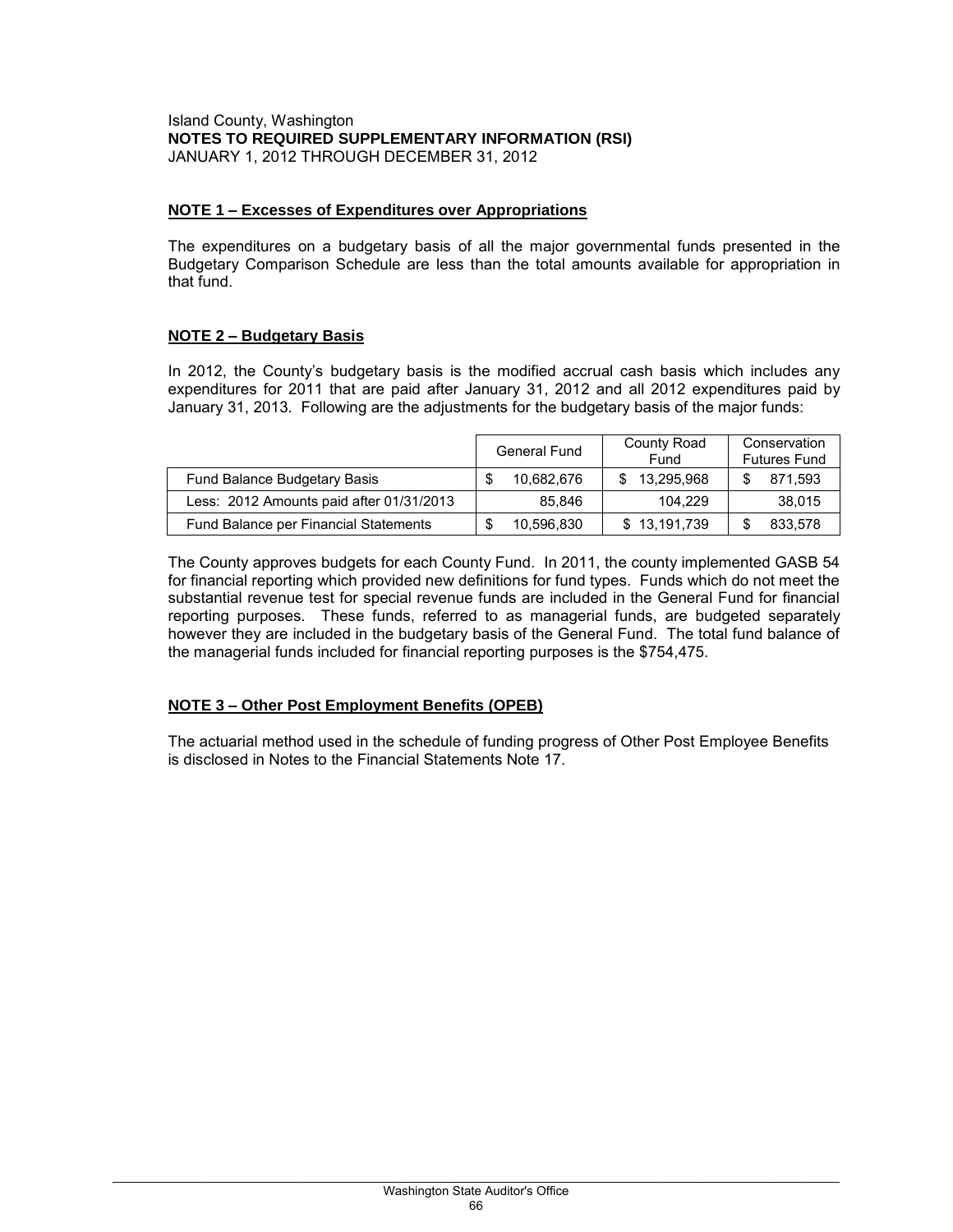Island County, Washington
**NOTES TO REQUIRED SUPPLEMENTARY INFORMATION (RSI)**
JANUARY 1, 2012 THROUGH DECEMBER 31, 2012

## NOTE 1 – Excesses of Expenditures over Appropriations

The expenditures on a budgetary basis of all the major governmental funds presented in the Budgetary Comparison Schedule are less than the total amounts available for appropriation in that fund.

## NOTE 2 – Budgetary Basis

In 2012, the County's budgetary basis is the modified accrual cash basis which includes any expenditures for 2011 that are paid after January 31, 2012 and all 2012 expenditures paid by January 31, 2013. Following are the adjustments for the budgetary basis of the major funds:

| | General Fund | County Road Fund | Conservation Futures Fund |
|---|---|---|---|
| Fund Balance Budgetary Basis | $ 10,682,676 | $ 13,295,968 | $ 871,593 |
| Less: 2012 Amounts paid after 01/31/2013 | 85,846 | 104,229 | 38,015 |
| Fund Balance per Financial Statements | $ 10,596,830 | $ 13,191,739 | $ 833,578 |

The County approves budgets for each County Fund. In 2011, the county implemented GASB 54 for financial reporting which provided new definitions for fund types. Funds which do not meet the substantial revenue test for special revenue funds are included in the General Fund for financial reporting purposes. These funds, referred to as managerial funds, are budgeted separately however they are included in the budgetary basis of the General Fund. The total fund balance of the managerial funds included for financial reporting purposes is the $754,475.

## NOTE 3 – Other Post Employment Benefits (OPEB)

The actuarial method used in the schedule of funding progress of Other Post Employee Benefits is disclosed in Notes to the Financial Statements Note 17.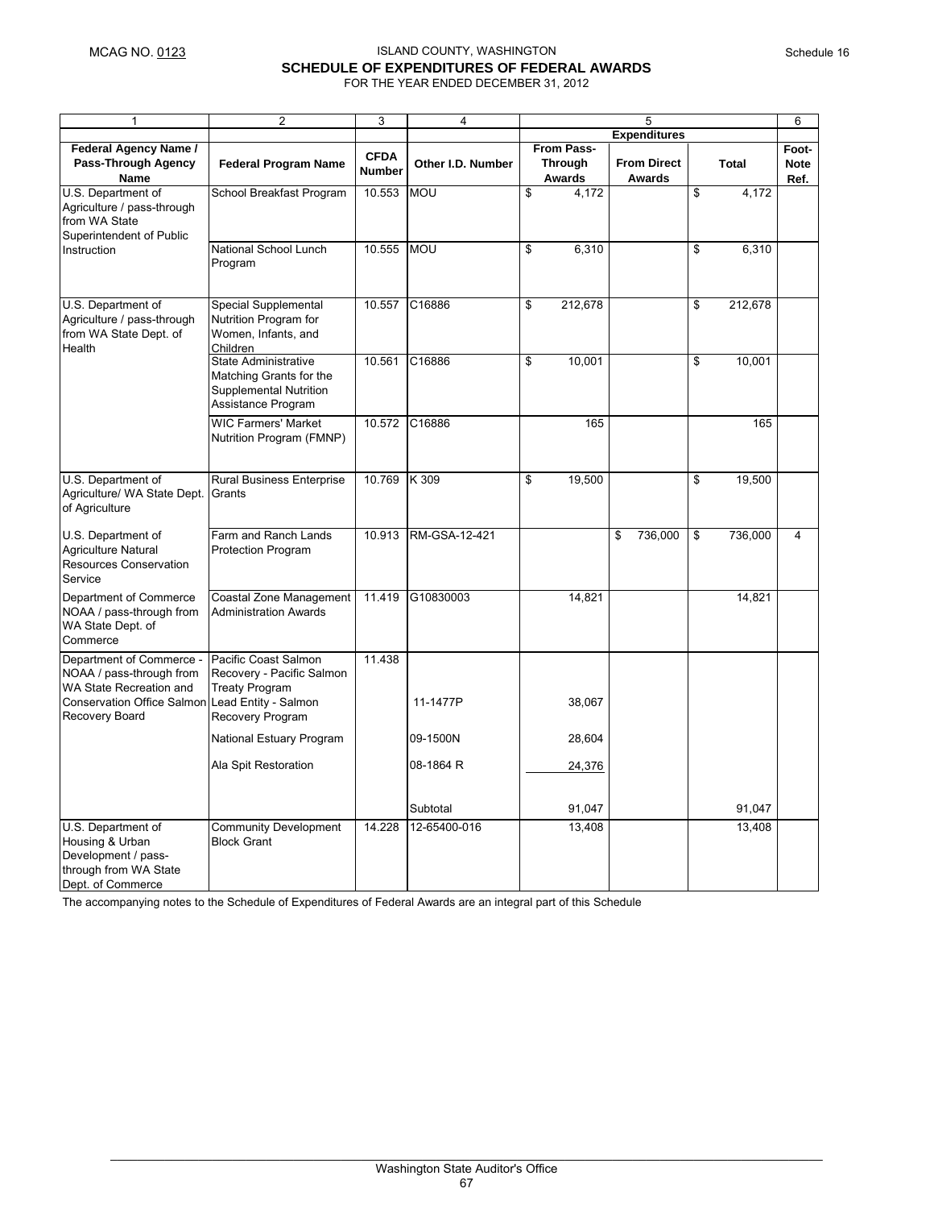MCAG NO. 0123

ISLAND COUNTY, WASHINGTON

**SCHEDULE OF EXPENDITURES OF FEDERAL AWARDS**

FOR THE YEAR ENDED DECEMBER 31, 2012

Schedule 16

| 1 | 2 | 3 | 4 | 5 | | | 6 |
|---|---|---|---|---|---|---|---|
| | | | | Expenditures | | | |
| **Federal Agency Name / Pass-Through Agency Name** | **Federal Program Name** | **CFDA Number** | **Other I.D. Number** | **From Pass-Through Awards** | **From Direct Awards** | **Total** | **Foot-Note Ref.** |
| U.S. Department of Agriculture / pass-through from WA State Superintendent of Public Instruction | School Breakfast Program | 10.553 | MOU | $ 4,172 | | $ 4,172 | |
| | National School Lunch Program | 10.555 | MOU | $ 6,310 | | $ 6,310 | |
| U.S. Department of Agriculture / pass-through from WA State Dept. of Health | Special Supplemental Nutrition Program for Women, Infants, and Children | 10.557 | C16886 | $ 212,678 | | $ 212,678 | |
| | State Administrative Matching Grants for the Supplemental Nutrition Assistance Program | 10.561 | C16886 | $ 10,001 | | $ 10,001 | |
| | WIC Farmers' Market Nutrition Program (FMNP) | 10.572 | C16886 | 165 | | 165 | |
| U.S. Department of Agriculture/ WA State Dept. of Agriculture | Rural Business Enterprise Grants | 10.769 | K 309 | $ 19,500 | | $ 19,500 | |
| U.S. Department of Agriculture Natural Resources Conservation Service | Farm and Ranch Lands Protection Program | 10.913 | RM-GSA-12-421 | | $ 736,000 | $ 736,000 | 4 |
| Department of Commerce NOAA / pass-through from WA State Dept. of Commerce | Coastal Zone Management Administration Awards | 11.419 | G10830003 | 14,821 | | 14,821 | |
| Department of Commerce - NOAA / pass-through from WA State Recreation and Conservation Office Salmon Recovery Board | Pacific Coast Salmon Recovery - Pacific Salmon Treaty Program | 11.438 | | | | | |
| | Lead Entity - Salmon Recovery Program | | 11-1477P | 38,067 | | | |
| | National Estuary Program | | 09-1500N | 28,604 | | | |
| | Ala Spit Restoration | | 08-1864 R | 24,376 | | | |
| | | | Subtotal | 91,047 | | 91,047 | |
| U.S. Department of Housing & Urban Development / pass-through from WA State Dept. of Commerce | Community Development Block Grant | 14.228 | 12-65400-016 | 13,408 | | 13,408 | |

The accompanying notes to the Schedule of Expenditures of Federal Awards are an integral part of this Schedule

Washington State Auditor's Office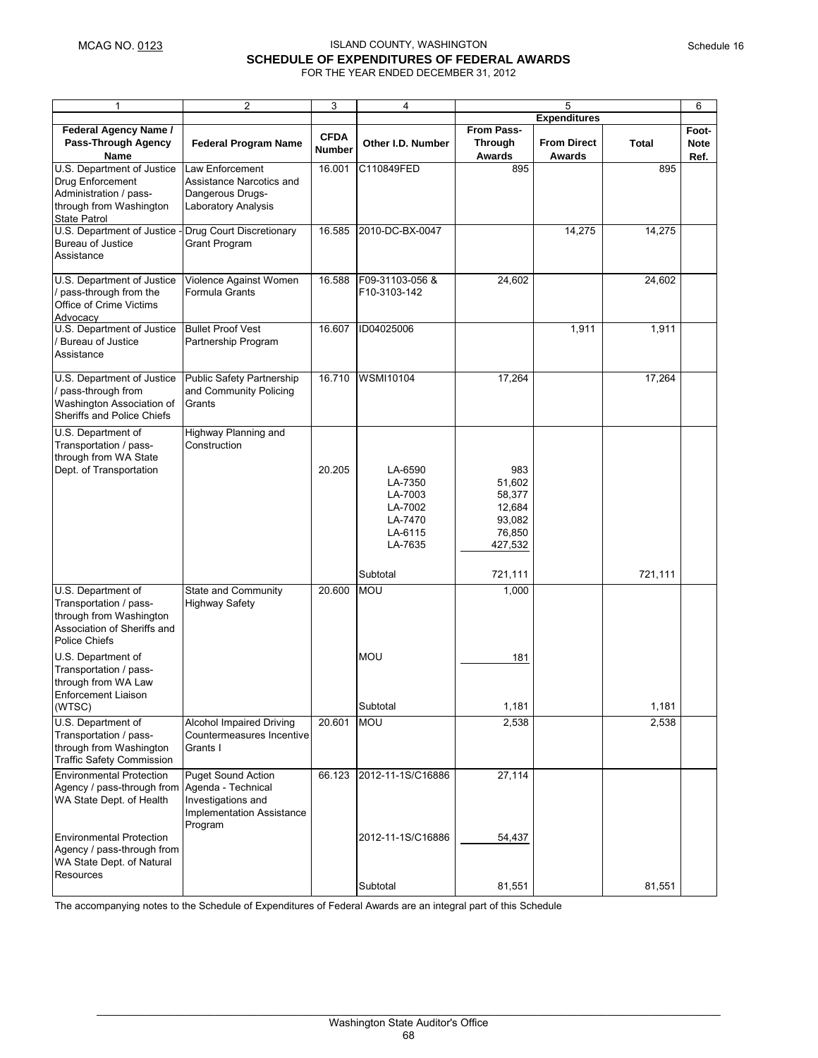MCAG NO. 0123

# ISLAND COUNTY, WASHINGTON

## SCHEDULE OF EXPENDITURES OF FEDERAL AWARDS

FOR THE YEAR ENDED DECEMBER 31, 2012

Schedule 16

| 1 | 2 | 3 | 4 | 5 | | | 6 |
|---|---|---|---|---|---|---|---|
| | | | | Expenditures | | | |
| Federal Agency Name / Pass-Through Agency Name | Federal Program Name | CFDA Number | Other I.D. Number | From Pass-Through Awards | From Direct Awards | Total | Foot-Note Ref. |
| U.S. Department of Justice Drug Enforcement Administration / pass-through from Washington State Patrol | Law Enforcement Assistance Narcotics and Dangerous Drugs-Laboratory Analysis | 16.001 | C110849FED | 895 | | 895 | |
| U.S. Department of Justice - Bureau of Justice Assistance | Drug Court Discretionary Grant Program | 16.585 | 2010-DC-BX-0047 | | 14,275 | 14,275 | |
| U.S. Department of Justice / pass-through from the Office of Crime Victims Advocacy | Violence Against Women Formula Grants | 16.588 | F09-31103-056 & F10-3103-142 | 24,602 | | 24,602 | |
| U.S. Department of Justice / Bureau of Justice Assistance | Bullet Proof Vest Partnership Program | 16.607 | ID04025006 | | 1,911 | 1,911 | |
| U.S. Department of Justice / pass-through from Washington Association of Sheriffs and Police Chiefs | Public Safety Partnership and Community Policing Grants | 16.710 | WSMI10104 | 17,264 | | 17,264 | |
| U.S. Department of Transportation / pass-through from WA State Dept. of Transportation | Highway Planning and Construction | 20.205 | LA-6590 | 983 | | | |
| | | | LA-7350 | 51,602 | | | |
| | | | LA-7003 | 58,377 | | | |
| | | | LA-7002 | 12,684 | | | |
| | | | LA-7470 | 93,082 | | | |
| | | | LA-6115 | 76,850 | | | |
| | | | LA-7635 | 427,532 | | | |
| | | | Subtotal | 721,111 | | 721,111 | |
| U.S. Department of Transportation / pass-through from Washington Association of Sheriffs and Police Chiefs | State and Community Highway Safety | 20.600 | MOU | 1,000 | | | |
| U.S. Department of Transportation / pass-through from WA Law Enforcement Liaison (WTSC) | | | MOU | 181 | | | |
| | | | Subtotal | 1,181 | | 1,181 | |
| U.S. Department of Transportation / pass-through from Washington Traffic Safety Commission | Alcohol Impaired Driving Countermeasures Incentive Grants I | 20.601 | MOU | 2,538 | | 2,538 | |
| Environmental Protection Agency / pass-through from WA State Dept. of Health | Puget Sound Action Agenda - Technical Investigations and Implementation Assistance Program | 66.123 | 2012-11-1S/C16886 | 27,114 | | | |
| Environmental Protection Agency / pass-through from WA State Dept. of Natural Resources | | | 2012-11-1S/C16886 | 54,437 | | | |
| | | | Subtotal | 81,551 | | 81,551 | |

The accompanying notes to the Schedule of Expenditures of Federal Awards are an integral part of this Schedule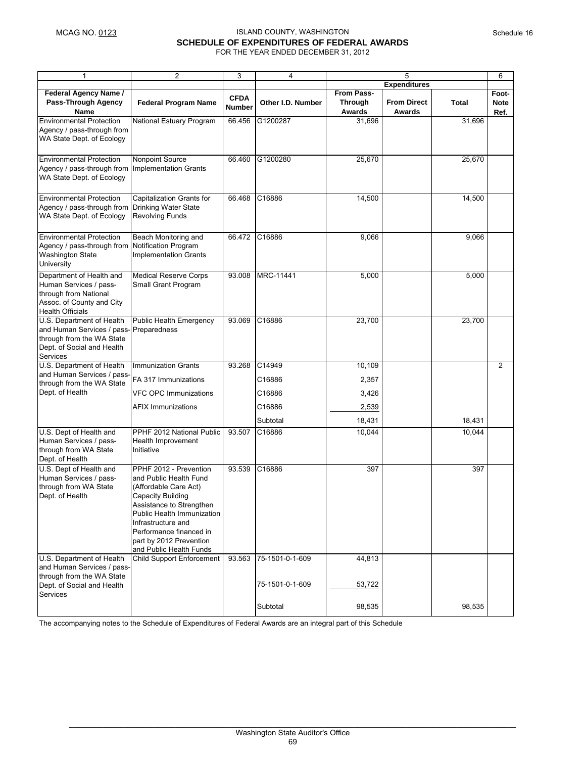MCAG NO. 0123

# ISLAND COUNTY, WASHINGTON

## SCHEDULE OF EXPENDITURES OF FEDERAL AWARDS

FOR THE YEAR ENDED DECEMBER 31, 2012

Schedule 16

| 1 | 2 | 3 | 4 | 5 | | | 6 |
|---|---|---|---|---|---|---|---|
| | | | | Expenditures | | | |
| Federal Agency Name / Pass-Through Agency Name | Federal Program Name | CFDA Number | Other I.D. Number | From Pass-Through Awards | From Direct Awards | Total | Foot-Note Ref. |
| Environmental Protection Agency / pass-through from WA State Dept. of Ecology | National Estuary Program | 66.456 | G1200287 | 31,696 | | 31,696 | |
| Environmental Protection Agency / pass-through from WA State Dept. of Ecology | Nonpoint Source Implementation Grants | 66.460 | G1200280 | 25,670 | | 25,670 | |
| Environmental Protection Agency / pass-through from WA State Dept. of Ecology | Capitalization Grants for Drinking Water State Revolving Funds | 66.468 | C16886 | 14,500 | | 14,500 | |
| Environmental Protection Agency / pass-through from Washington State University | Beach Monitoring and Notification Program Implementation Grants | 66.472 | C16886 | 9,066 | | 9,066 | |
| Department of Health and Human Services / pass-through from National Assoc. of County and City Health Officials | Medical Reserve Corps Small Grant Program | 93.008 | MRC-11441 | 5,000 | | 5,000 | |
| U.S. Department of Health and Human Services / pass-through from the WA State Dept. of Social and Health Services | Public Health Emergency Preparedness | 93.069 | C16886 | 23,700 | | 23,700 | |
| U.S. Department of Health and Human Services / pass-through from the WA State Dept. of Health | Immunization Grants | 93.268 | C14949 | 10,109 | | | 2 |
| | FA 317 Immunizations | | C16886 | 2,357 | | | |
| | VFC OPC Immunizations | | C16886 | 3,426 | | | |
| | AFIX Immunizations | | C16886 | 2,539 | | | |
| | | | Subtotal | 18,431 | | 18,431 | |
| U.S. Dept of Health and Human Services / pass-through from WA State Dept. of Health | PPHF 2012 National Public Health Improvement Initiative | 93.507 | C16886 | 10,044 | | 10,044 | |
| U.S. Dept of Health and Human Services / pass-through from WA State Dept. of Health | PPHF 2012 - Prevention and Public Health Fund (Affordable Care Act) Capacity Building Assistance to Strengthen Public Health Immunization Infrastructure and Performance financed in part by 2012 Prevention and Public Health Funds | 93.539 | C16886 | 397 | | 397 | |
| U.S. Department of Health and Human Services / pass-through from the WA State Dept. of Social and Health Services | Child Support Enforcement | 93.563 | 75-1501-0-1-609 | 44,813 | | | |
| | | | 75-1501-0-1-609 | 53,722 | | | |
| | | | Subtotal | 98,535 | | 98,535 | |

The accompanying notes to the Schedule of Expenditures of Federal Awards are an integral part of this Schedule

Washington State Auditor's Office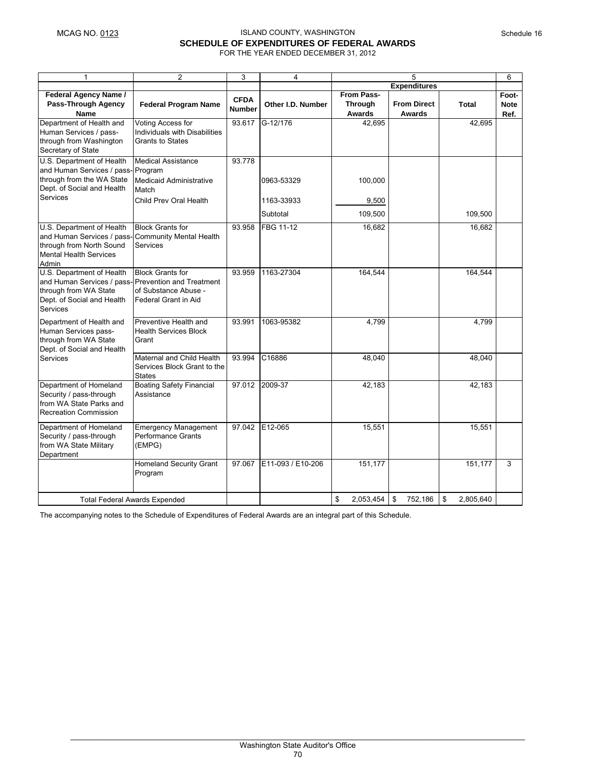MCAG NO. 0123

# ISLAND COUNTY, WASHINGTON
## SCHEDULE OF EXPENDITURES OF FEDERAL AWARDS
FOR THE YEAR ENDED DECEMBER 31, 2012

Schedule 16

| 1 | 2 | 3 | 4 | 5 | | | 6 |
|---|---|---|---|---|---|---|---|
| | | | | Expenditures | | | |
| **Federal Agency Name / Pass-Through Agency Name** | **Federal Program Name** | **CFDA Number** | **Other I.D. Number** | **From Pass-Through Awards** | **From Direct Awards** | **Total** | **Foot-Note Ref.** |
| Department of Health and Human Services / pass-through from Washington Secretary of State | Voting Access for Individuals with Disabilities Grants to States | 93.617 | G-12/176 | 42,695 | | 42,695 | |
| U.S. Department of Health and Human Services / pass-through from the WA State Dept. of Social and Health Services | Medical Assistance Program | 93.778 | | | | | |
| | Medicaid Administrative Match | | 0963-53329 | 100,000 | | | |
| | Child Prev Oral Health | | 1163-33933 | 9,500 | | | |
| | | | Subtotal | 109,500 | | 109,500 | |
| U.S. Department of Health and Human Services / pass-through from North Sound Mental Health Services Admin | Block Grants for Community Mental Health Services | 93.958 | FBG 11-12 | 16,682 | | 16,682 | |
| U.S. Department of Health and Human Services / pass-through from WA State Dept. of Social and Health Services | Block Grants for Prevention and Treatment of Substance Abuse - Federal Grant in Aid | 93.959 | 1163-27304 | 164,544 | | 164,544 | |
| Department of Health and Human Services pass-through from WA State Dept. of Social and Health Services | Preventive Health and Health Services Block Grant | 93.991 | 1063-95382 | 4,799 | | 4,799 | |
| | Maternal and Child Health Services Block Grant to the States | 93.994 | C16886 | 48,040 | | 48,040 | |
| Department of Homeland Security / pass-through from WA State Parks and Recreation Commission | Boating Safety Financial Assistance | 97.012 | 2009-37 | 42,183 | | 42,183 | |
| Department of Homeland Security / pass-through from WA State Military Department | Emergency Management Performance Grants (EMPG) | 97.042 | E12-065 | 15,551 | | 15,551 | |
| | Homeland Security Grant Program | 97.067 | E11-093 / E10-206 | 151,177 | | 151,177 | 3 |
| Total Federal Awards Expended | | | | $ 2,053,454 | $ 752,186 | $ 2,805,640 | |

The accompanying notes to the Schedule of Expenditures of Federal Awards are an integral part of this Schedule.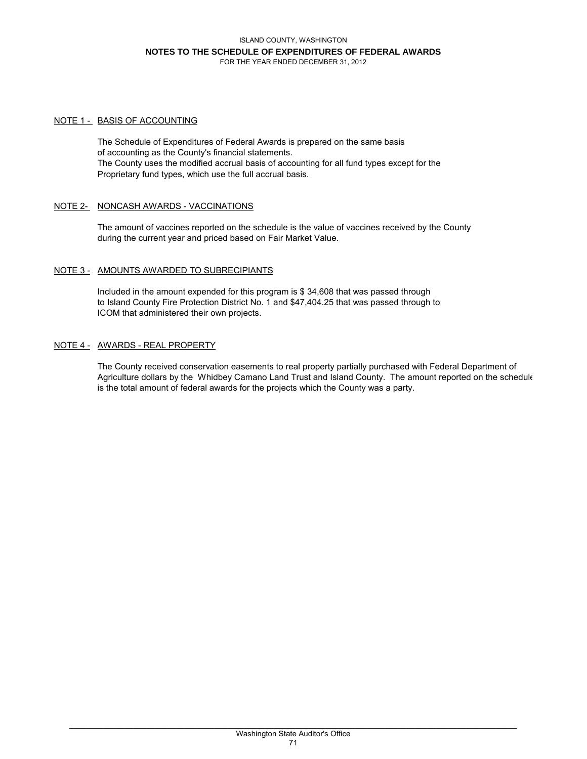ISLAND COUNTY, WASHINGTON

# NOTES TO THE SCHEDULE OF EXPENDITURES OF FEDERAL AWARDS

FOR THE YEAR ENDED DECEMBER 31, 2012

## NOTE 1 - BASIS OF ACCOUNTING

The Schedule of Expenditures of Federal Awards is prepared on the same basis of accounting as the County's financial statements.
The County uses the modified accrual basis of accounting for all fund types except for the Proprietary fund types, which use the full accrual basis.

## NOTE 2- NONCASH AWARDS - VACCINATIONS

The amount of vaccines reported on the schedule is the value of vaccines received by the County during the current year and priced based on Fair Market Value.

## NOTE 3 - AMOUNTS AWARDED TO SUBRECIPIANTS

Included in the amount expended for this program is $ 34,608 that was passed through to Island County Fire Protection District No. 1 and $47,404.25 that was passed through to ICOM that administered their own projects.

## NOTE 4 - AWARDS - REAL PROPERTY

The County received conservation easements to real property partially purchased with Federal Department of Agriculture dollars by the Whidbey Camano Land Trust and Island County. The amount reported on the schedule is the total amount of federal awards for the projects which the County was a party.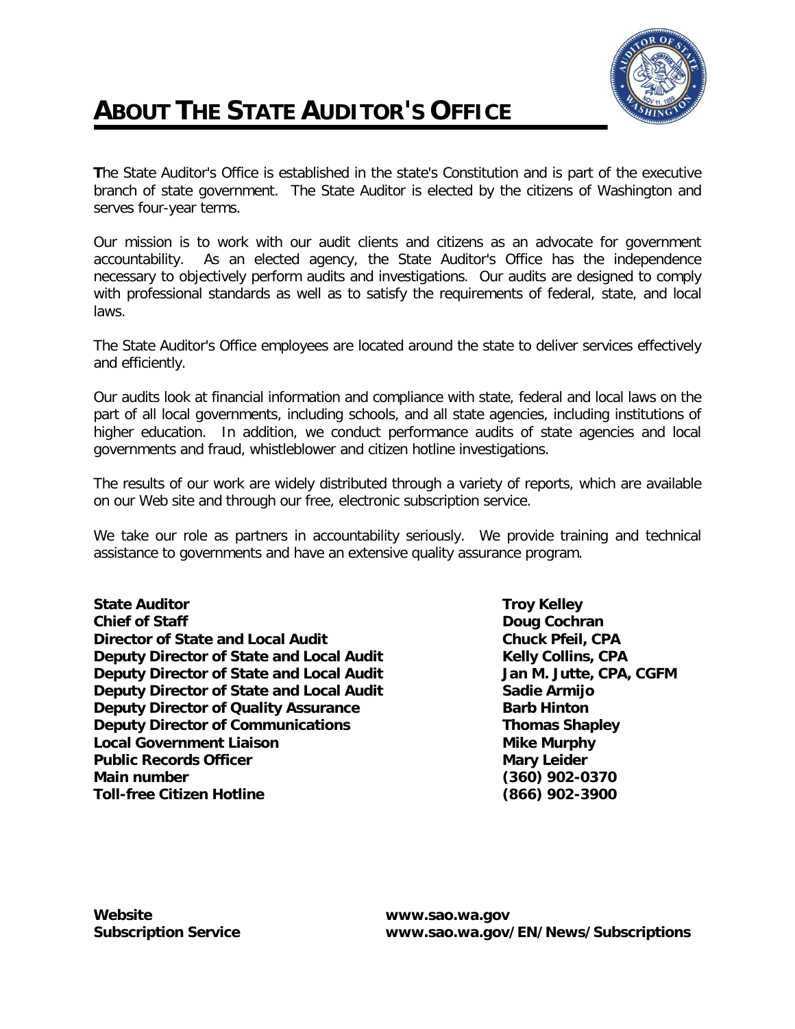# ABOUT THE STATE AUDITOR'S OFFICE

The State Auditor's Office is established in the state's Constitution and is part of the executive branch of state government. The State Auditor is elected by the citizens of Washington and serves four-year terms.

Our mission is to work with our audit clients and citizens as an advocate for government accountability. As an elected agency, the State Auditor's Office has the independence necessary to objectively perform audits and investigations. Our audits are designed to comply with professional standards as well as to satisfy the requirements of federal, state, and local laws.

The State Auditor's Office employees are located around the state to deliver services effectively and efficiently.

Our audits look at financial information and compliance with state, federal and local laws on the part of all local governments, including schools, and all state agencies, including institutions of higher education. In addition, we conduct performance audits of state agencies and local governments and fraud, whistleblower and citizen hotline investigations.

The results of our work are widely distributed through a variety of reports, which are available on our Web site and through our free, electronic subscription service.

We take our role as partners in accountability seriously. We provide training and technical assistance to governments and have an extensive quality assurance program.

| | |
|---|---|
| **State Auditor** | **Troy Kelley** |
| **Chief of Staff** | **Doug Cochran** |
| **Director of State and Local Audit** | **Chuck Pfeil, CPA** |
| **Deputy Director of State and Local Audit** | **Kelly Collins, CPA** |
| **Deputy Director of State and Local Audit** | **Jan M. Jutte, CPA, CGFM** |
| **Deputy Director of State and Local Audit** | **Sadie Armijo** |
| **Deputy Director of Quality Assurance** | **Barb Hinton** |
| **Deputy Director of Communications** | **Thomas Shapley** |
| **Local Government Liaison** | **Mike Murphy** |
| **Public Records Officer** | **Mary Leider** |
| **Main number** | **(360) 902-0370** |
| **Toll-free Citizen Hotline** | **(866) 902-3900** |

| | |
|---|---|
| **Website** | **www.sao.wa.gov** |
| **Subscription Service** | **www.sao.wa.gov/EN/News/Subscriptions** |